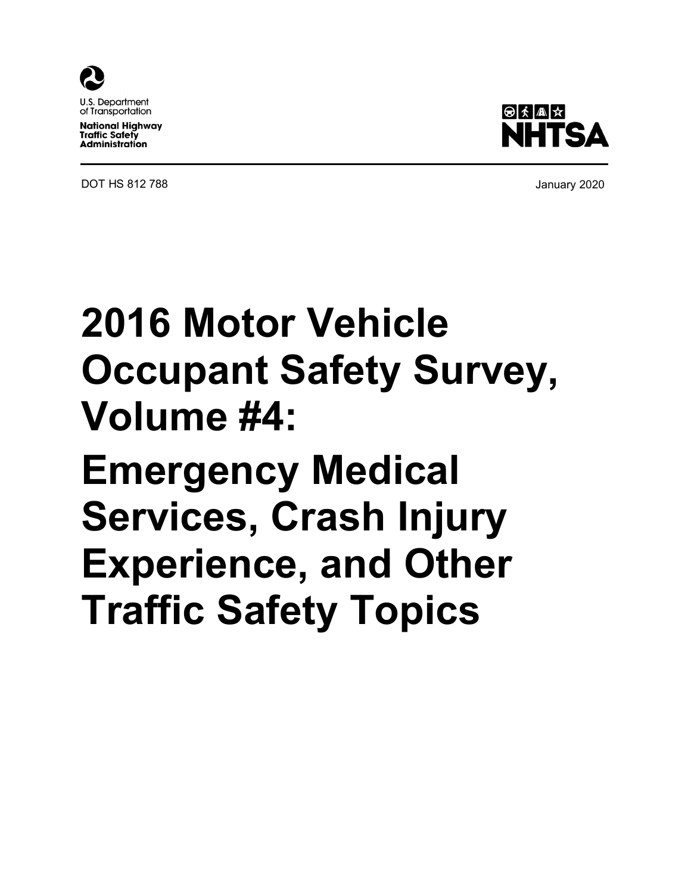U.S. Department of Transportation

**National Highway Traffic Safety Administration**

NHTSA

DOT HS 812 788

January 2020

# 2016 Motor Vehicle Occupant Safety Survey, Volume #4:

# Emergency Medical Services, Crash Injury Experience, and Other Traffic Safety Topics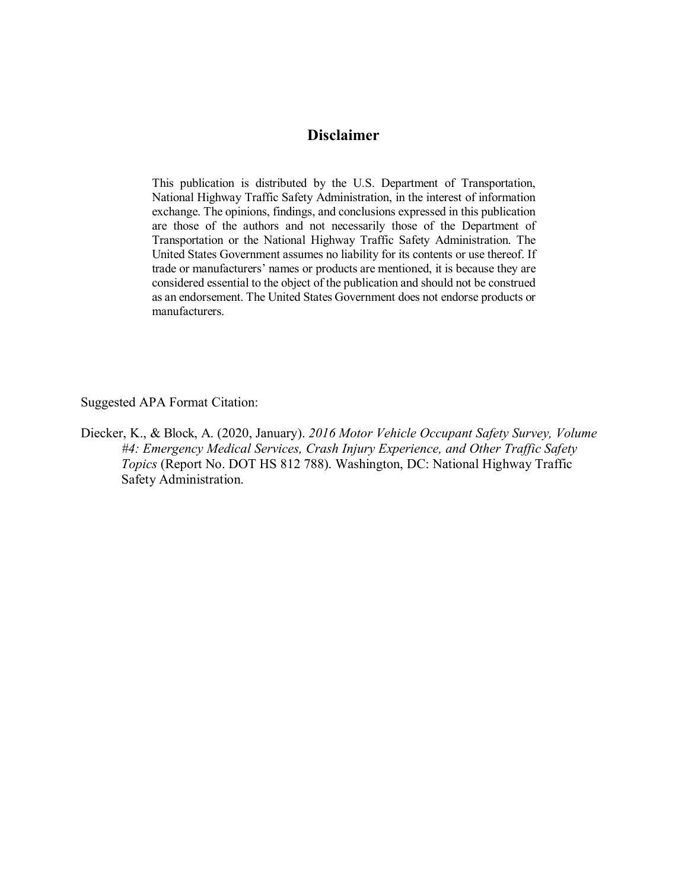## Disclaimer

This publication is distributed by the U.S. Department of Transportation, National Highway Traffic Safety Administration, in the interest of information exchange. The opinions, findings, and conclusions expressed in this publication are those of the authors and not necessarily those of the Department of Transportation or the National Highway Traffic Safety Administration. The United States Government assumes no liability for its contents or use thereof. If trade or manufacturers' names or products are mentioned, it is because they are considered essential to the object of the publication and should not be construed as an endorsement. The United States Government does not endorse products or manufacturers.

Suggested APA Format Citation:

Diecker, K., & Block, A. (2020, January). *2016 Motor Vehicle Occupant Safety Survey, Volume #4: Emergency Medical Services, Crash Injury Experience, and Other Traffic Safety Topics* (Report No. DOT HS 812 788). Washington, DC: National Highway Traffic Safety Administration.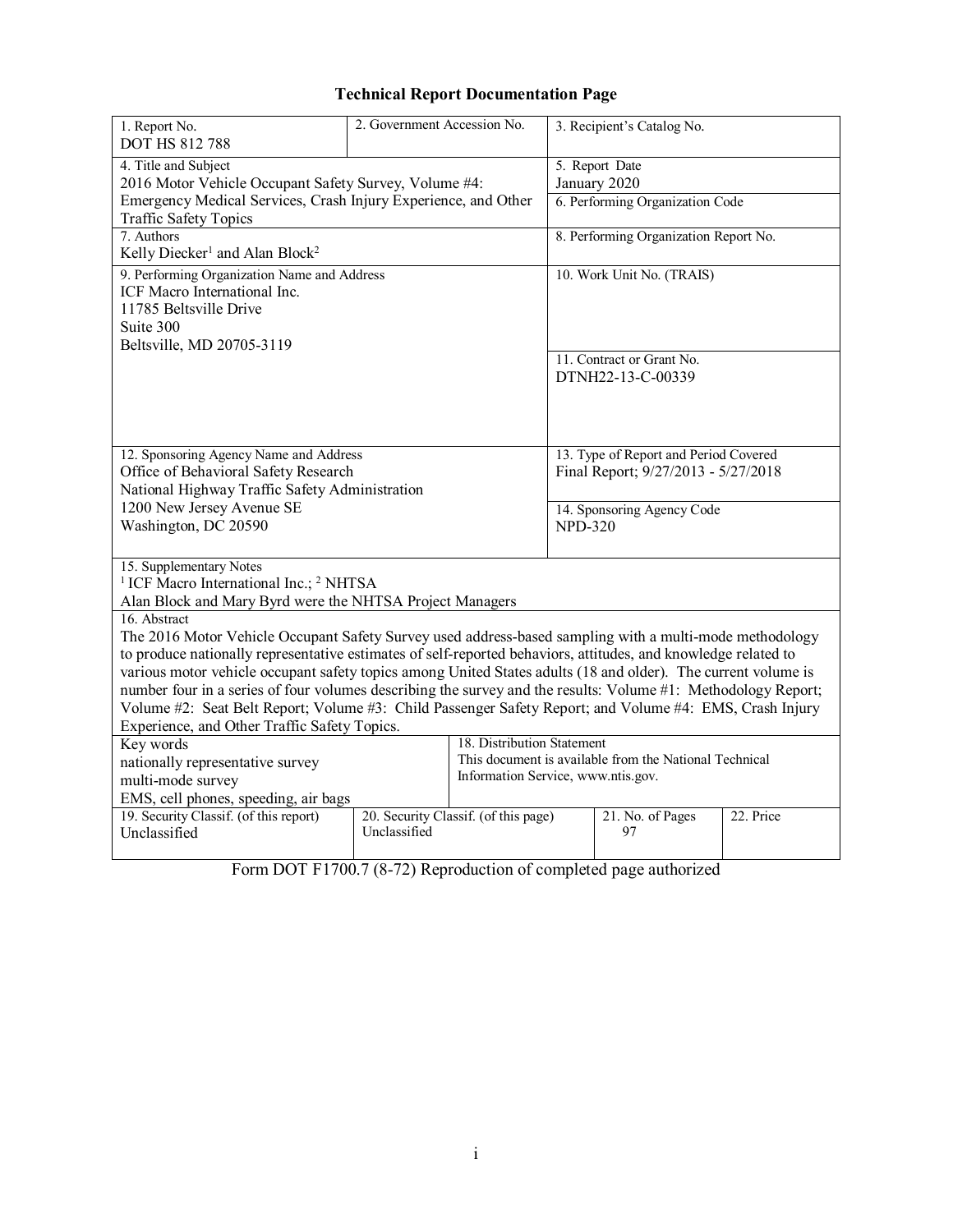# Technical Report Documentation Page

| 1. Report No. DOT HS 812 788 | 2. Government Accession No. | 3. Recipient's Catalog No. |
|---|---|---|
| 4. Title and Subject 2016 Motor Vehicle Occupant Safety Survey, Volume #4: Emergency Medical Services, Crash Injury Experience, and Other Traffic Safety Topics | | 5. Report Date January 2020 |
| | | 6. Performing Organization Code |
| 7. Authors Kelly Diecker[1] and Alan Block[2] | | 8. Performing Organization Report No. |
| 9. Performing Organization Name and Address ICF Macro International Inc. 11785 Beltsville Drive Suite 300 Beltsville, MD 20705-3119 | | 10. Work Unit No. (TRAIS) |
| | | 11. Contract or Grant No. DTNH22-13-C-00339 |
| 12. Sponsoring Agency Name and Address Office of Behavioral Safety Research National Highway Traffic Safety Administration 1200 New Jersey Avenue SE Washington, DC 20590 | | 13. Type of Report and Period Covered Final Report; 9/27/2013 - 5/27/2018 |
| | | 14. Sponsoring Agency Code NPD-320 |

15. Supplementary Notes
[1] ICF Macro International Inc.; [2] NHTSA
Alan Block and Mary Byrd were the NHTSA Project Managers

16. Abstract
The 2016 Motor Vehicle Occupant Safety Survey used address-based sampling with a multi-mode methodology to produce nationally representative estimates of self-reported behaviors, attitudes, and knowledge related to various motor vehicle occupant safety topics among United States adults (18 and older). The current volume is number four in a series of four volumes describing the survey and the results: Volume #1: Methodology Report; Volume #2: Seat Belt Report; Volume #3: Child Passenger Safety Report; and Volume #4: EMS, Crash Injury Experience, and Other Traffic Safety Topics.

| Key words nationally representative survey multi-mode survey EMS, cell phones, speeding, air bags | | 18. Distribution Statement This document is available from the National Technical Information Service, www.ntis.gov. | |
|---|---|---|---|
| 19. Security Classif. (of this report) Unclassified | 20. Security Classif. (of this page) Unclassified | 21. No. of Pages 97 | 22. Price |

Form DOT F1700.7 (8-72) Reproduction of completed page authorized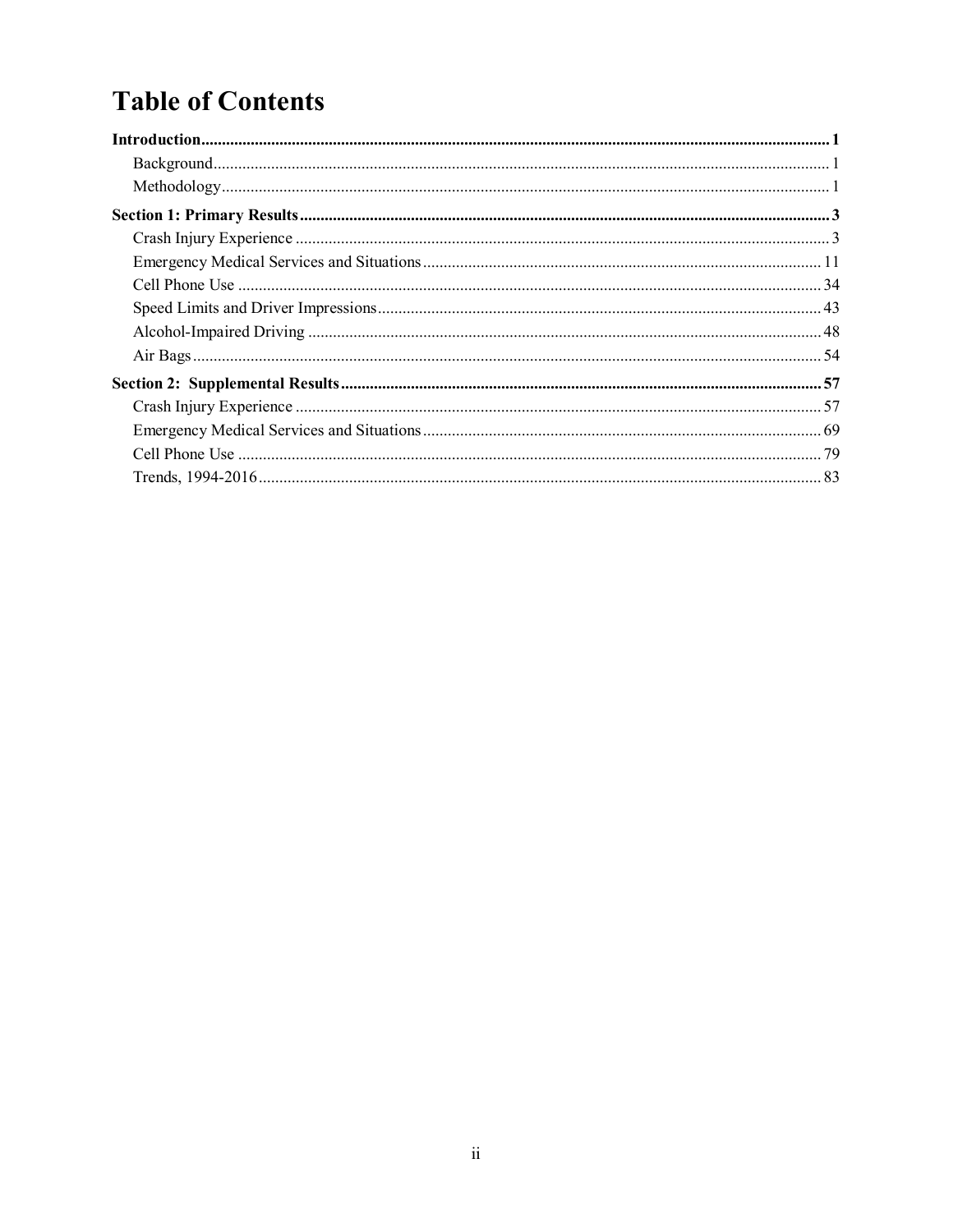# Table of Contents

**Introduction** ............ **1**

- Background ............ 1
- Methodology ............ 1

**Section 1: Primary Results** ............ **3**

- Crash Injury Experience ............ 3
- Emergency Medical Services and Situations ............ 11
- Cell Phone Use ............ 34
- Speed Limits and Driver Impressions ............ 43
- Alcohol-Impaired Driving ............ 48
- Air Bags ............ 54

**Section 2: Supplemental Results** ............ **57**

- Crash Injury Experience ............ 57
- Emergency Medical Services and Situations ............ 69
- Cell Phone Use ............ 79
- Trends, 1994-2016 ............ 83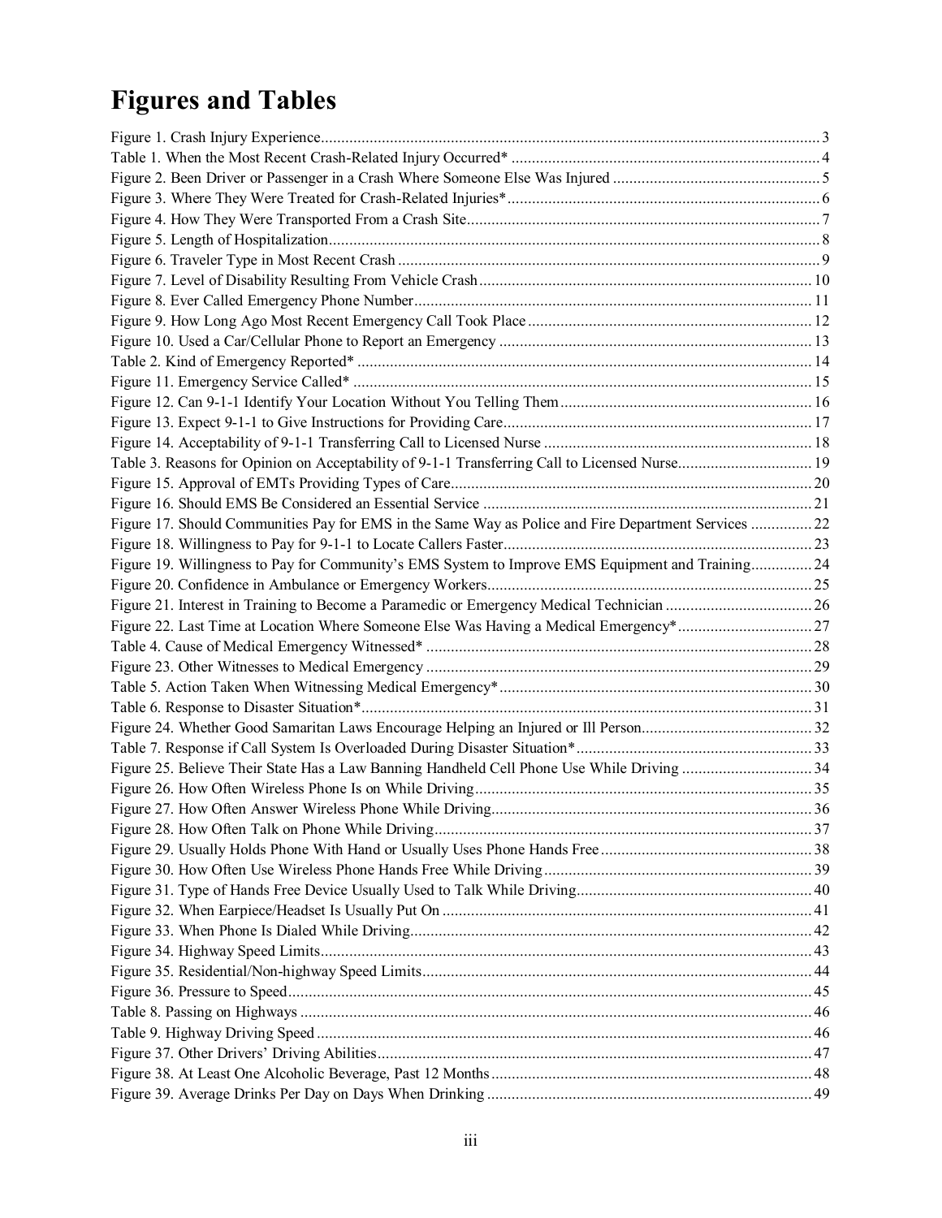# Figures and Tables

Figure 1. Crash Injury Experience........................................................................................................... 3
Table 1. When the Most Recent Crash-Related Injury Occurred* ............................................................ 4
Figure 2. Been Driver or Passenger in a Crash Where Someone Else Was Injured ................................... 5
Figure 3. Where They Were Treated for Crash-Related Injuries*............................................................. 6
Figure 4. How They Were Transported From a Crash Site....................................................................... 7
Figure 5. Length of Hospitalization.......................................................................................................... 8
Figure 6. Traveler Type in Most Recent Crash ........................................................................................ 9
Figure 7. Level of Disability Resulting From Vehicle Crash.................................................................. 10
Figure 8. Ever Called Emergency Phone Number................................................................................... 11
Figure 9. How Long Ago Most Recent Emergency Call Took Place ...................................................... 12
Figure 10. Used a Car/Cellular Phone to Report an Emergency ............................................................. 13
Table 2. Kind of Emergency Reported* ................................................................................................. 14
Figure 11. Emergency Service Called* .................................................................................................. 15
Figure 12. Can 9-1-1 Identify Your Location Without You Telling Them............................................. 16
Figure 13. Expect 9-1-1 to Give Instructions for Providing Care............................................................ 17
Figure 14. Acceptability of 9-1-1 Transferring Call to Licensed Nurse .................................................. 18
Table 3. Reasons for Opinion on Acceptability of 9-1-1 Transferring Call to Licensed Nurse................................ 19
Figure 15. Approval of EMTs Providing Types of Care.......................................................................... 20
Figure 16. Should EMS Be Considered an Essential Service ................................................................. 21
Figure 17. Should Communities Pay for EMS in the Same Way as Police and Fire Department Services ............... 22
Figure 18. Willingness to Pay for 9-1-1 to Locate Callers Faster............................................................ 23
Figure 19. Willingness to Pay for Community's EMS System to Improve EMS Equipment and Training............... 24
Figure 20. Confidence in Ambulance or Emergency Workers................................................................ 25
Figure 21. Interest in Training to Become a Paramedic or Emergency Medical Technician .................................... 26
Figure 22. Last Time at Location Where Someone Else Was Having a Medical Emergency*................................. 27
Table 4. Cause of Medical Emergency Witnessed* ............................................................................... 28
Figure 23. Other Witnesses to Medical Emergency ............................................................................... 29
Table 5. Action Taken When Witnessing Medical Emergency*............................................................. 30
Table 6. Response to Disaster Situation*................................................................................................ 31
Figure 24. Whether Good Samaritan Laws Encourage Helping an Injured or Ill Person.......................................... 32
Table 7. Response if Call System Is Overloaded During Disaster Situation*.......................................... 33
Figure 25. Believe Their State Has a Law Banning Handheld Cell Phone Use While Driving ................................ 34
Figure 26. How Often Wireless Phone Is on While Driving.................................................................... 35
Figure 27. How Often Answer Wireless Phone While Driving............................................................... 36
Figure 28. How Often Talk on Phone While Driving.............................................................................. 37
Figure 29. Usually Holds Phone With Hand or Usually Uses Phone Hands Free .................................................... 38
Figure 30. How Often Use Wireless Phone Hands Free While Driving.................................................. 39
Figure 31. Type of Hands Free Device Usually Used to Talk While Driving........................................................... 40
Figure 32. When Earpiece/Headset Is Usually Put On ........................................................................... 41
Figure 33. When Phone Is Dialed While Driving.................................................................................... 42
Figure 34. Highway Speed Limits........................................................................................................... 43
Figure 35. Residential/Non-highway Speed Limits................................................................................. 44
Figure 36. Pressure to Speed.................................................................................................................. 45
Table 8. Passing on Highways ............................................................................................................... 46
Table 9. Highway Driving Speed ........................................................................................................... 46
Figure 37. Other Drivers' Driving Abilities............................................................................................ 47
Figure 38. At Least One Alcoholic Beverage, Past 12 Months ............................................................... 48
Figure 39. Average Drinks Per Day on Days When Drinking ................................................................ 49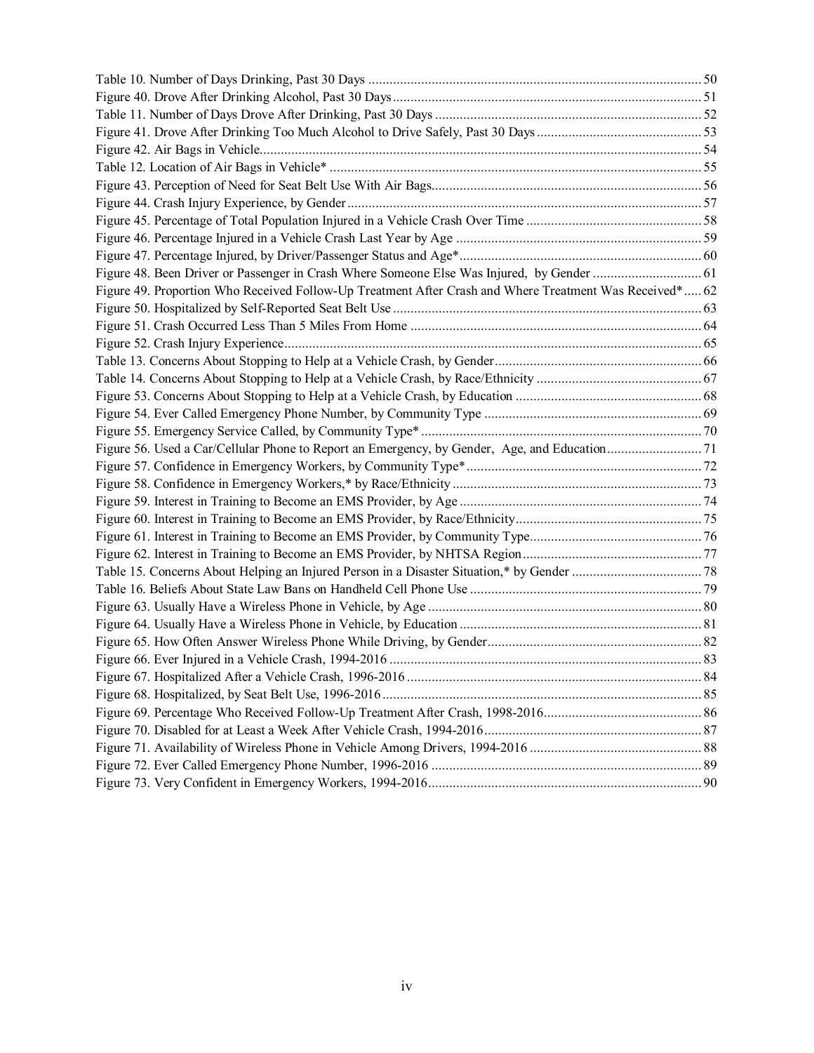Table 10. Number of Days Drinking, Past 30 Days ... 50
Figure 40. Drove After Drinking Alcohol, Past 30 Days ... 51
Table 11. Number of Days Drove After Drinking, Past 30 Days ... 52
Figure 41. Drove After Drinking Too Much Alcohol to Drive Safely, Past 30 Days ... 53
Figure 42. Air Bags in Vehicle ... 54
Table 12. Location of Air Bags in Vehicle* ... 55
Figure 43. Perception of Need for Seat Belt Use With Air Bags ... 56
Figure 44. Crash Injury Experience, by Gender ... 57
Figure 45. Percentage of Total Population Injured in a Vehicle Crash Over Time ... 58
Figure 46. Percentage Injured in a Vehicle Crash Last Year by Age ... 59
Figure 47. Percentage Injured, by Driver/Passenger Status and Age* ... 60
Figure 48. Been Driver or Passenger in Crash Where Someone Else Was Injured, by Gender ... 61
Figure 49. Proportion Who Received Follow-Up Treatment After Crash and Where Treatment Was Received* ... 62
Figure 50. Hospitalized by Self-Reported Seat Belt Use ... 63
Figure 51. Crash Occurred Less Than 5 Miles From Home ... 64
Figure 52. Crash Injury Experience ... 65
Table 13. Concerns About Stopping to Help at a Vehicle Crash, by Gender ... 66
Table 14. Concerns About Stopping to Help at a Vehicle Crash, by Race/Ethnicity ... 67
Figure 53. Concerns About Stopping to Help at a Vehicle Crash, by Education ... 68
Figure 54. Ever Called Emergency Phone Number, by Community Type ... 69
Figure 55. Emergency Service Called, by Community Type* ... 70
Figure 56. Used a Car/Cellular Phone to Report an Emergency, by Gender, Age, and Education ... 71
Figure 57. Confidence in Emergency Workers, by Community Type* ... 72
Figure 58. Confidence in Emergency Workers,* by Race/Ethnicity ... 73
Figure 59. Interest in Training to Become an EMS Provider, by Age ... 74
Figure 60. Interest in Training to Become an EMS Provider, by Race/Ethnicity ... 75
Figure 61. Interest in Training to Become an EMS Provider, by Community Type ... 76
Figure 62. Interest in Training to Become an EMS Provider, by NHTSA Region ... 77
Table 15. Concerns About Helping an Injured Person in a Disaster Situation,* by Gender ... 78
Table 16. Beliefs About State Law Bans on Handheld Cell Phone Use ... 79
Figure 63. Usually Have a Wireless Phone in Vehicle, by Age ... 80
Figure 64. Usually Have a Wireless Phone in Vehicle, by Education ... 81
Figure 65. How Often Answer Wireless Phone While Driving, by Gender ... 82
Figure 66. Ever Injured in a Vehicle Crash, 1994-2016 ... 83
Figure 67. Hospitalized After a Vehicle Crash, 1996-2016 ... 84
Figure 68. Hospitalized, by Seat Belt Use, 1996-2016 ... 85
Figure 69. Percentage Who Received Follow-Up Treatment After Crash, 1998-2016 ... 86
Figure 70. Disabled for at Least a Week After Vehicle Crash, 1994-2016 ... 87
Figure 71. Availability of Wireless Phone in Vehicle Among Drivers, 1994-2016 ... 88
Figure 72. Ever Called Emergency Phone Number, 1996-2016 ... 89
Figure 73. Very Confident in Emergency Workers, 1994-2016 ... 90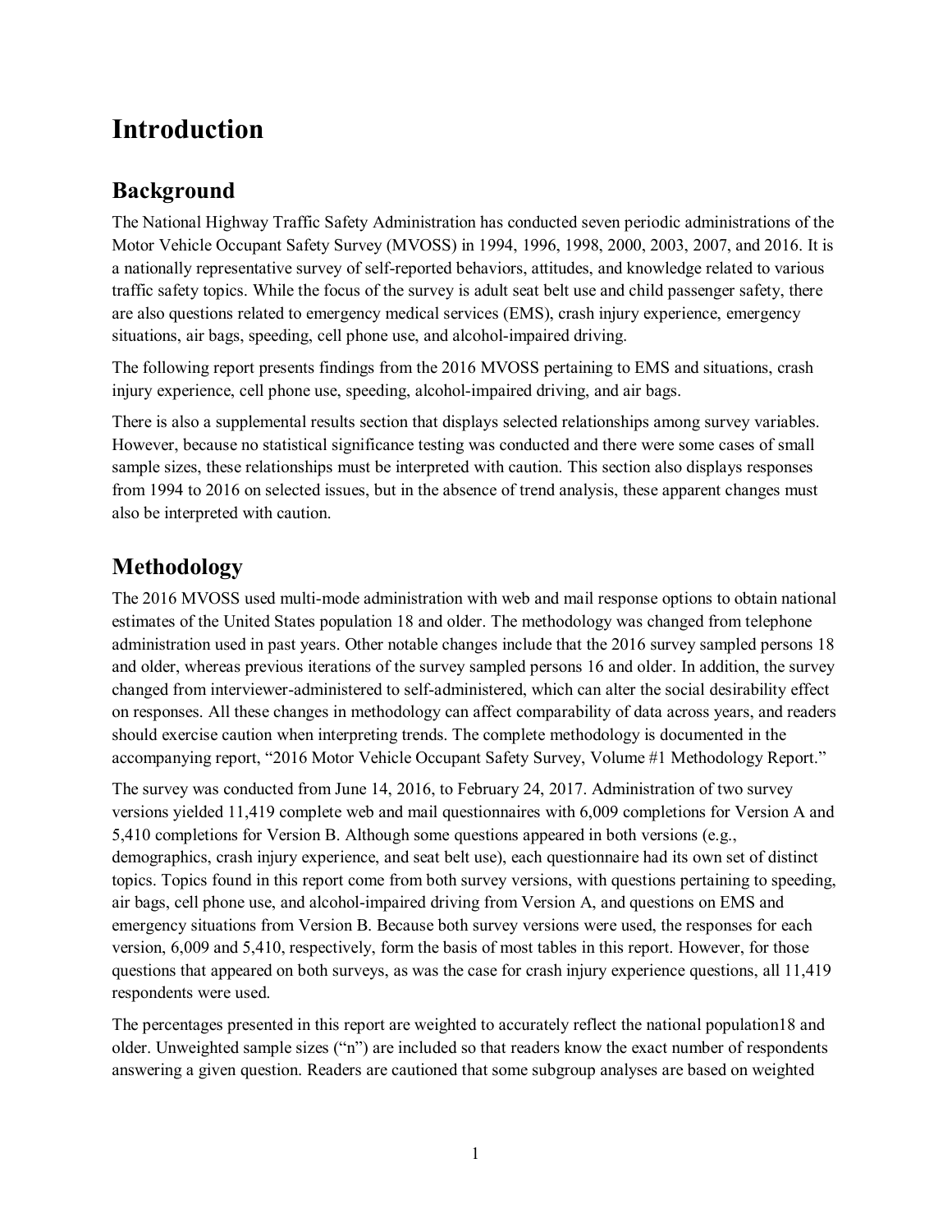# Introduction

## Background

The National Highway Traffic Safety Administration has conducted seven periodic administrations of the Motor Vehicle Occupant Safety Survey (MVOSS) in 1994, 1996, 1998, 2000, 2003, 2007, and 2016. It is a nationally representative survey of self-reported behaviors, attitudes, and knowledge related to various traffic safety topics. While the focus of the survey is adult seat belt use and child passenger safety, there are also questions related to emergency medical services (EMS), crash injury experience, emergency situations, air bags, speeding, cell phone use, and alcohol-impaired driving.

The following report presents findings from the 2016 MVOSS pertaining to EMS and situations, crash injury experience, cell phone use, speeding, alcohol-impaired driving, and air bags.

There is also a supplemental results section that displays selected relationships among survey variables. However, because no statistical significance testing was conducted and there were some cases of small sample sizes, these relationships must be interpreted with caution. This section also displays responses from 1994 to 2016 on selected issues, but in the absence of trend analysis, these apparent changes must also be interpreted with caution.

## Methodology

The 2016 MVOSS used multi-mode administration with web and mail response options to obtain national estimates of the United States population 18 and older. The methodology was changed from telephone administration used in past years. Other notable changes include that the 2016 survey sampled persons 18 and older, whereas previous iterations of the survey sampled persons 16 and older. In addition, the survey changed from interviewer-administered to self-administered, which can alter the social desirability effect on responses. All these changes in methodology can affect comparability of data across years, and readers should exercise caution when interpreting trends. The complete methodology is documented in the accompanying report, "2016 Motor Vehicle Occupant Safety Survey, Volume #1 Methodology Report."

The survey was conducted from June 14, 2016, to February 24, 2017. Administration of two survey versions yielded 11,419 complete web and mail questionnaires with 6,009 completions for Version A and 5,410 completions for Version B. Although some questions appeared in both versions (e.g., demographics, crash injury experience, and seat belt use), each questionnaire had its own set of distinct topics. Topics found in this report come from both survey versions, with questions pertaining to speeding, air bags, cell phone use, and alcohol-impaired driving from Version A, and questions on EMS and emergency situations from Version B. Because both survey versions were used, the responses for each version, 6,009 and 5,410, respectively, form the basis of most tables in this report. However, for those questions that appeared on both surveys, as was the case for crash injury experience questions, all 11,419 respondents were used.

The percentages presented in this report are weighted to accurately reflect the national population18 and older. Unweighted sample sizes ("n") are included so that readers know the exact number of respondents answering a given question. Readers are cautioned that some subgroup analyses are based on weighted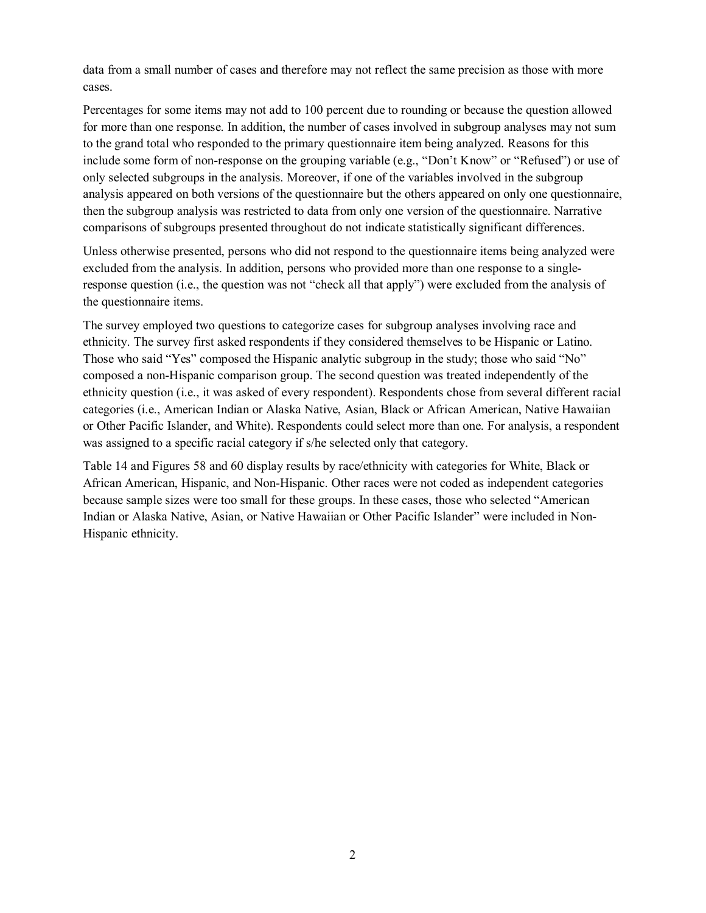data from a small number of cases and therefore may not reflect the same precision as those with more cases.

Percentages for some items may not add to 100 percent due to rounding or because the question allowed for more than one response. In addition, the number of cases involved in subgroup analyses may not sum to the grand total who responded to the primary questionnaire item being analyzed. Reasons for this include some form of non-response on the grouping variable (e.g., "Don't Know" or "Refused") or use of only selected subgroups in the analysis. Moreover, if one of the variables involved in the subgroup analysis appeared on both versions of the questionnaire but the others appeared on only one questionnaire, then the subgroup analysis was restricted to data from only one version of the questionnaire. Narrative comparisons of subgroups presented throughout do not indicate statistically significant differences.

Unless otherwise presented, persons who did not respond to the questionnaire items being analyzed were excluded from the analysis. In addition, persons who provided more than one response to a single-response question (i.e., the question was not "check all that apply") were excluded from the analysis of the questionnaire items.

The survey employed two questions to categorize cases for subgroup analyses involving race and ethnicity. The survey first asked respondents if they considered themselves to be Hispanic or Latino. Those who said "Yes" composed the Hispanic analytic subgroup in the study; those who said "No" composed a non-Hispanic comparison group. The second question was treated independently of the ethnicity question (i.e., it was asked of every respondent). Respondents chose from several different racial categories (i.e., American Indian or Alaska Native, Asian, Black or African American, Native Hawaiian or Other Pacific Islander, and White). Respondents could select more than one. For analysis, a respondent was assigned to a specific racial category if s/he selected only that category.

Table 14 and Figures 58 and 60 display results by race/ethnicity with categories for White, Black or African American, Hispanic, and Non-Hispanic. Other races were not coded as independent categories because sample sizes were too small for these groups. In these cases, those who selected "American Indian or Alaska Native, Asian, or Native Hawaiian or Other Pacific Islander" were included in Non-Hispanic ethnicity.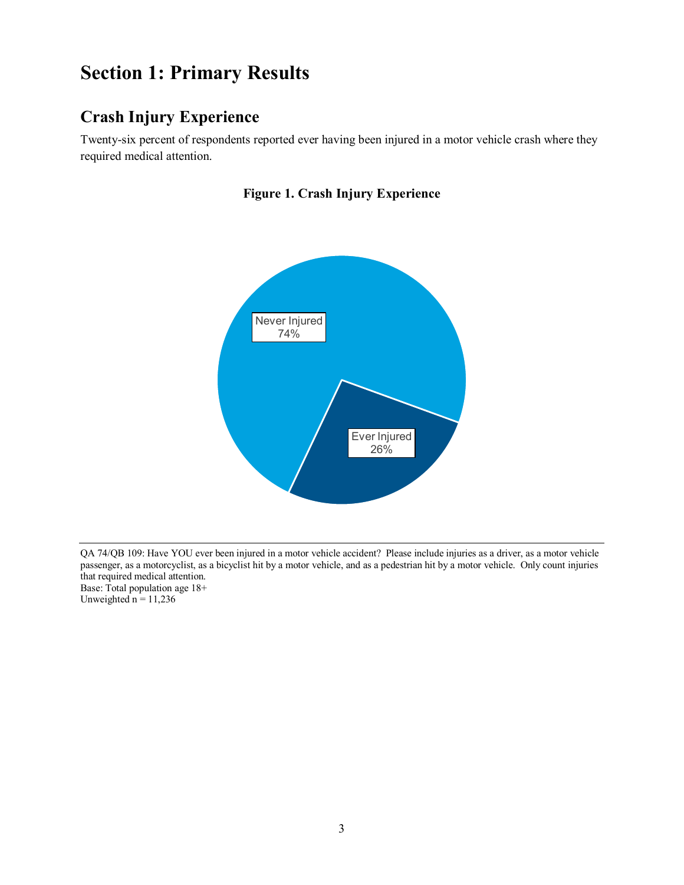# Section 1: Primary Results

## Crash Injury Experience

Twenty-six percent of respondents reported ever having been injured in a motor vehicle crash where they required medical attention.

**Figure 1. Crash Injury Experience**

Never Injured 74%

Ever Injured 26%

QA 74/QB 109: Have YOU ever been injured in a motor vehicle accident? Please include injuries as a driver, as a motor vehicle passenger, as a motorcyclist, as a bicyclist hit by a motor vehicle, and as a pedestrian hit by a motor vehicle. Only count injuries that required medical attention.
Base: Total population age 18+
Unweighted n = 11,236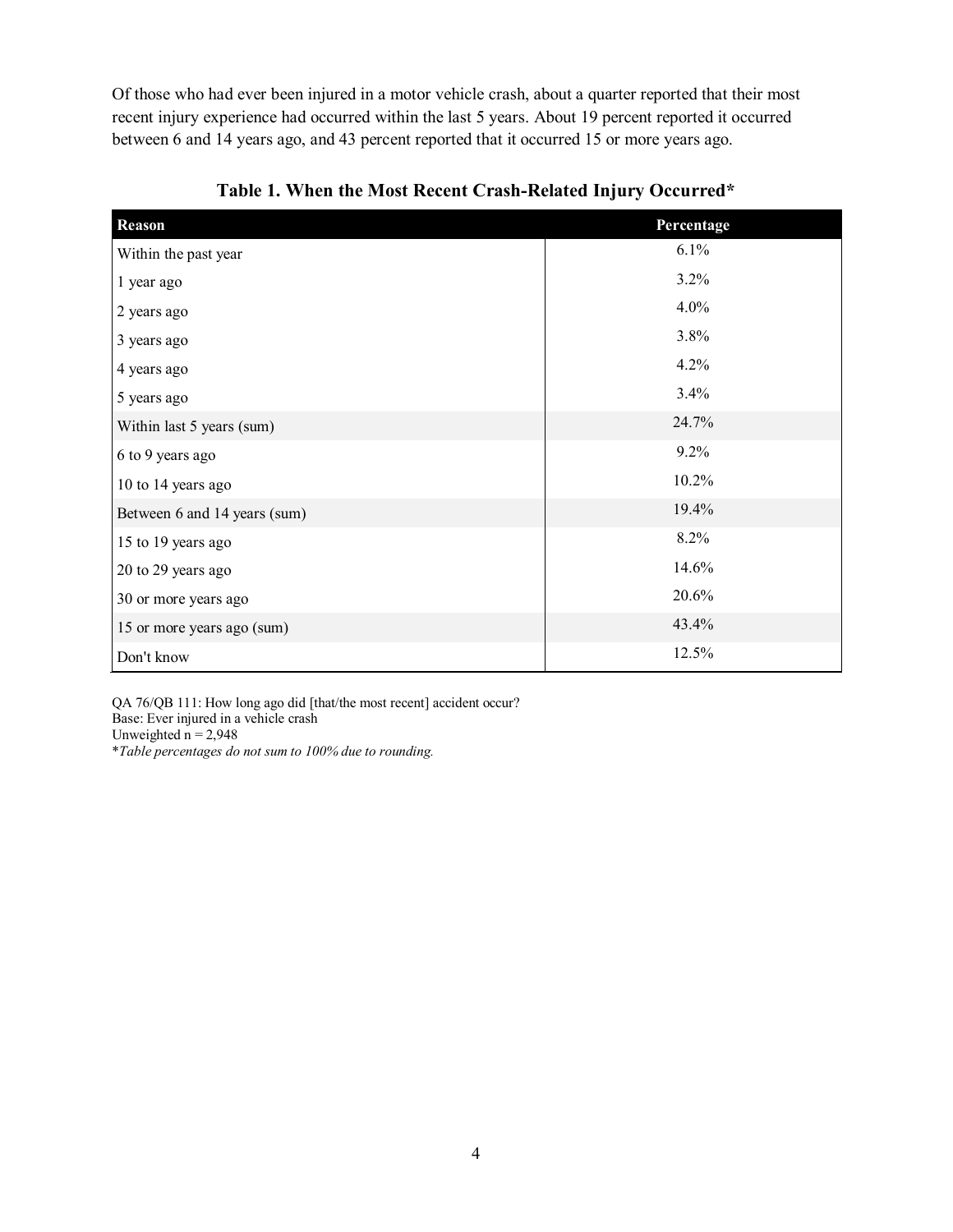Of those who had ever been injured in a motor vehicle crash, about a quarter reported that their most recent injury experience had occurred within the last 5 years. About 19 percent reported it occurred between 6 and 14 years ago, and 43 percent reported that it occurred 15 or more years ago.

**Table 1. When the Most Recent Crash-Related Injury Occurred***

| Reason | Percentage |
|---|---|
| Within the past year | 6.1% |
| 1 year ago | 3.2% |
| 2 years ago | 4.0% |
| 3 years ago | 3.8% |
| 4 years ago | 4.2% |
| 5 years ago | 3.4% |
| Within last 5 years (sum) | 24.7% |
| 6 to 9 years ago | 9.2% |
| 10 to 14 years ago | 10.2% |
| Between 6 and 14 years (sum) | 19.4% |
| 15 to 19 years ago | 8.2% |
| 20 to 29 years ago | 14.6% |
| 30 or more years ago | 20.6% |
| 15 or more years ago (sum) | 43.4% |
| Don't know | 12.5% |

QA 76/QB 111: How long ago did [that/the most recent] accident occur?
Base: Ever injured in a vehicle crash
Unweighted n = 2,948
**Table percentages do not sum to 100% due to rounding.*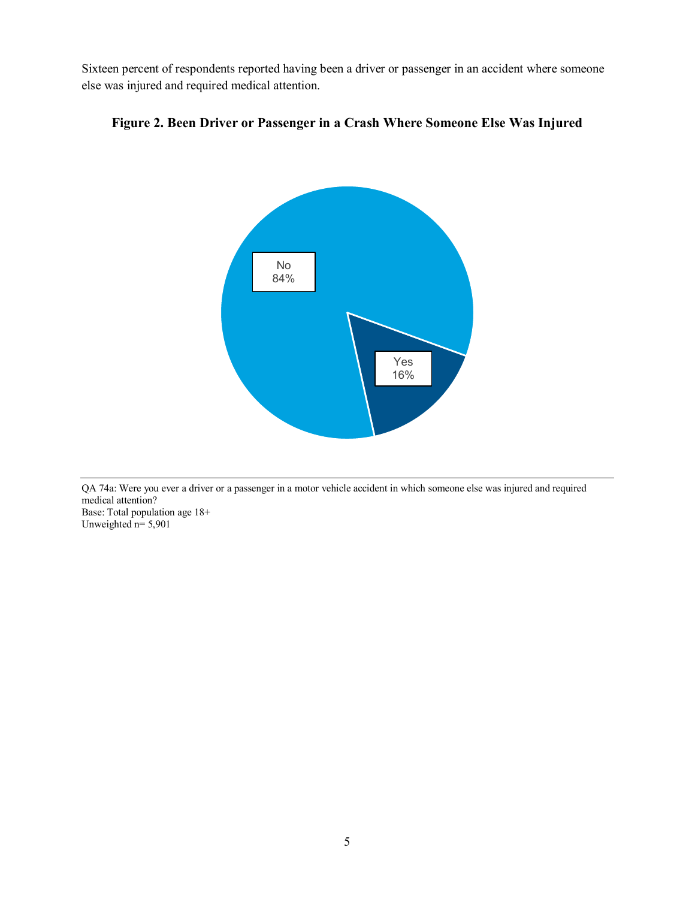Sixteen percent of respondents reported having been a driver or passenger in an accident where someone else was injured and required medical attention.

**Figure 2. Been Driver or Passenger in a Crash Where Someone Else Was Injured**

| Response | Percent |
|---|---|
| No | 84% |
| Yes | 16% |

QA 74a: Were you ever a driver or a passenger in a motor vehicle accident in which someone else was injured and required medical attention?
Base: Total population age 18+
Unweighted n= 5,901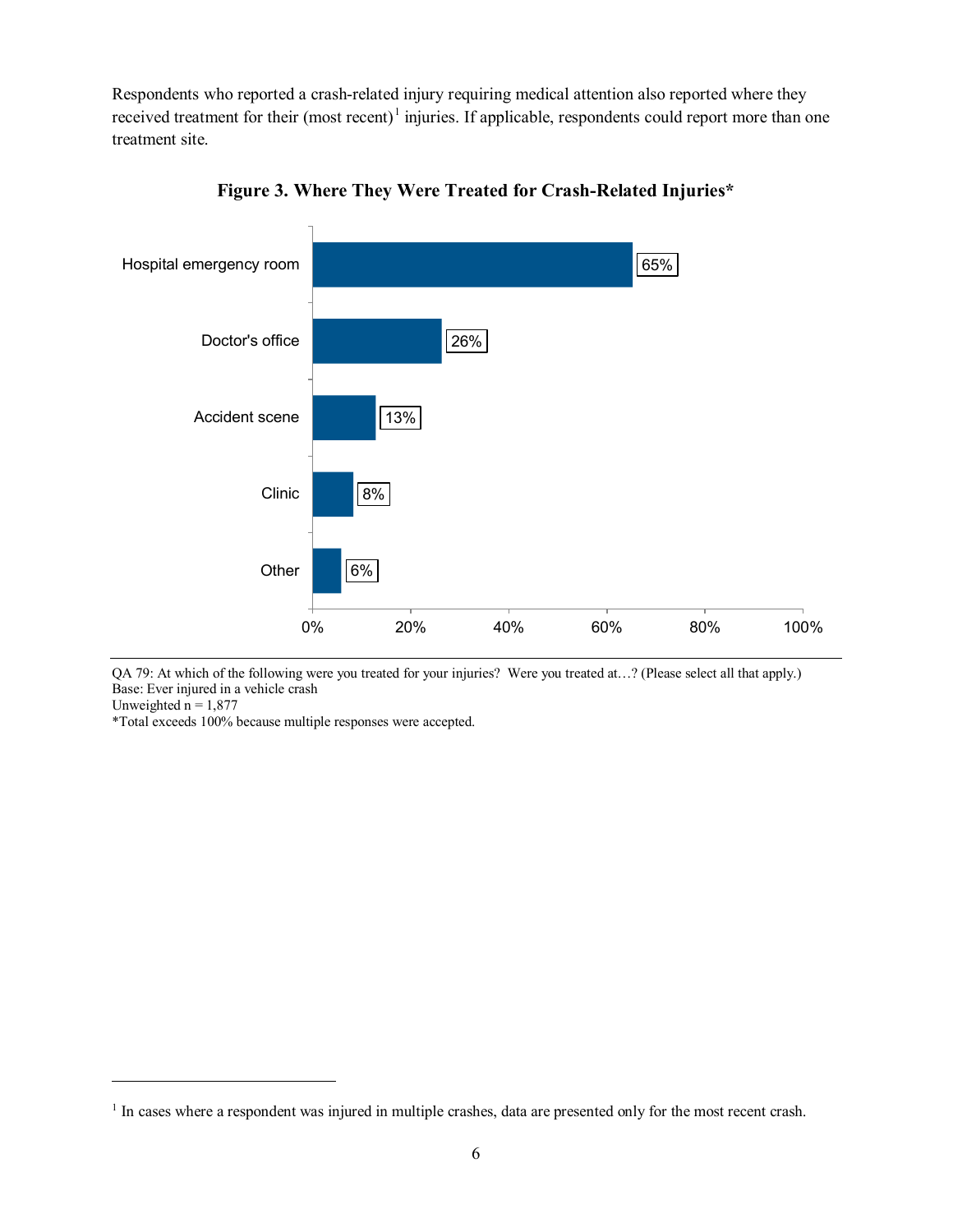Respondents who reported a crash-related injury requiring medical attention also reported where they received treatment for their (most recent)[1] injuries. If applicable, respondents could report more than one treatment site.

**Figure 3. Where They Were Treated for Crash-Related Injuries***

| Treatment site | Percent |
| --- | --- |
| Hospital emergency room | 65% |
| Doctor's office | 26% |
| Accident scene | 13% |
| Clinic | 8% |
| Other | 6% |

QA 79: At which of the following were you treated for your injuries? Were you treated at…? (Please select all that apply.)
Base: Ever injured in a vehicle crash
Unweighted n = 1,877
*Total exceeds 100% because multiple responses were accepted.

[1] In cases where a respondent was injured in multiple crashes, data are presented only for the most recent crash.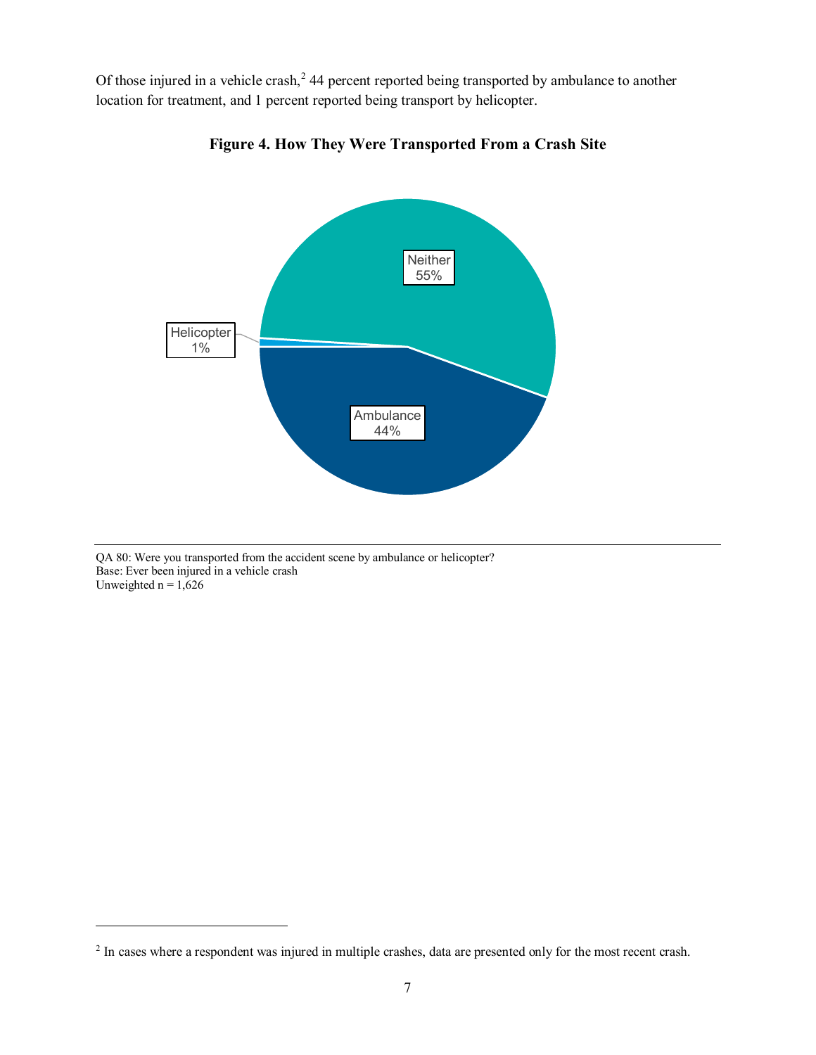Of those injured in a vehicle crash,[2] 44 percent reported being transported by ambulance to another location for treatment, and 1 percent reported being transport by helicopter.

**Figure 4. How They Were Transported From a Crash Site**

Neither 55%

Helicopter 1%

Ambulance 44%

QA 80: Were you transported from the accident scene by ambulance or helicopter?
Base: Ever been injured in a vehicle crash
Unweighted n = 1,626

[2] In cases where a respondent was injured in multiple crashes, data are presented only for the most recent crash.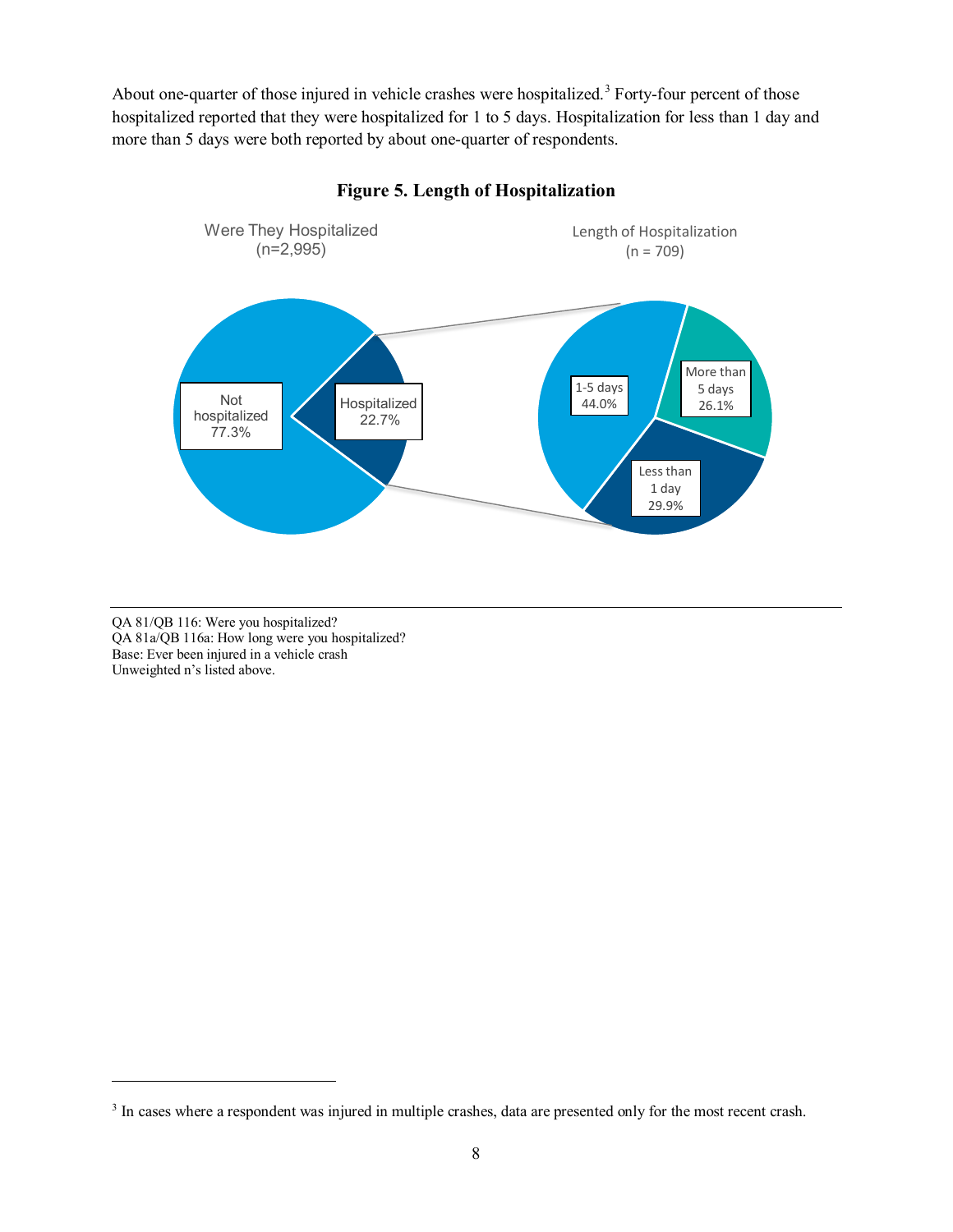About one-quarter of those injured in vehicle crashes were hospitalized.[3] Forty-four percent of those hospitalized reported that they were hospitalized for 1 to 5 days. Hospitalization for less than 1 day and more than 5 days were both reported by about one-quarter of respondents.

**Figure 5. Length of Hospitalization**

Were They Hospitalized (n=2,995)

- Not hospitalized 77.3%
- Hospitalized 22.7%

Length of Hospitalization (n = 709)

- 1-5 days 44.0%
- More than 5 days 26.1%
- Less than 1 day 29.9%

QA 81/QB 116: Were you hospitalized?
QA 81a/QB 116a: How long were you hospitalized?
Base: Ever been injured in a vehicle crash
Unweighted n's listed above.

[3] In cases where a respondent was injured in multiple crashes, data are presented only for the most recent crash.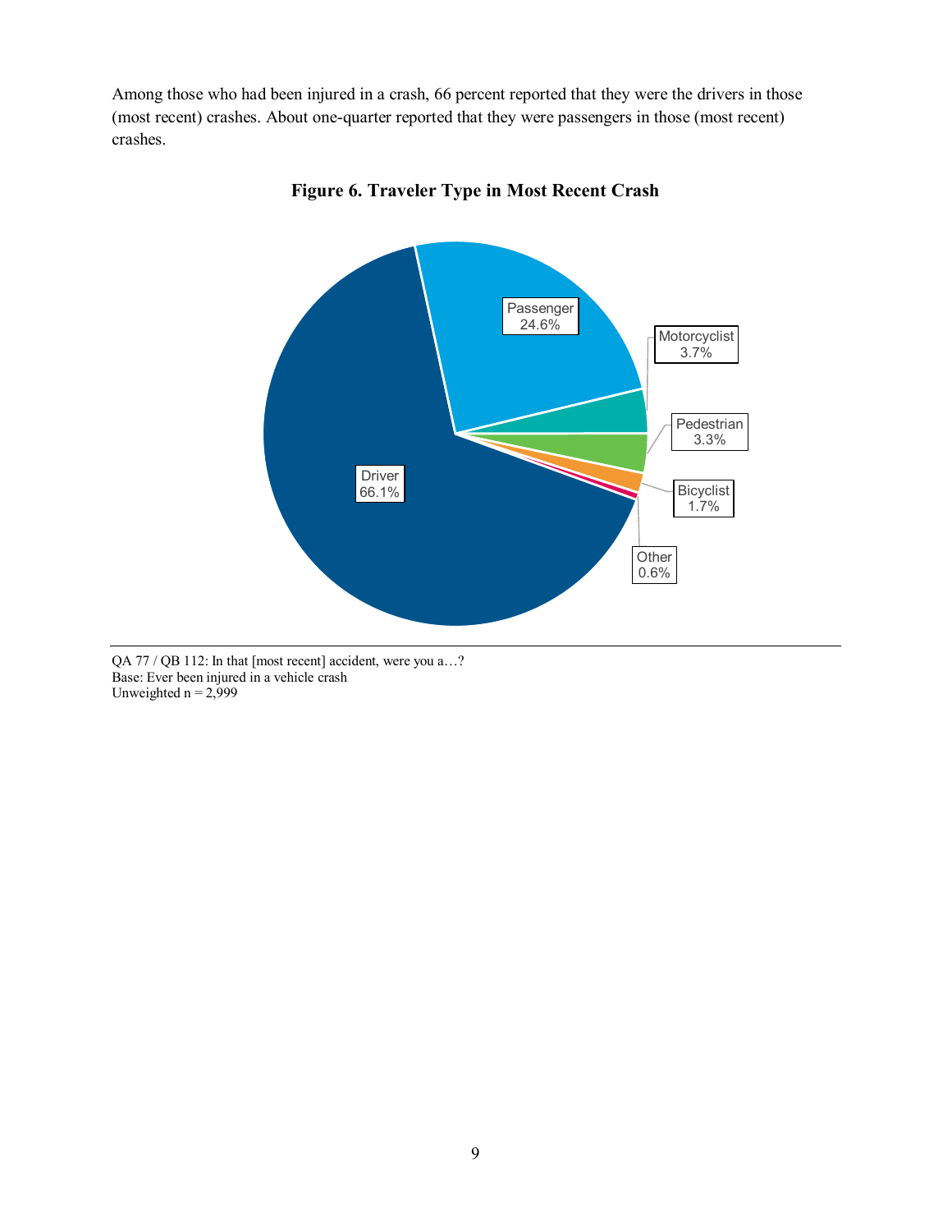Among those who had been injured in a crash, 66 percent reported that they were the drivers in those (most recent) crashes. About one-quarter reported that they were passengers in those (most recent) crashes.

**Figure 6. Traveler Type in Most Recent Crash**

| Traveler Type | Percent |
|---|---|
| Driver | 66.1% |
| Passenger | 24.6% |
| Motorcyclist | 3.7% |
| Pedestrian | 3.3% |
| Bicyclist | 1.7% |
| Other | 0.6% |

QA 77 / QB 112: In that [most recent] accident, were you a…?
Base: Ever been injured in a vehicle crash
Unweighted n = 2,999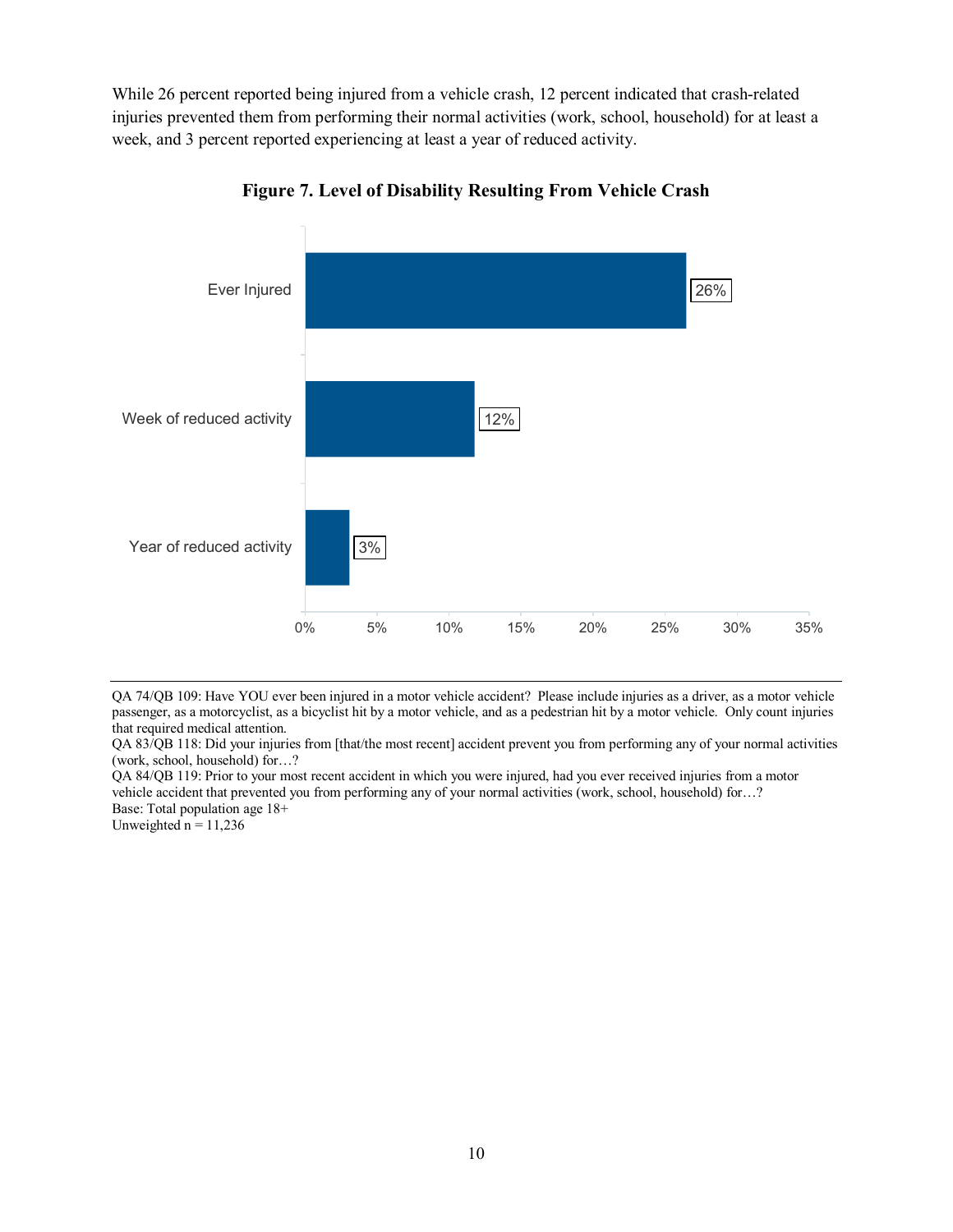While 26 percent reported being injured from a vehicle crash, 12 percent indicated that crash-related injuries prevented them from performing their normal activities (work, school, household) for at least a week, and 3 percent reported experiencing at least a year of reduced activity.

**Figure 7. Level of Disability Resulting From Vehicle Crash**

| | Percent |
|---|---|
| Ever Injured | 26% |
| Week of reduced activity | 12% |
| Year of reduced activity | 3% |

QA 74/QB 109: Have YOU ever been injured in a motor vehicle accident? Please include injuries as a driver, as a motor vehicle passenger, as a motorcyclist, as a bicyclist hit by a motor vehicle, and as a pedestrian hit by a motor vehicle. Only count injuries that required medical attention.
QA 83/QB 118: Did your injuries from [that/the most recent] accident prevent you from performing any of your normal activities (work, school, household) for…?
QA 84/QB 119: Prior to your most recent accident in which you were injured, had you ever received injuries from a motor vehicle accident that prevented you from performing any of your normal activities (work, school, household) for…?
Base: Total population age 18+
Unweighted n = 11,236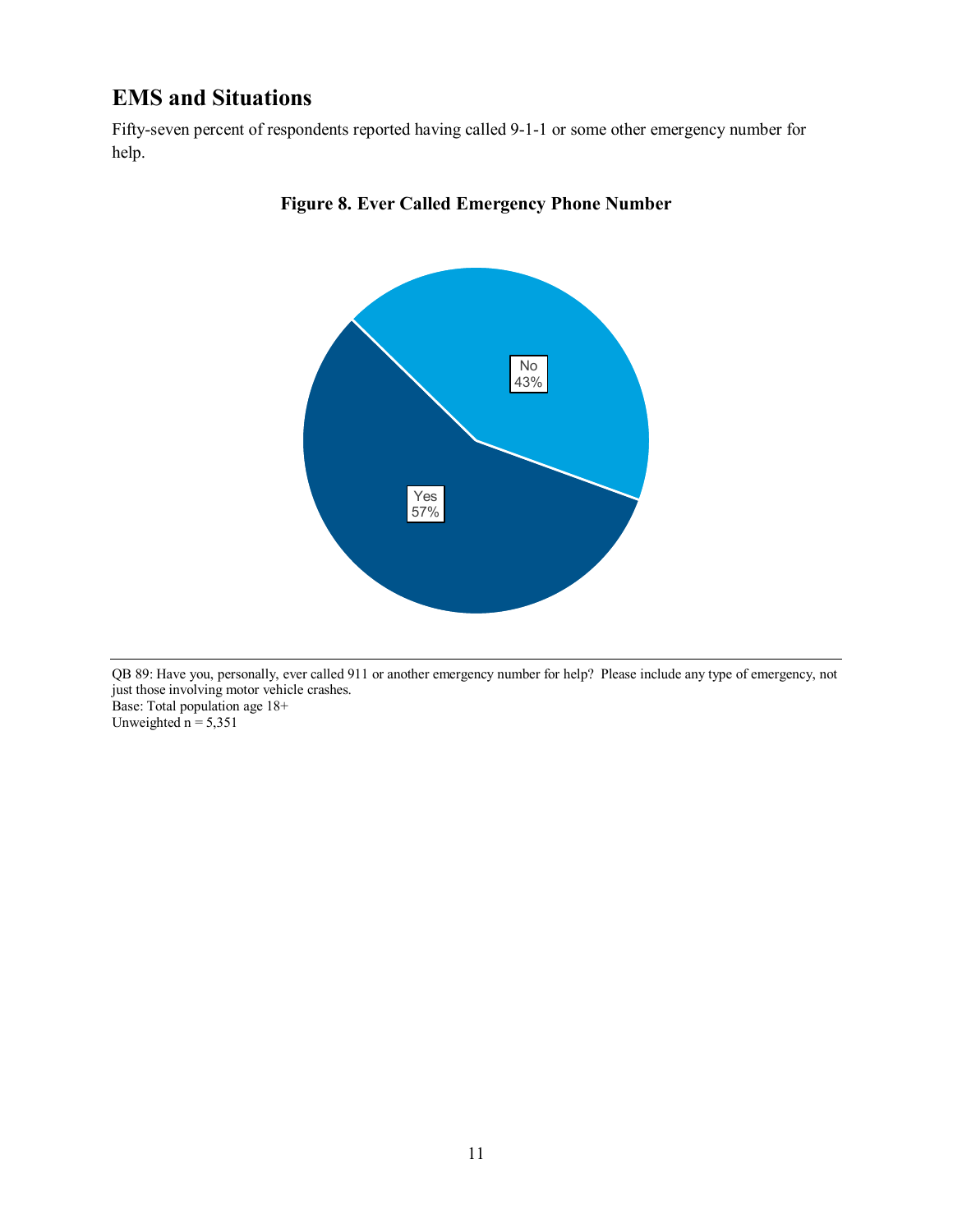## EMS and Situations

Fifty-seven percent of respondents reported having called 9-1-1 or some other emergency number for help.

**Figure 8. Ever Called Emergency Phone Number**

No 43%

Yes 57%

QB 89: Have you, personally, ever called 911 or another emergency number for help? Please include any type of emergency, not just those involving motor vehicle crashes.
Base: Total population age 18+
Unweighted n = 5,351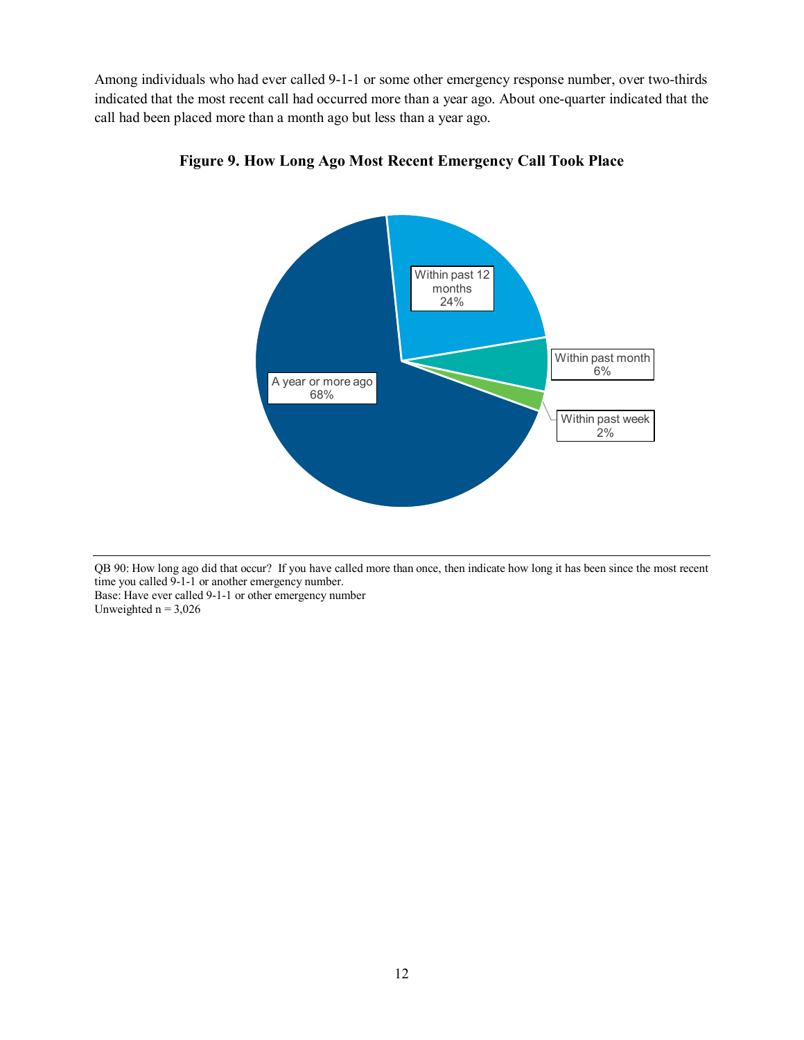Among individuals who had ever called 9-1-1 or some other emergency response number, over two-thirds indicated that the most recent call had occurred more than a year ago. About one-quarter indicated that the call had been placed more than a month ago but less than a year ago.

**Figure 9. How Long Ago Most Recent Emergency Call Took Place**

| Response | Percent |
|---|---|
| A year or more ago | 68% |
| Within past 12 months | 24% |
| Within past month | 6% |
| Within past week | 2% |

QB 90: How long ago did that occur? If you have called more than once, then indicate how long it has been since the most recent time you called 9-1-1 or another emergency number.
Base: Have ever called 9-1-1 or other emergency number
Unweighted n = 3,026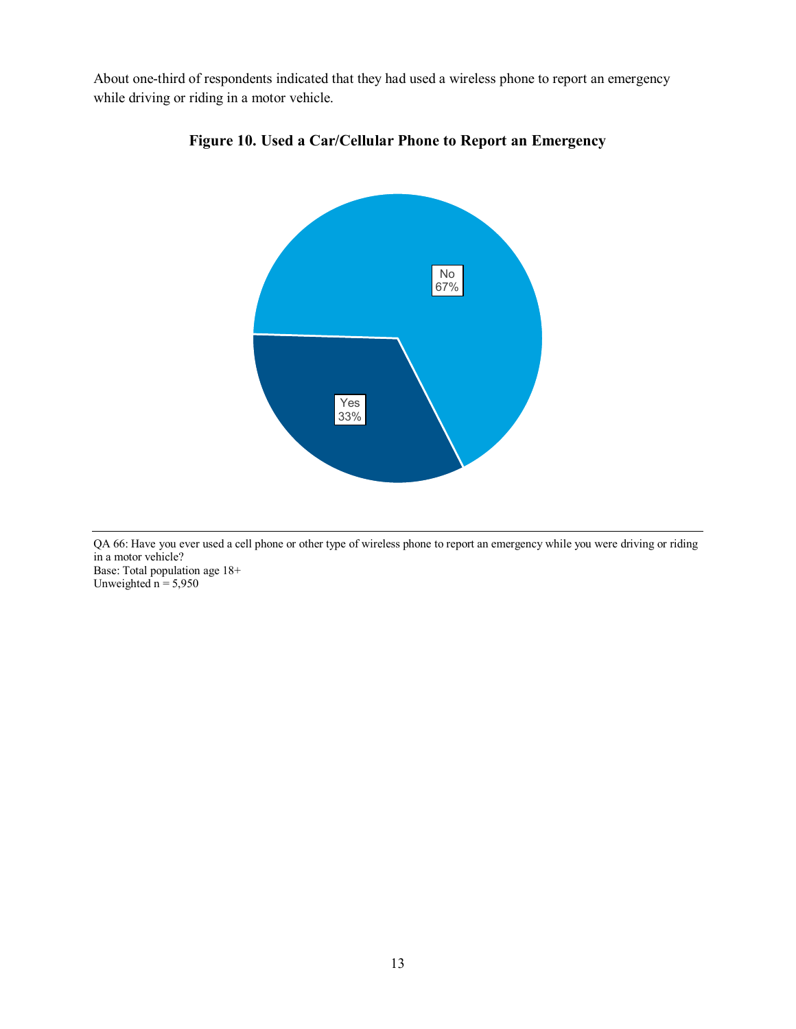About one-third of respondents indicated that they had used a wireless phone to report an emergency while driving or riding in a motor vehicle.

**Figure 10. Used a Car/Cellular Phone to Report an Emergency**

No 67%

Yes 33%

QA 66: Have you ever used a cell phone or other type of wireless phone to report an emergency while you were driving or riding in a motor vehicle?
Base: Total population age 18+
Unweighted n = 5,950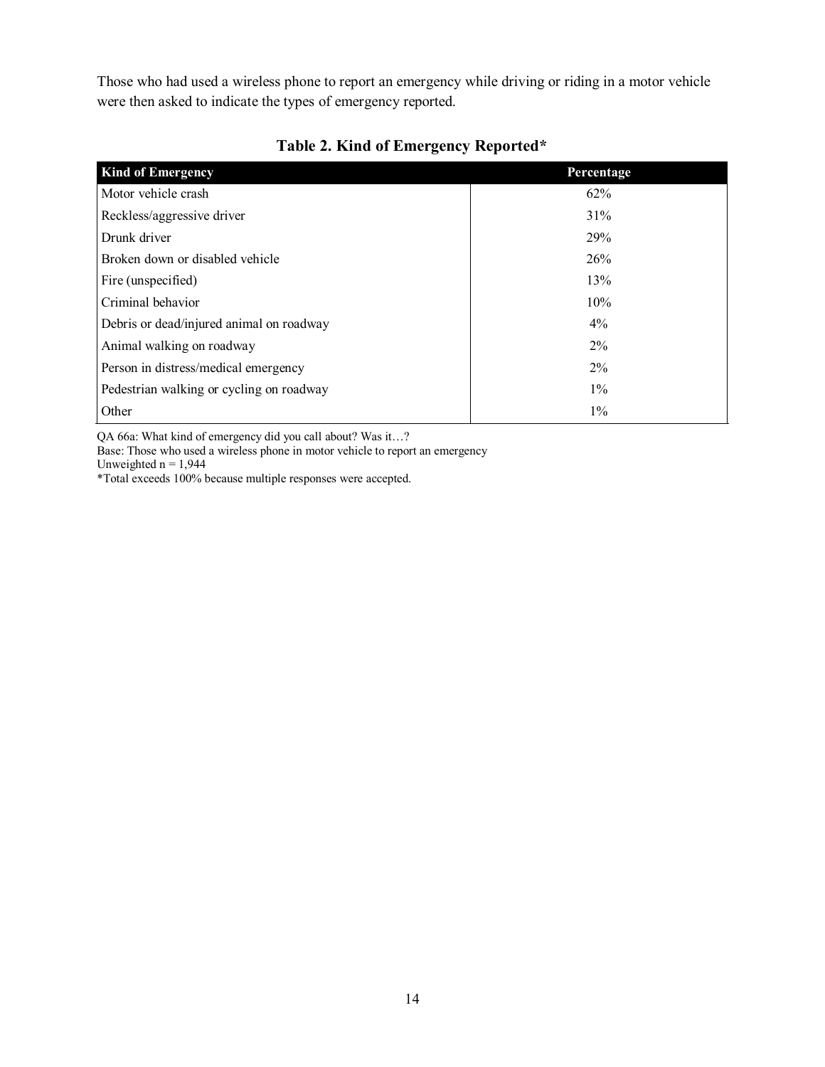Those who had used a wireless phone to report an emergency while driving or riding in a motor vehicle were then asked to indicate the types of emergency reported.

**Table 2. Kind of Emergency Reported***

| Kind of Emergency | Percentage |
|---|---|
| Motor vehicle crash | 62% |
| Reckless/aggressive driver | 31% |
| Drunk driver | 29% |
| Broken down or disabled vehicle | 26% |
| Fire (unspecified) | 13% |
| Criminal behavior | 10% |
| Debris or dead/injured animal on roadway | 4% |
| Animal walking on roadway | 2% |
| Person in distress/medical emergency | 2% |
| Pedestrian walking or cycling on roadway | 1% |
| Other | 1% |

QA 66a: What kind of emergency did you call about? Was it…?
Base: Those who used a wireless phone in motor vehicle to report an emergency
Unweighted n = 1,944
*Total exceeds 100% because multiple responses were accepted.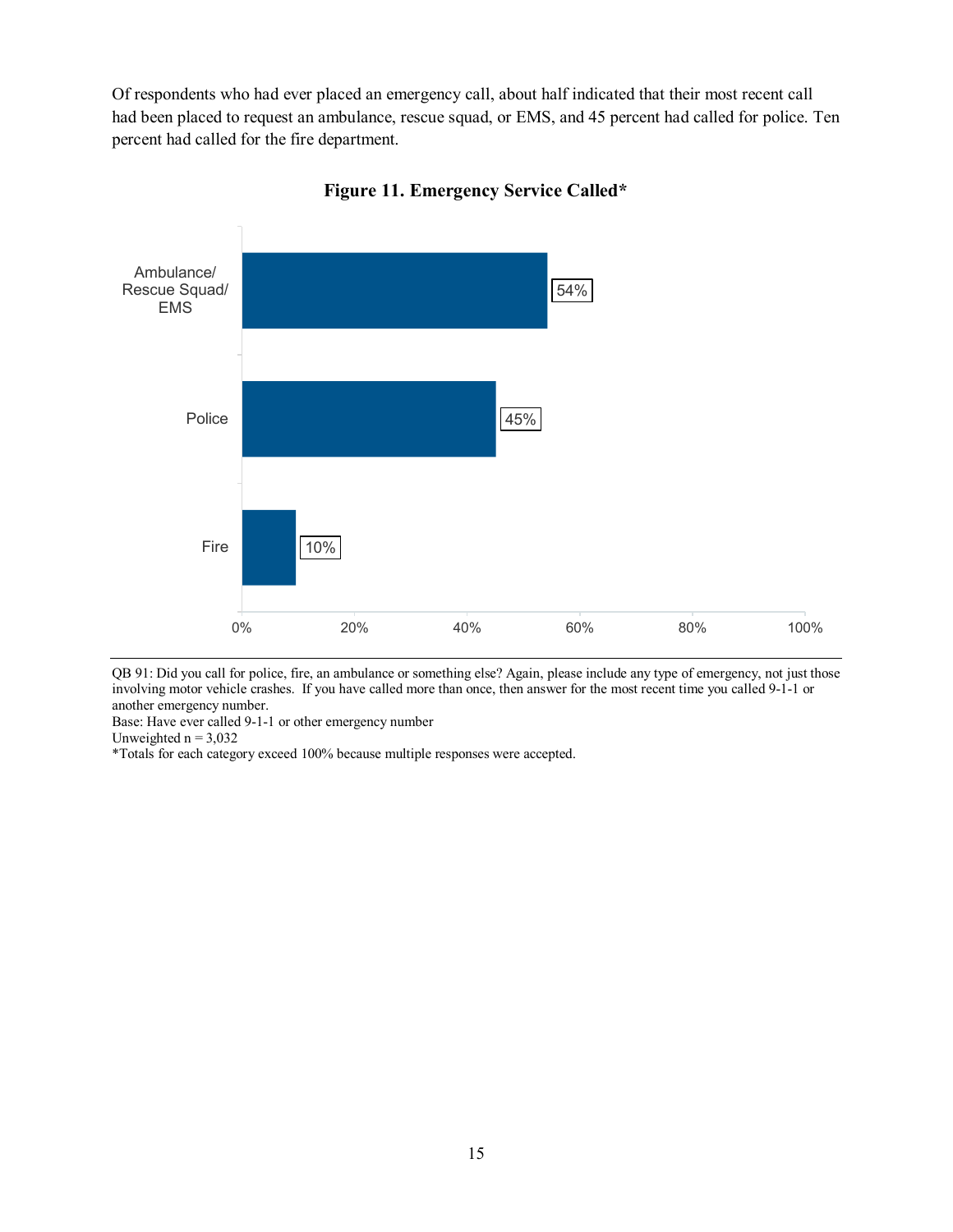Of respondents who had ever placed an emergency call, about half indicated that their most recent call had been placed to request an ambulance, rescue squad, or EMS, and 45 percent had called for police. Ten percent had called for the fire department.

**Figure 11. Emergency Service Called***

| Service | Percent |
|---|---|
| Ambulance/ Rescue Squad/ EMS | 54% |
| Police | 45% |
| Fire | 10% |

QB 91: Did you call for police, fire, an ambulance or something else? Again, please include any type of emergency, not just those involving motor vehicle crashes. If you have called more than once, then answer for the most recent time you called 9-1-1 or another emergency number.
Base: Have ever called 9-1-1 or other emergency number
Unweighted n = 3,032
*Totals for each category exceed 100% because multiple responses were accepted.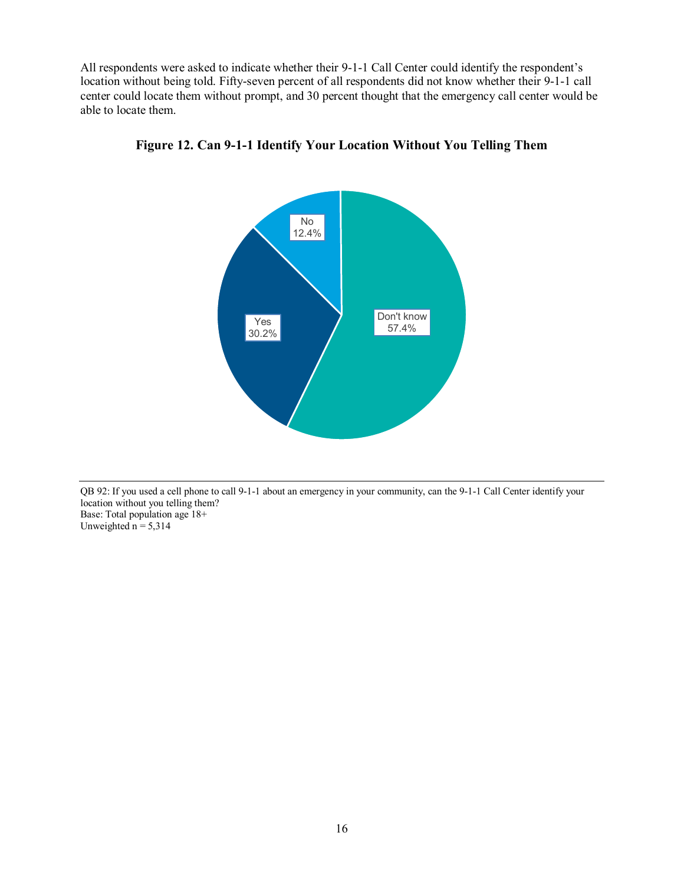All respondents were asked to indicate whether their 9-1-1 Call Center could identify the respondent's location without being told. Fifty-seven percent of all respondents did not know whether their 9-1-1 call center could locate them without prompt, and 30 percent thought that the emergency call center would be able to locate them.

**Figure 12. Can 9-1-1 Identify Your Location Without You Telling Them**

| Response | Percent |
|---|---|
| Don't know | 57.4% |
| Yes | 30.2% |
| No | 12.4% |

QB 92: If you used a cell phone to call 9-1-1 about an emergency in your community, can the 9-1-1 Call Center identify your location without you telling them?
Base: Total population age 18+
Unweighted n = 5,314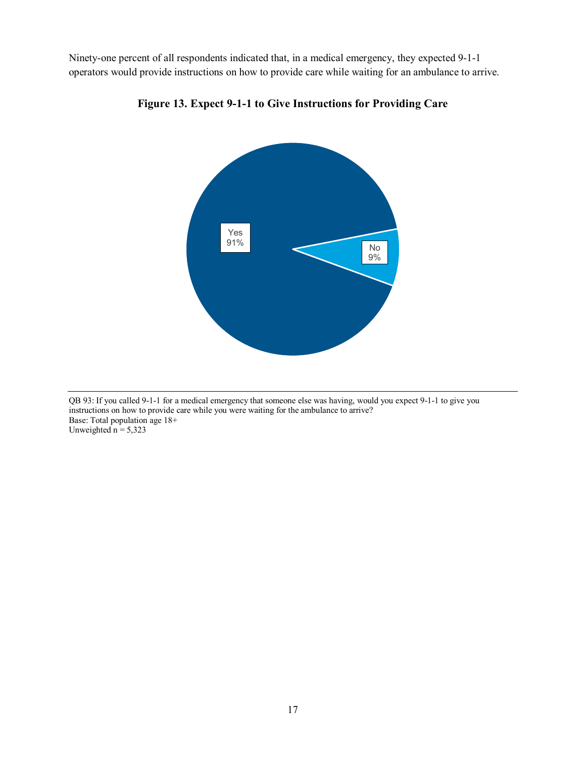Ninety-one percent of all respondents indicated that, in a medical emergency, they expected 9-1-1 operators would provide instructions on how to provide care while waiting for an ambulance to arrive.

**Figure 13. Expect 9-1-1 to Give Instructions for Providing Care**

Yes
91%

No
9%

QB 93: If you called 9-1-1 for a medical emergency that someone else was having, would you expect 9-1-1 to give you instructions on how to provide care while you were waiting for the ambulance to arrive?
Base: Total population age 18+
Unweighted n = 5,323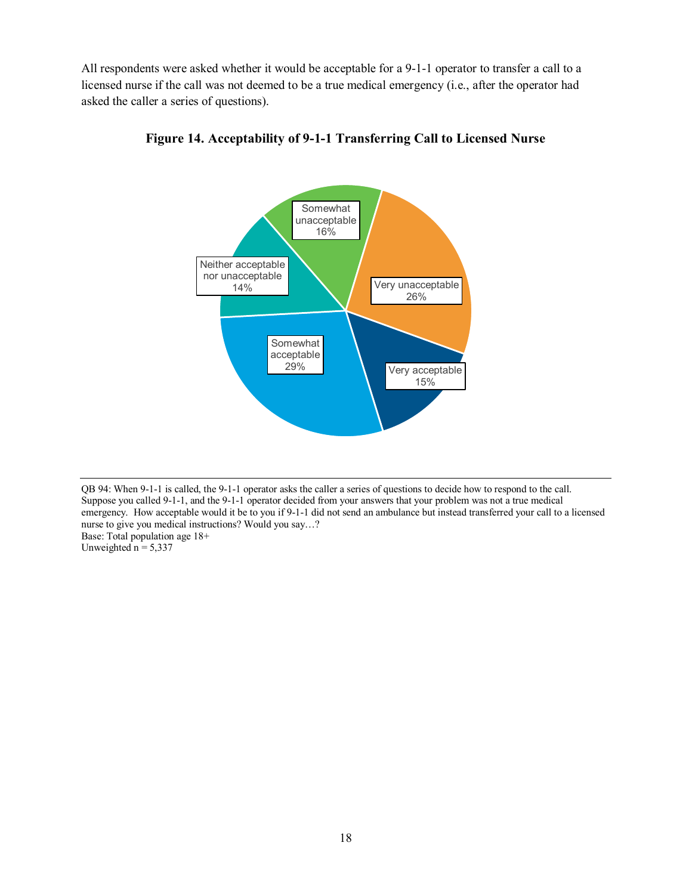All respondents were asked whether it would be acceptable for a 9-1-1 operator to transfer a call to a licensed nurse if the call was not deemed to be a true medical emergency (i.e., after the operator had asked the caller a series of questions).

**Figure 14. Acceptability of 9-1-1 Transferring Call to Licensed Nurse**

| Response | Percent |
| --- | --- |
| Very acceptable | 15% |
| Somewhat acceptable | 29% |
| Neither acceptable nor unacceptable | 14% |
| Somewhat unacceptable | 16% |
| Very unacceptable | 26% |

QB 94: When 9-1-1 is called, the 9-1-1 operator asks the caller a series of questions to decide how to respond to the call. Suppose you called 9-1-1, and the 9-1-1 operator decided from your answers that your problem was not a true medical emergency. How acceptable would it be to you if 9-1-1 did not send an ambulance but instead transferred your call to a licensed nurse to give you medical instructions? Would you say…?
Base: Total population age 18+
Unweighted n = 5,337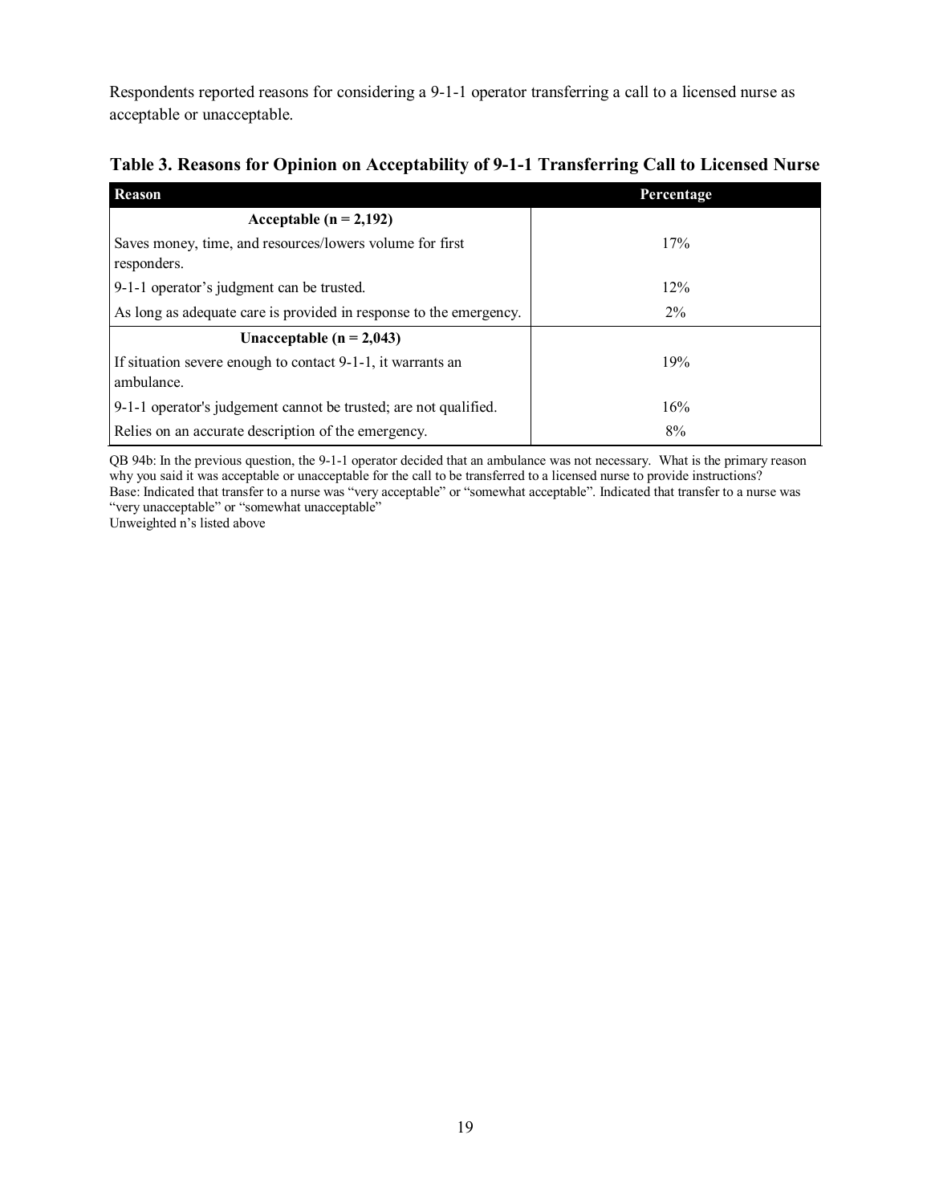Respondents reported reasons for considering a 9-1-1 operator transferring a call to a licensed nurse as acceptable or unacceptable.

**Table 3. Reasons for Opinion on Acceptability of 9-1-1 Transferring Call to Licensed Nurse**

| Reason | Percentage |
|---|---|
| **Acceptable (n = 2,192)** | |
| Saves money, time, and resources/lowers volume for first responders. | 17% |
| 9-1-1 operator's judgment can be trusted. | 12% |
| As long as adequate care is provided in response to the emergency. | 2% |
| **Unacceptable (n = 2,043)** | |
| If situation severe enough to contact 9-1-1, it warrants an ambulance. | 19% |
| 9-1-1 operator's judgement cannot be trusted; are not qualified. | 16% |
| Relies on an accurate description of the emergency. | 8% |

QB 94b: In the previous question, the 9-1-1 operator decided that an ambulance was not necessary. What is the primary reason why you said it was acceptable or unacceptable for the call to be transferred to a licensed nurse to provide instructions?
Base: Indicated that transfer to a nurse was "very acceptable" or "somewhat acceptable". Indicated that transfer to a nurse was "very unacceptable" or "somewhat unacceptable"
Unweighted n's listed above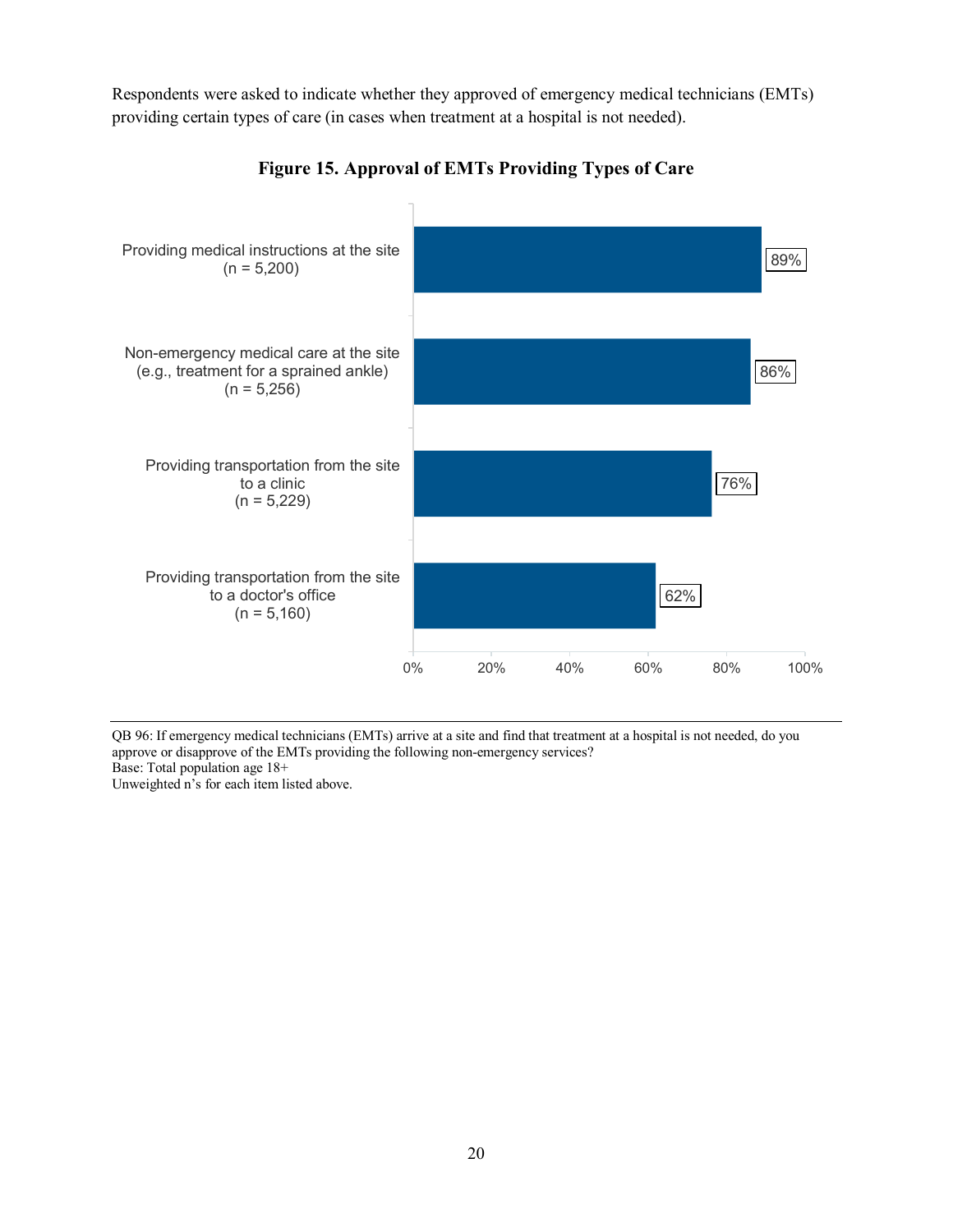Respondents were asked to indicate whether they approved of emergency medical technicians (EMTs) providing certain types of care (in cases when treatment at a hospital is not needed).

**Figure 15. Approval of EMTs Providing Types of Care**

| Type of care | Approval |
|---|---|
| Providing medical instructions at the site (n = 5,200) | 89% |
| Non-emergency medical care at the site (e.g., treatment for a sprained ankle) (n = 5,256) | 86% |
| Providing transportation from the site to a clinic (n = 5,229) | 76% |
| Providing transportation from the site to a doctor's office (n = 5,160) | 62% |

QB 96: If emergency medical technicians (EMTs) arrive at a site and find that treatment at a hospital is not needed, do you approve or disapprove of the EMTs providing the following non-emergency services?
Base: Total population age 18+
Unweighted n's for each item listed above.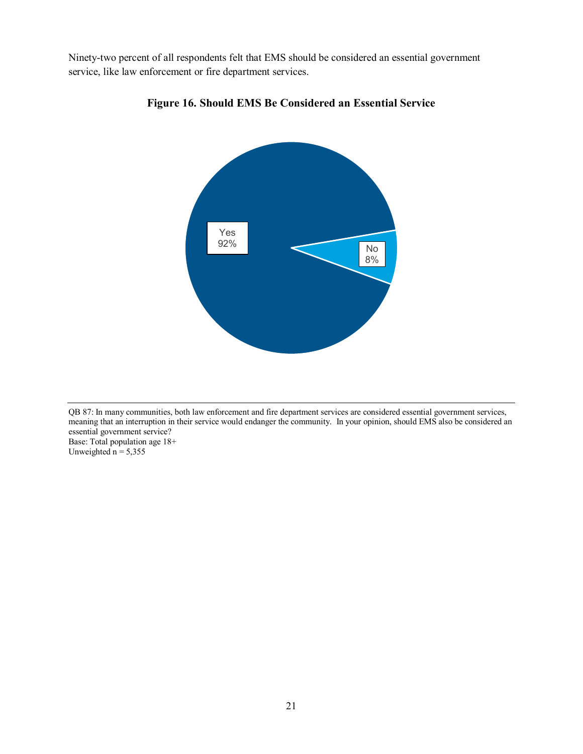Ninety-two percent of all respondents felt that EMS should be considered an essential government service, like law enforcement or fire department services.

**Figure 16. Should EMS Be Considered an Essential Service**

Yes 92%

No 8%

QB 87: In many communities, both law enforcement and fire department services are considered essential government services, meaning that an interruption in their service would endanger the community. In your opinion, should EMS also be considered an essential government service?
Base: Total population age 18+
Unweighted n = 5,355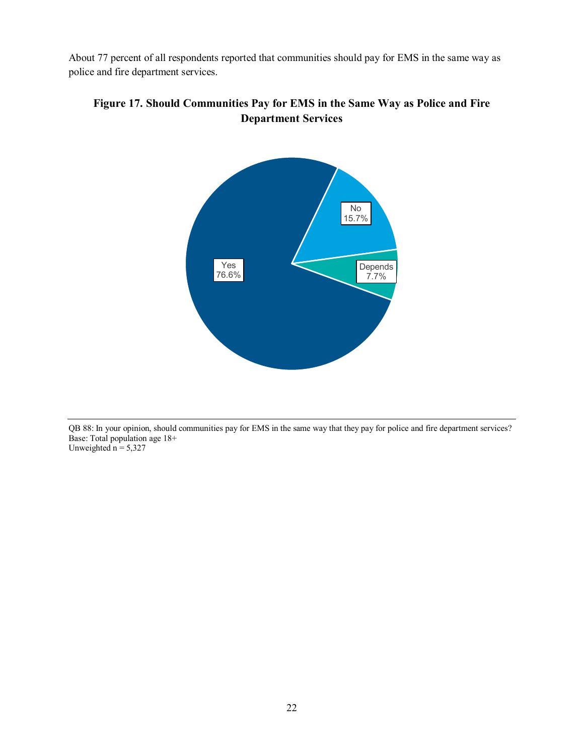About 77 percent of all respondents reported that communities should pay for EMS in the same way as police and fire department services.

**Figure 17. Should Communities Pay for EMS in the Same Way as Police and Fire Department Services**

Yes 76.6%

No 15.7%

Depends 7.7%

QB 88: In your opinion, should communities pay for EMS in the same way that they pay for police and fire department services?
Base: Total population age 18+
Unweighted n = 5,327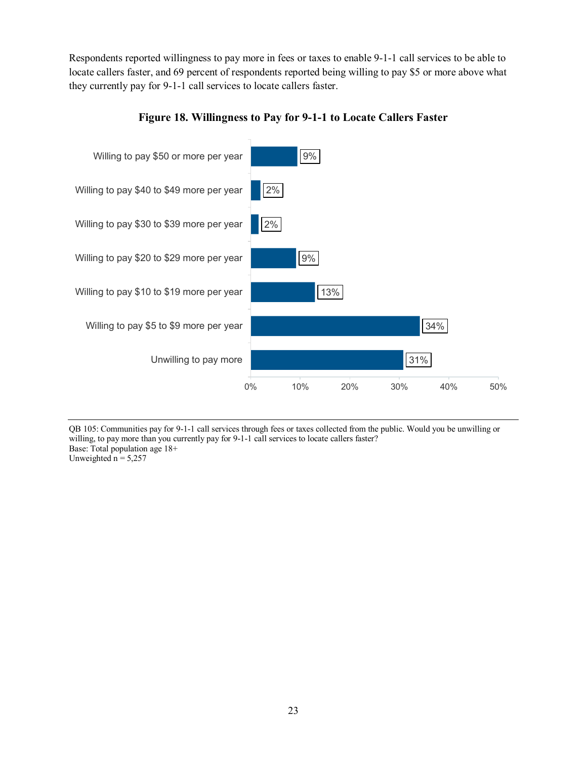Respondents reported willingness to pay more in fees or taxes to enable 9-1-1 call services to be able to locate callers faster, and 69 percent of respondents reported being willing to pay $5 or more above what they currently pay for 9-1-1 call services to locate callers faster.

**Figure 18. Willingness to Pay for 9-1-1 to Locate Callers Faster**

| Response | Percent |
|---|---|
| Willing to pay $50 or more per year | 9% |
| Willing to pay $40 to $49 more per year | 2% |
| Willing to pay $30 to $39 more per year | 2% |
| Willing to pay $20 to $29 more per year | 9% |
| Willing to pay $10 to $19 more per year | 13% |
| Willing to pay $5 to $9 more per year | 34% |
| Unwilling to pay more | 31% |

QB 105: Communities pay for 9-1-1 call services through fees or taxes collected from the public. Would you be unwilling or willing, to pay more than you currently pay for 9-1-1 call services to locate callers faster?
Base: Total population age 18+
Unweighted n = 5,257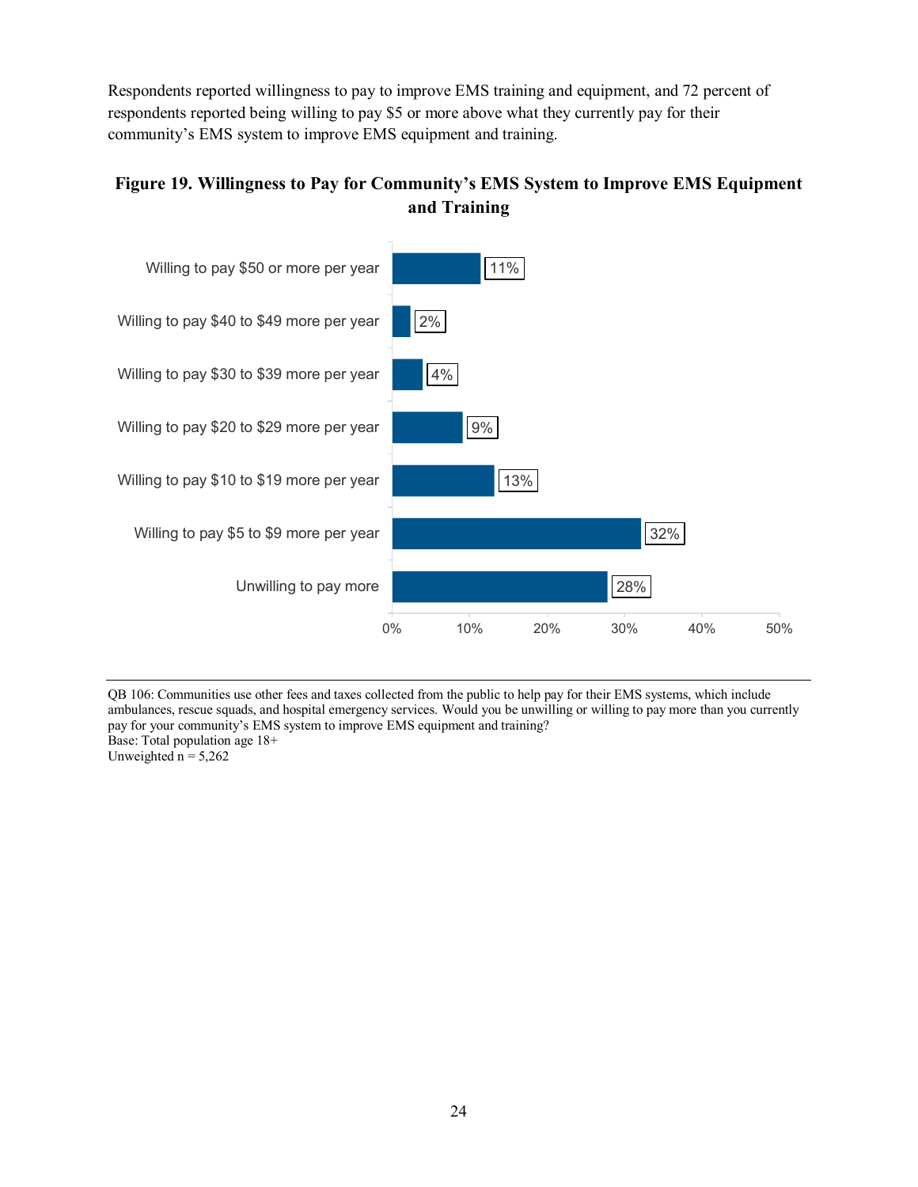Respondents reported willingness to pay to improve EMS training and equipment, and 72 percent of respondents reported being willing to pay $5 or more above what they currently pay for their community's EMS system to improve EMS equipment and training.

**Figure 19. Willingness to Pay for Community's EMS System to Improve EMS Equipment and Training**

| Response | Percent |
|---|---|
| Willing to pay $50 or more per year | 11% |
| Willing to pay $40 to $49 more per year | 2% |
| Willing to pay $30 to $39 more per year | 4% |
| Willing to pay $20 to $29 more per year | 9% |
| Willing to pay $10 to $19 more per year | 13% |
| Willing to pay $5 to $9 more per year | 32% |
| Unwilling to pay more | 28% |

QB 106: Communities use other fees and taxes collected from the public to help pay for their EMS systems, which include ambulances, rescue squads, and hospital emergency services. Would you be unwilling or willing to pay more than you currently pay for your community's EMS system to improve EMS equipment and training?
Base: Total population age 18+
Unweighted n = 5,262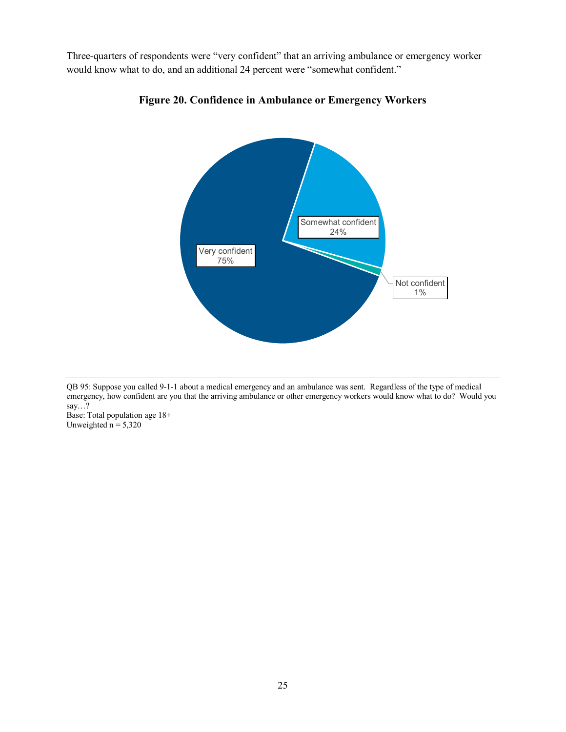Three-quarters of respondents were "very confident" that an arriving ambulance or emergency worker would know what to do, and an additional 24 percent were "somewhat confident."

**Figure 20. Confidence in Ambulance or Emergency Workers**

| Response | Percent |
|---|---|
| Very confident | 75% |
| Somewhat confident | 24% |
| Not confident | 1% |

QB 95: Suppose you called 9-1-1 about a medical emergency and an ambulance was sent. Regardless of the type of medical emergency, how confident are you that the arriving ambulance or other emergency workers would know what to do? Would you say…?
Base: Total population age 18+
Unweighted n = 5,320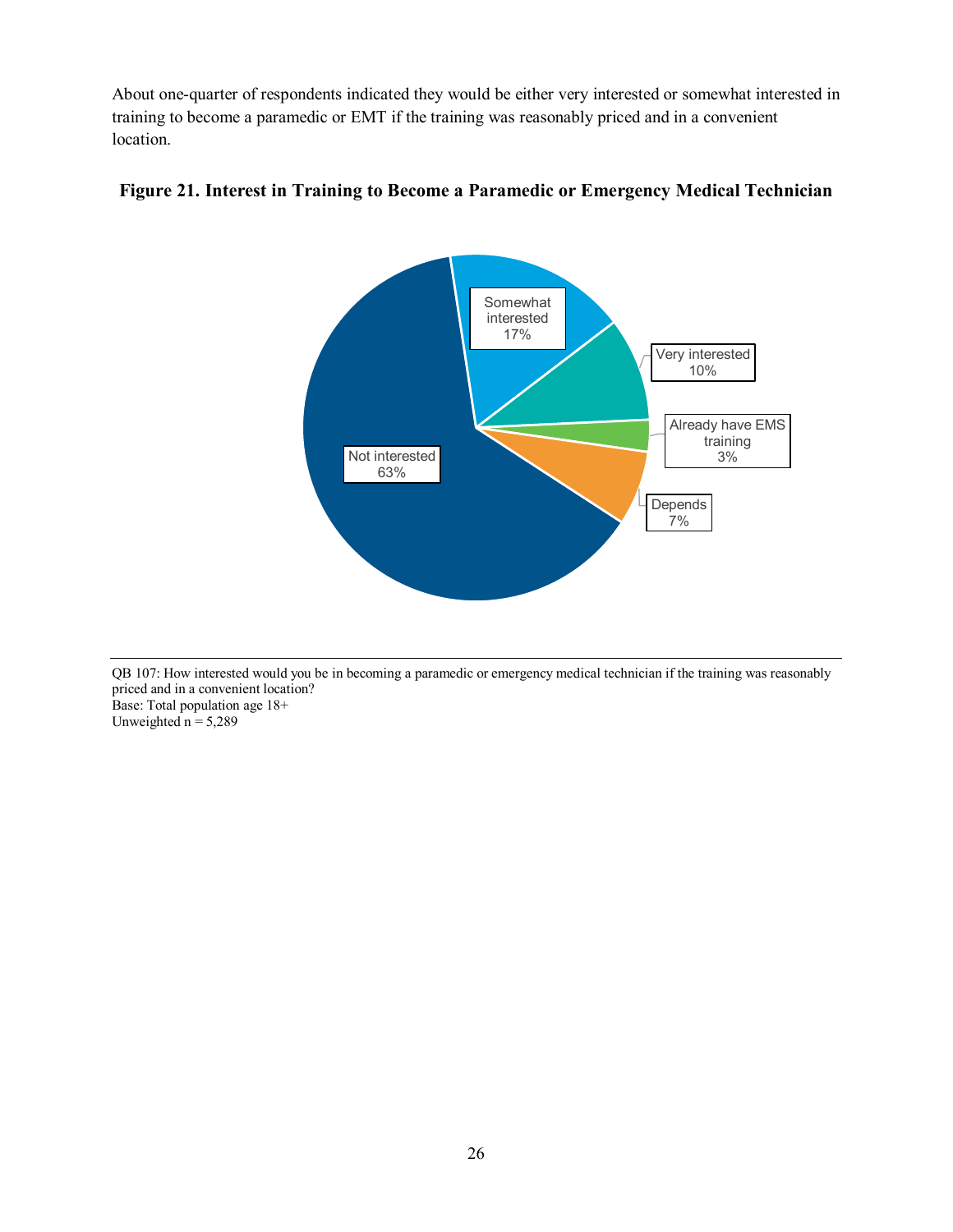About one-quarter of respondents indicated they would be either very interested or somewhat interested in training to become a paramedic or EMT if the training was reasonably priced and in a convenient location.

**Figure 21. Interest in Training to Become a Paramedic or Emergency Medical Technician**

QB 107: How interested would you be in becoming a paramedic or emergency medical technician if the training was reasonably priced and in a convenient location?
Base: Total population age 18+
Unweighted n = 5,289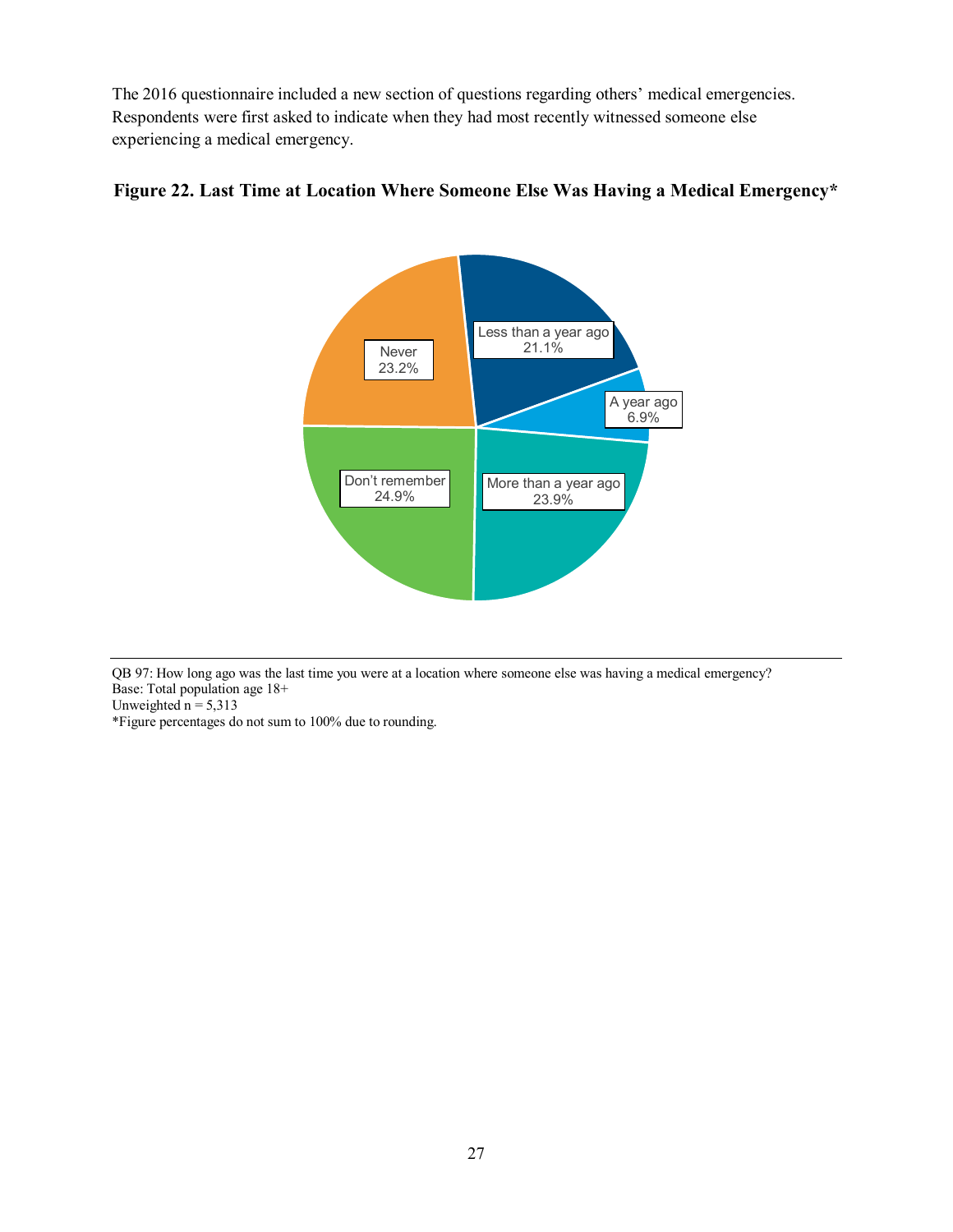The 2016 questionnaire included a new section of questions regarding others' medical emergencies. Respondents were first asked to indicate when they had most recently witnessed someone else experiencing a medical emergency.

**Figure 22. Last Time at Location Where Someone Else Was Having a Medical Emergency***

| Response | Percentage |
|---|---|
| Less than a year ago | 21.1% |
| A year ago | 6.9% |
| More than a year ago | 23.9% |
| Don't remember | 24.9% |
| Never | 23.2% |

QB 97: How long ago was the last time you were at a location where someone else was having a medical emergency?
Base: Total population age 18+
Unweighted n = 5,313
*Figure percentages do not sum to 100% due to rounding.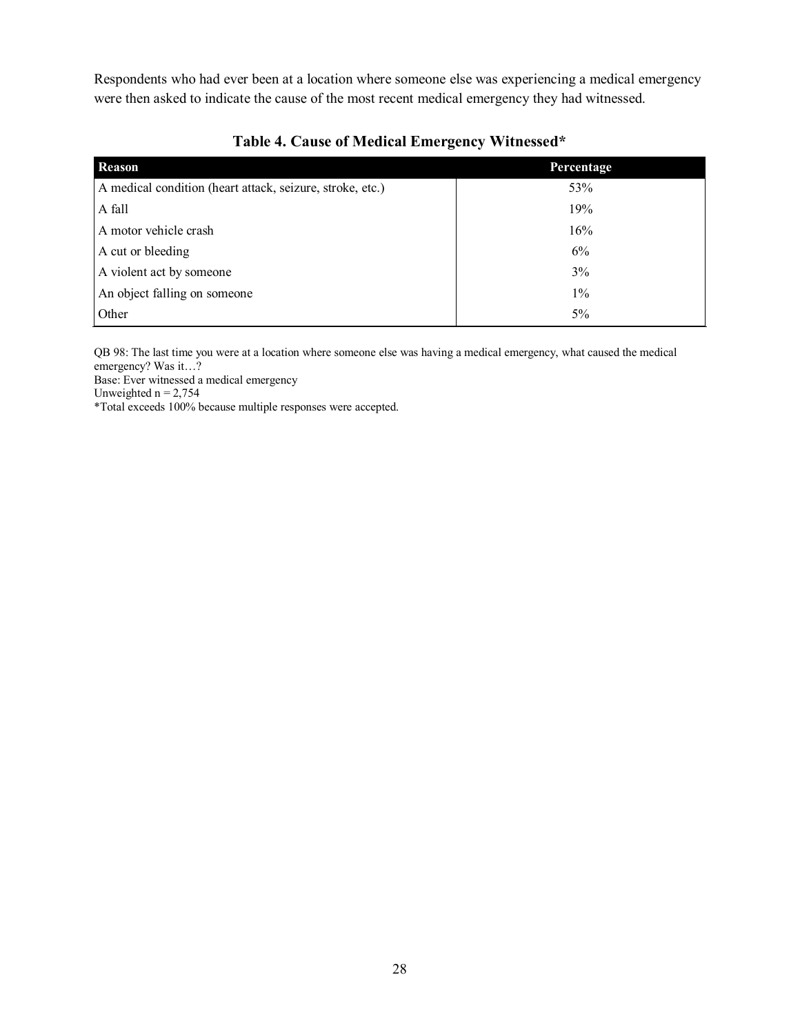Respondents who had ever been at a location where someone else was experiencing a medical emergency were then asked to indicate the cause of the most recent medical emergency they had witnessed.

**Table 4. Cause of Medical Emergency Witnessed***

| Reason | Percentage |
|---|---|
| A medical condition (heart attack, seizure, stroke, etc.) | 53% |
| A fall | 19% |
| A motor vehicle crash | 16% |
| A cut or bleeding | 6% |
| A violent act by someone | 3% |
| An object falling on someone | 1% |
| Other | 5% |

QB 98: The last time you were at a location where someone else was having a medical emergency, what caused the medical emergency? Was it…?
Base: Ever witnessed a medical emergency
Unweighted n = 2,754
*Total exceeds 100% because multiple responses were accepted.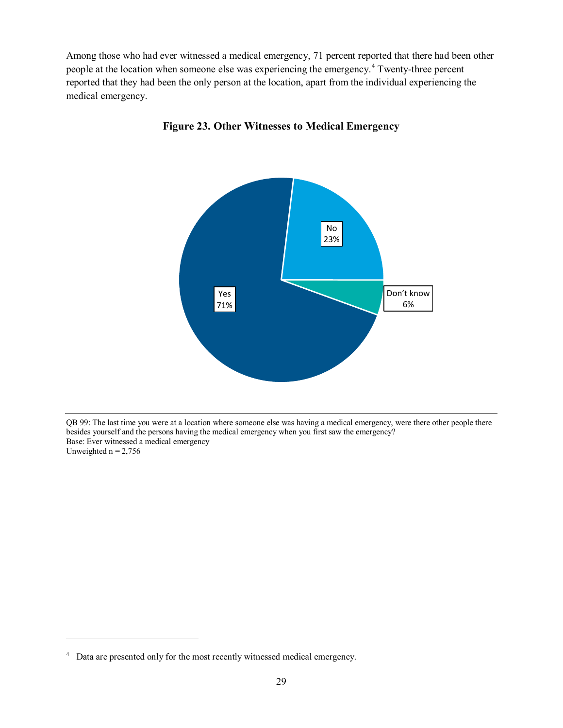Among those who had ever witnessed a medical emergency, 71 percent reported that there had been other people at the location when someone else was experiencing the emergency.[4] Twenty-three percent reported that they had been the only person at the location, apart from the individual experiencing the medical emergency.

**Figure 23. Other Witnesses to Medical Emergency**

| Response | Percent |
|---|---|
| Yes | 71% |
| No | 23% |
| Don't know | 6% |

QB 99: The last time you were at a location where someone else was having a medical emergency, were there other people there besides yourself and the persons having the medical emergency when you first saw the emergency?
Base: Ever witnessed a medical emergency
Unweighted n = 2,756

[4] Data are presented only for the most recently witnessed medical emergency.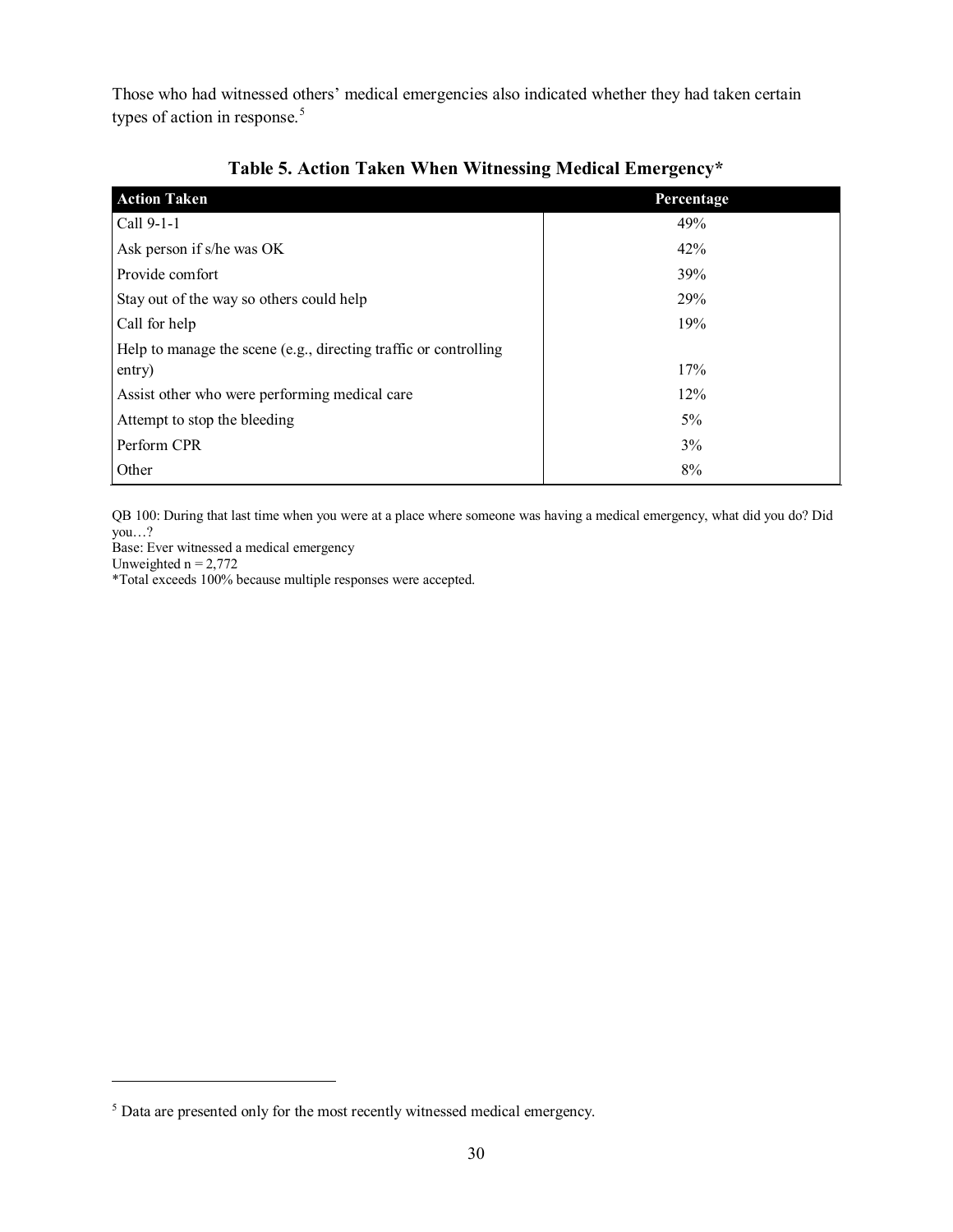Those who had witnessed others' medical emergencies also indicated whether they had taken certain types of action in response.[5]

**Table 5. Action Taken When Witnessing Medical Emergency***

| Action Taken | Percentage |
|---|---|
| Call 9-1-1 | 49% |
| Ask person if s/he was OK | 42% |
| Provide comfort | 39% |
| Stay out of the way so others could help | 29% |
| Call for help | 19% |
| Help to manage the scene (e.g., directing traffic or controlling entry) | 17% |
| Assist other who were performing medical care | 12% |
| Attempt to stop the bleeding | 5% |
| Perform CPR | 3% |
| Other | 8% |

QB 100: During that last time when you were at a place where someone was having a medical emergency, what did you do? Did you…?
Base: Ever witnessed a medical emergency
Unweighted n = 2,772
*Total exceeds 100% because multiple responses were accepted.

[5] Data are presented only for the most recently witnessed medical emergency.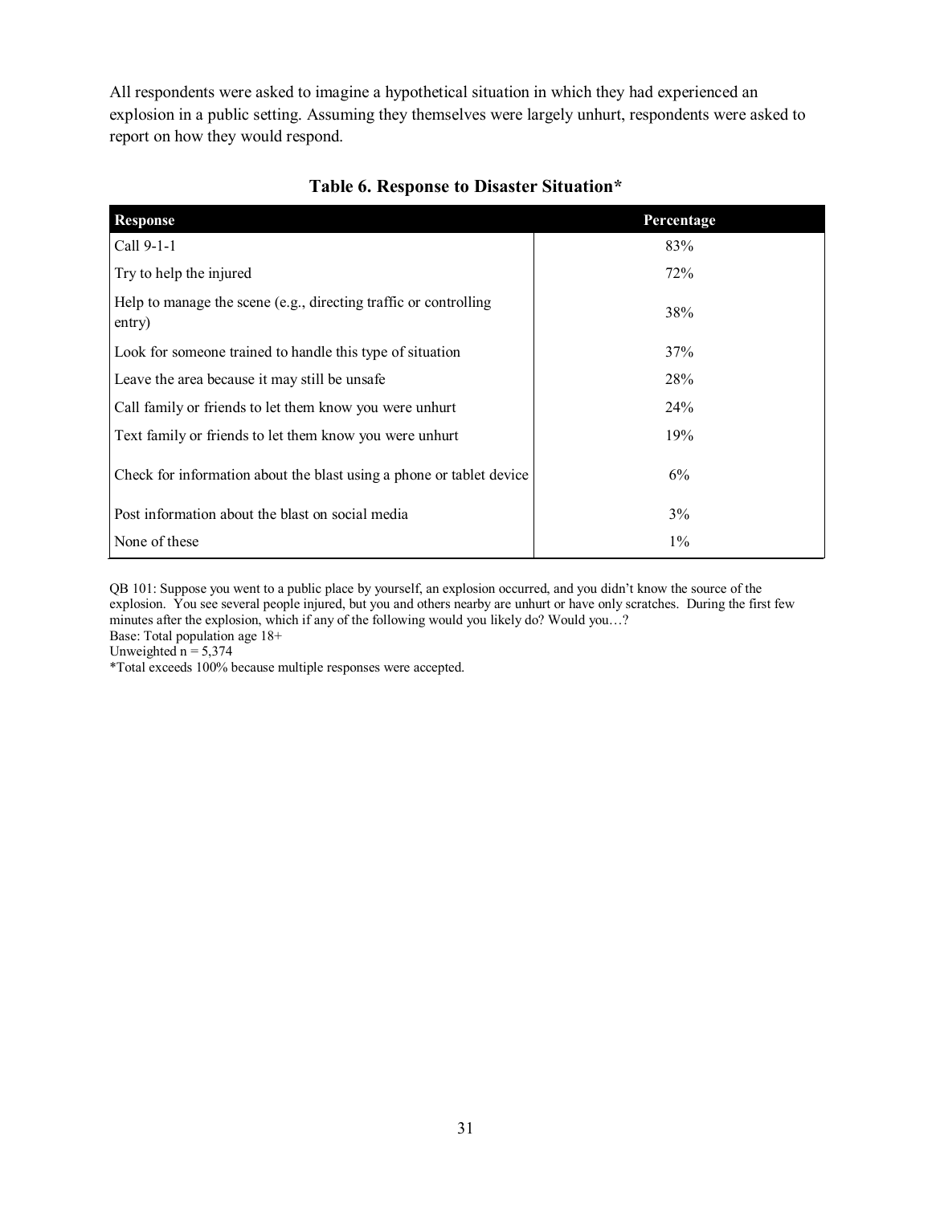All respondents were asked to imagine a hypothetical situation in which they had experienced an explosion in a public setting. Assuming they themselves were largely unhurt, respondents were asked to report on how they would respond.

**Table 6. Response to Disaster Situation***

| Response | Percentage |
|---|---|
| Call 9-1-1 | 83% |
| Try to help the injured | 72% |
| Help to manage the scene (e.g., directing traffic or controlling entry) | 38% |
| Look for someone trained to handle this type of situation | 37% |
| Leave the area because it may still be unsafe | 28% |
| Call family or friends to let them know you were unhurt | 24% |
| Text family or friends to let them know you were unhurt | 19% |
| Check for information about the blast using a phone or tablet device | 6% |
| Post information about the blast on social media | 3% |
| None of these | 1% |

QB 101: Suppose you went to a public place by yourself, an explosion occurred, and you didn't know the source of the explosion. You see several people injured, but you and others nearby are unhurt or have only scratches. During the first few minutes after the explosion, which if any of the following would you likely do? Would you…?
Base: Total population age 18+
Unweighted n = 5,374
*Total exceeds 100% because multiple responses were accepted.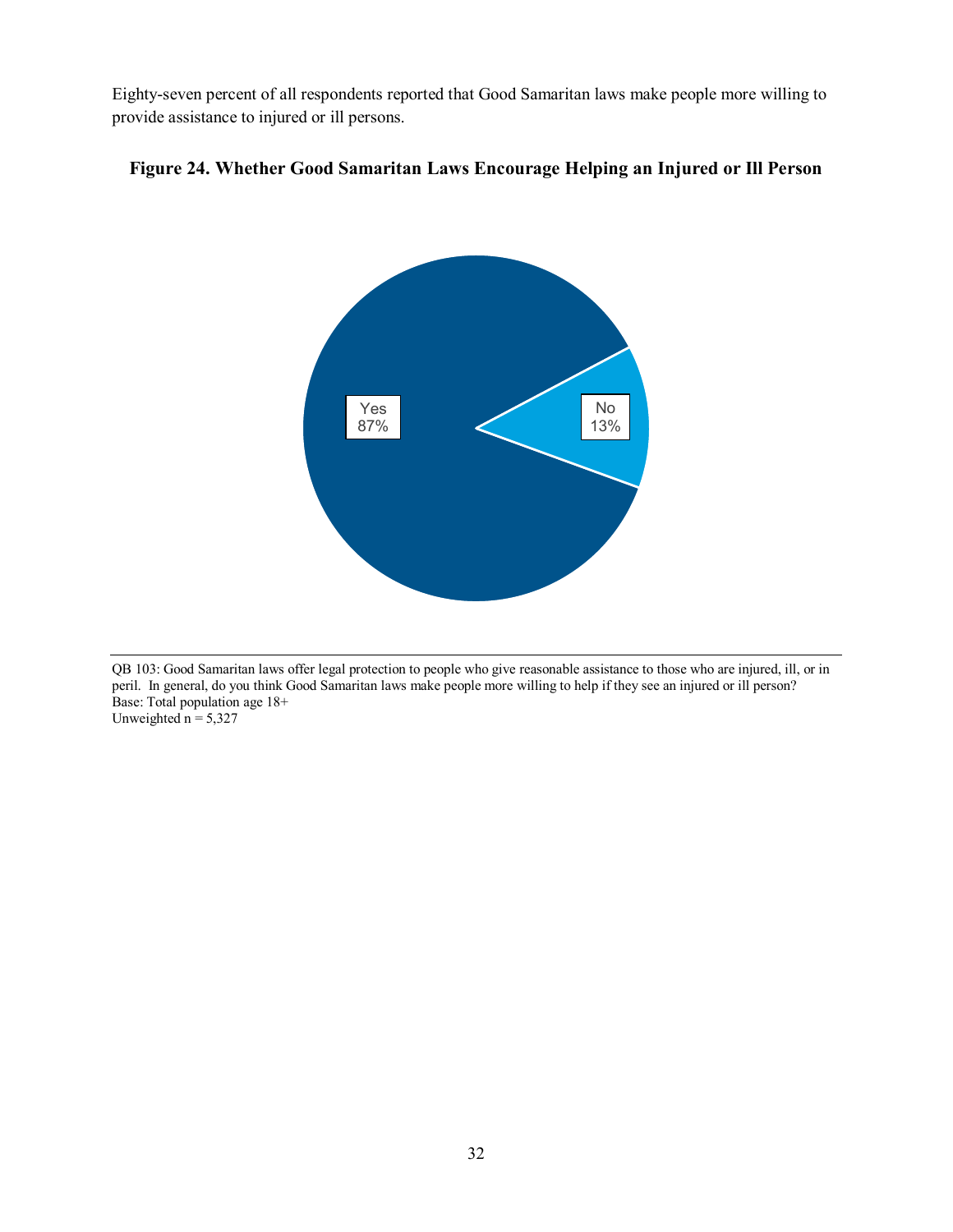Eighty-seven percent of all respondents reported that Good Samaritan laws make people more willing to provide assistance to injured or ill persons.

**Figure 24. Whether Good Samaritan Laws Encourage Helping an Injured or Ill Person**

Yes 87%

No 13%

QB 103: Good Samaritan laws offer legal protection to people who give reasonable assistance to those who are injured, ill, or in peril. In general, do you think Good Samaritan laws make people more willing to help if they see an injured or ill person?
Base: Total population age 18+
Unweighted n = 5,327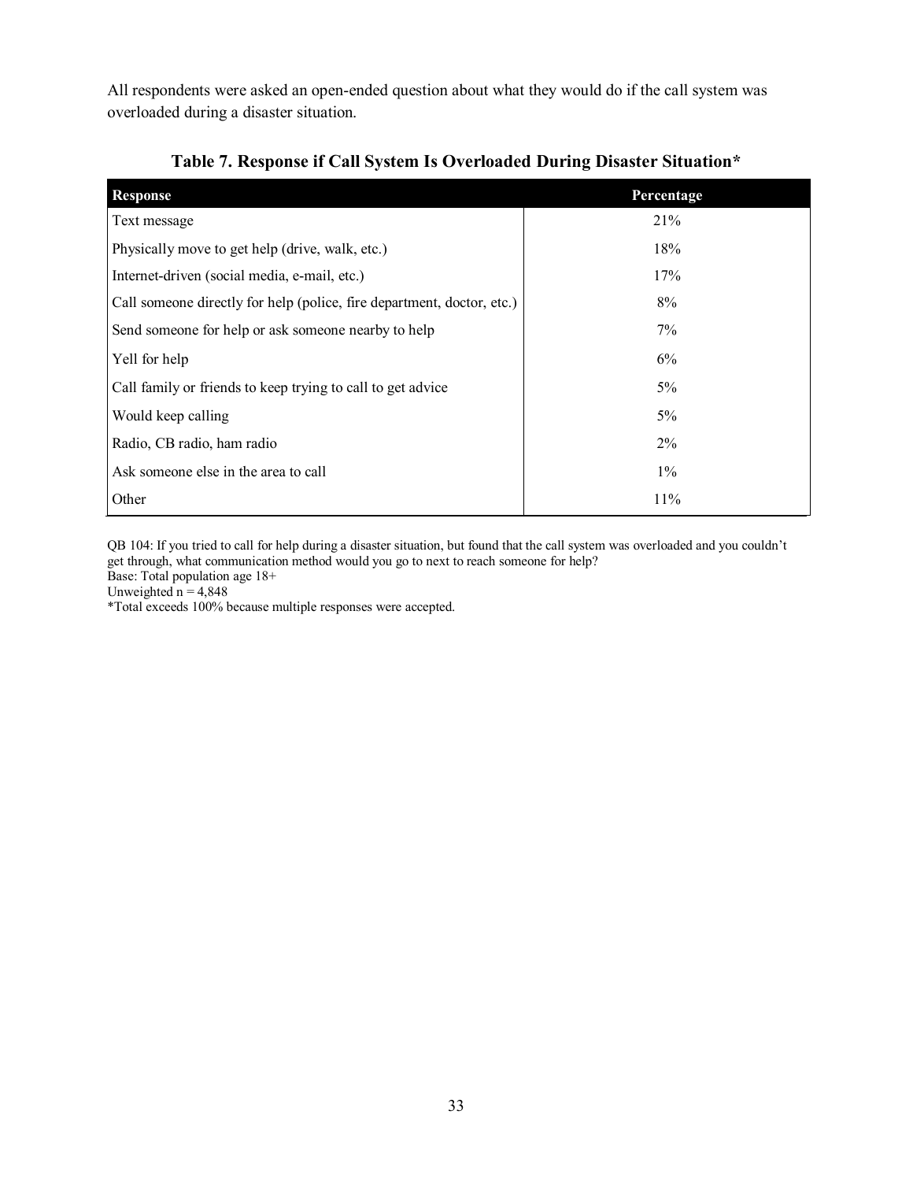All respondents were asked an open-ended question about what they would do if the call system was overloaded during a disaster situation.

**Table 7. Response if Call System Is Overloaded During Disaster Situation***

| Response | Percentage |
| --- | --- |
| Text message | 21% |
| Physically move to get help (drive, walk, etc.) | 18% |
| Internet-driven (social media, e-mail, etc.) | 17% |
| Call someone directly for help (police, fire department, doctor, etc.) | 8% |
| Send someone for help or ask someone nearby to help | 7% |
| Yell for help | 6% |
| Call family or friends to keep trying to call to get advice | 5% |
| Would keep calling | 5% |
| Radio, CB radio, ham radio | 2% |
| Ask someone else in the area to call | 1% |
| Other | 11% |

QB 104: If you tried to call for help during a disaster situation, but found that the call system was overloaded and you couldn't get through, what communication method would you go to next to reach someone for help?
Base: Total population age 18+
Unweighted n = 4,848
*Total exceeds 100% because multiple responses were accepted.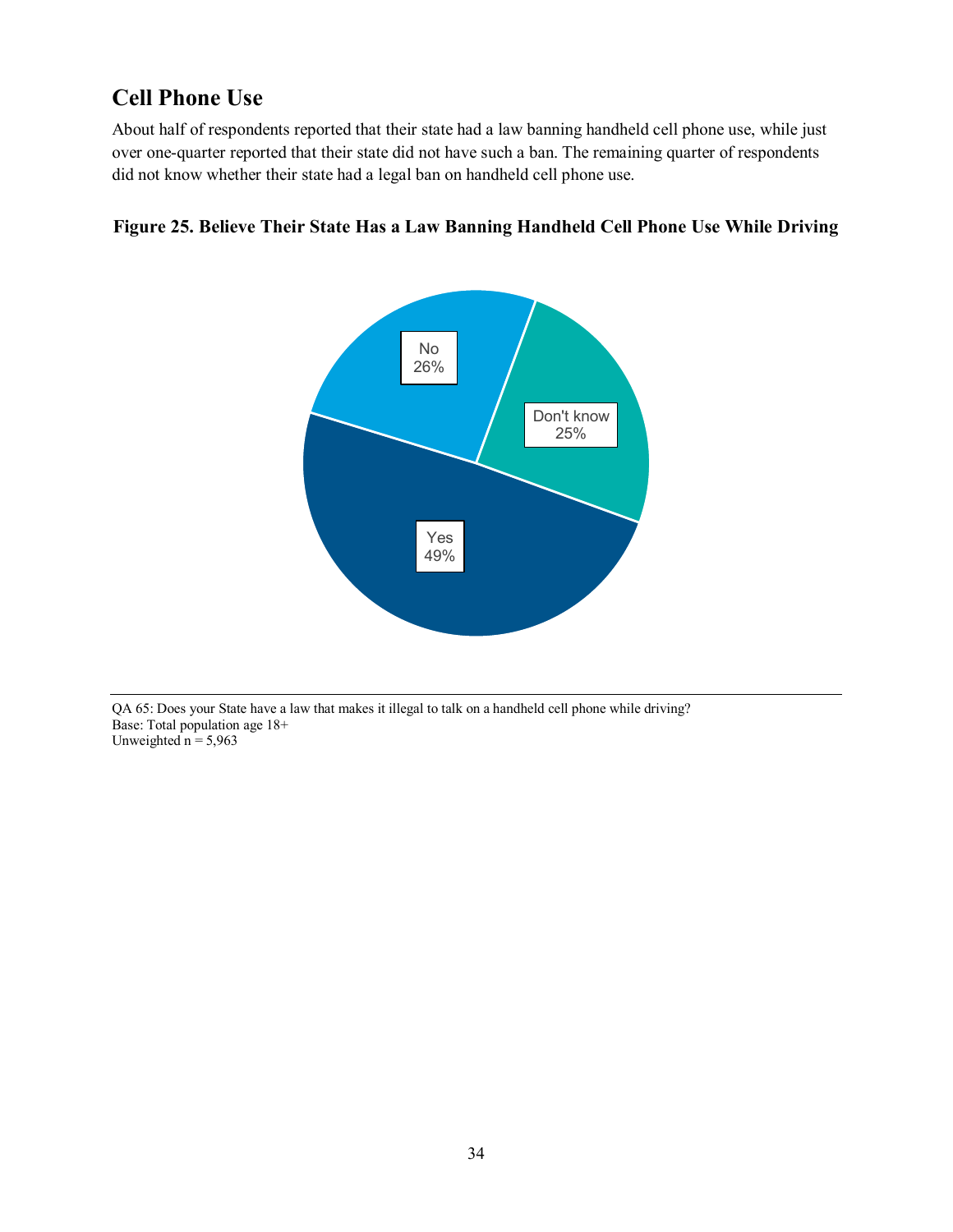## Cell Phone Use

About half of respondents reported that their state had a law banning handheld cell phone use, while just over one-quarter reported that their state did not have such a ban. The remaining quarter of respondents did not know whether their state had a legal ban on handheld cell phone use.

**Figure 25. Believe Their State Has a Law Banning Handheld Cell Phone Use While Driving**

| Response | Percent |
|---|---|
| Yes | 49% |
| No | 26% |
| Don't know | 25% |

QA 65: Does your State have a law that makes it illegal to talk on a handheld cell phone while driving?
Base: Total population age 18+
Unweighted n = 5,963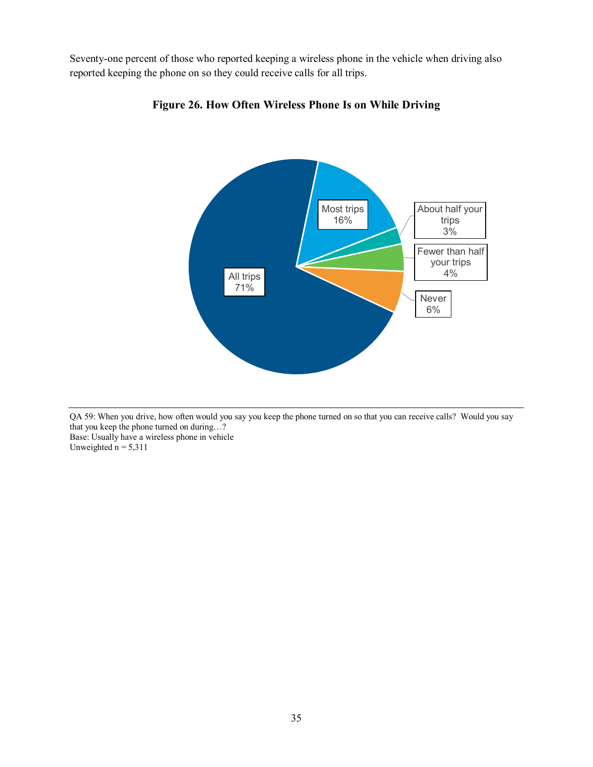Seventy-one percent of those who reported keeping a wireless phone in the vehicle when driving also reported keeping the phone on so they could receive calls for all trips.

**Figure 26. How Often Wireless Phone Is on While Driving**

| Response | Percent |
|---|---|
| All trips | 71% |
| Most trips | 16% |
| About half your trips | 3% |
| Fewer than half your trips | 4% |
| Never | 6% |

QA 59: When you drive, how often would you say you keep the phone turned on so that you can receive calls? Would you say that you keep the phone turned on during…?
Base: Usually have a wireless phone in vehicle
Unweighted n = 5,311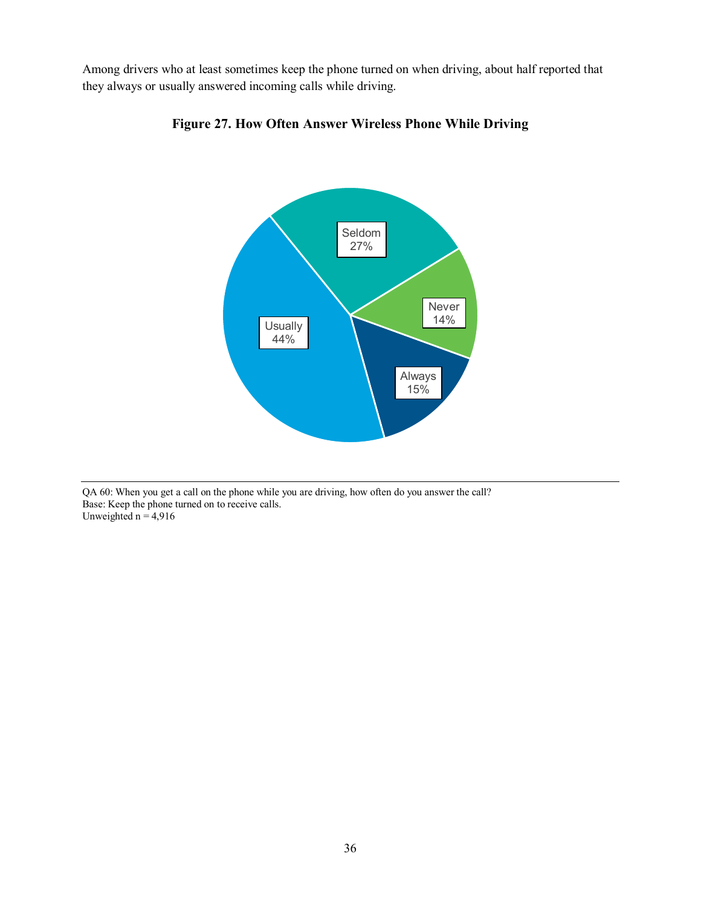Among drivers who at least sometimes keep the phone turned on when driving, about half reported that they always or usually answered incoming calls while driving.

**Figure 27. How Often Answer Wireless Phone While Driving**

| Response | Percent |
| --- | --- |
| Always | 15% |
| Usually | 44% |
| Seldom | 27% |
| Never | 14% |

QA 60: When you get a call on the phone while you are driving, how often do you answer the call?
Base: Keep the phone turned on to receive calls.
Unweighted n = 4,916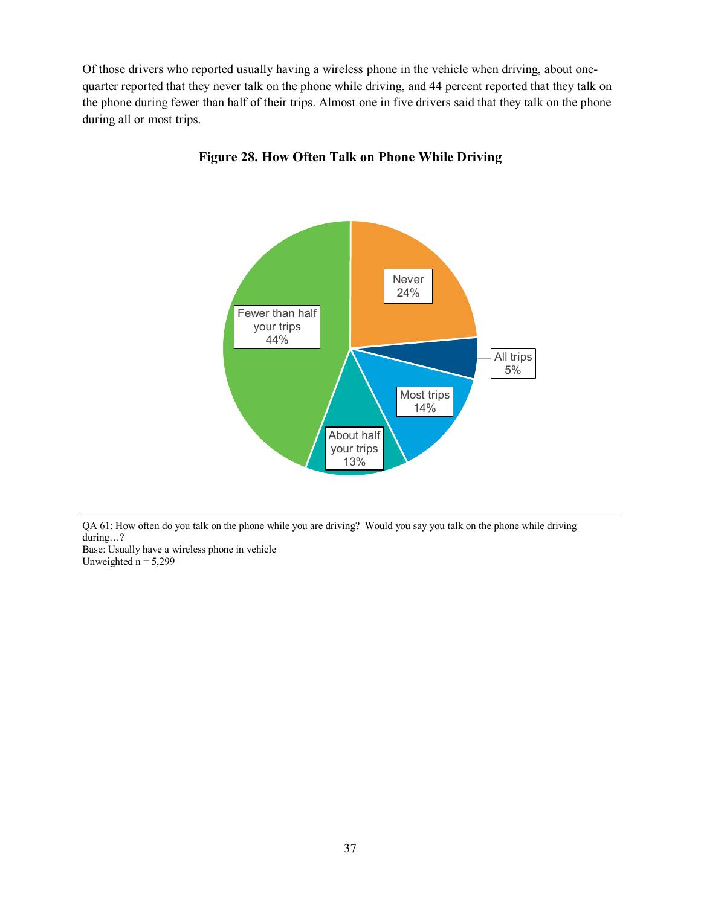Of those drivers who reported usually having a wireless phone in the vehicle when driving, about one-quarter reported that they never talk on the phone while driving, and 44 percent reported that they talk on the phone during fewer than half of their trips. Almost one in five drivers said that they talk on the phone during all or most trips.

**Figure 28. How Often Talk on Phone While Driving**

| Response | Percent |
| --- | --- |
| Never | 24% |
| All trips | 5% |
| Most trips | 14% |
| About half your trips | 13% |
| Fewer than half your trips | 44% |

QA 61: How often do you talk on the phone while you are driving? Would you say you talk on the phone while driving during…?
Base: Usually have a wireless phone in vehicle
Unweighted n = 5,299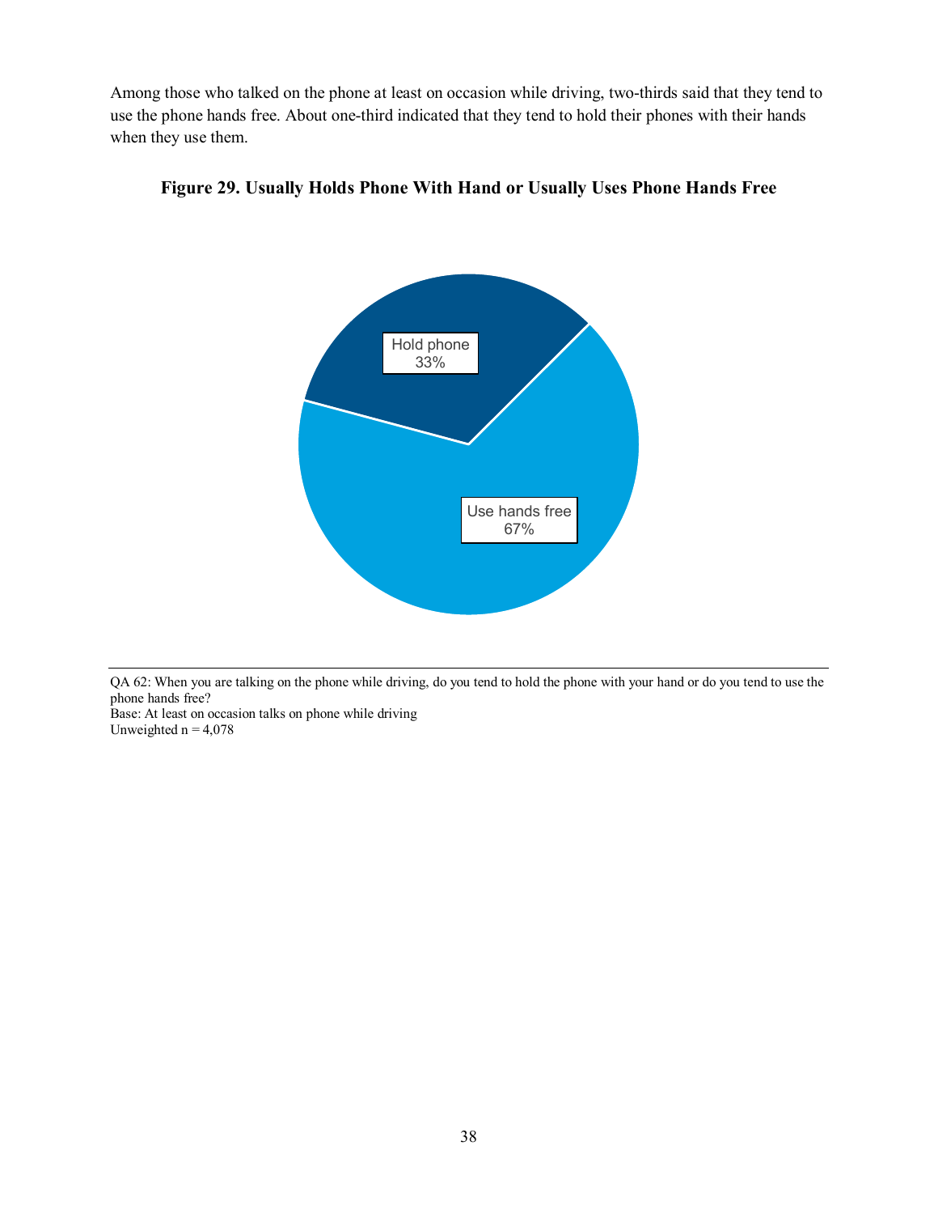Among those who talked on the phone at least on occasion while driving, two-thirds said that they tend to use the phone hands free. About one-third indicated that they tend to hold their phones with their hands when they use them.

**Figure 29. Usually Holds Phone With Hand or Usually Uses Phone Hands Free**

Hold phone 33%

Use hands free 67%

QA 62: When you are talking on the phone while driving, do you tend to hold the phone with your hand or do you tend to use the phone hands free?
Base: At least on occasion talks on phone while driving
Unweighted n = 4,078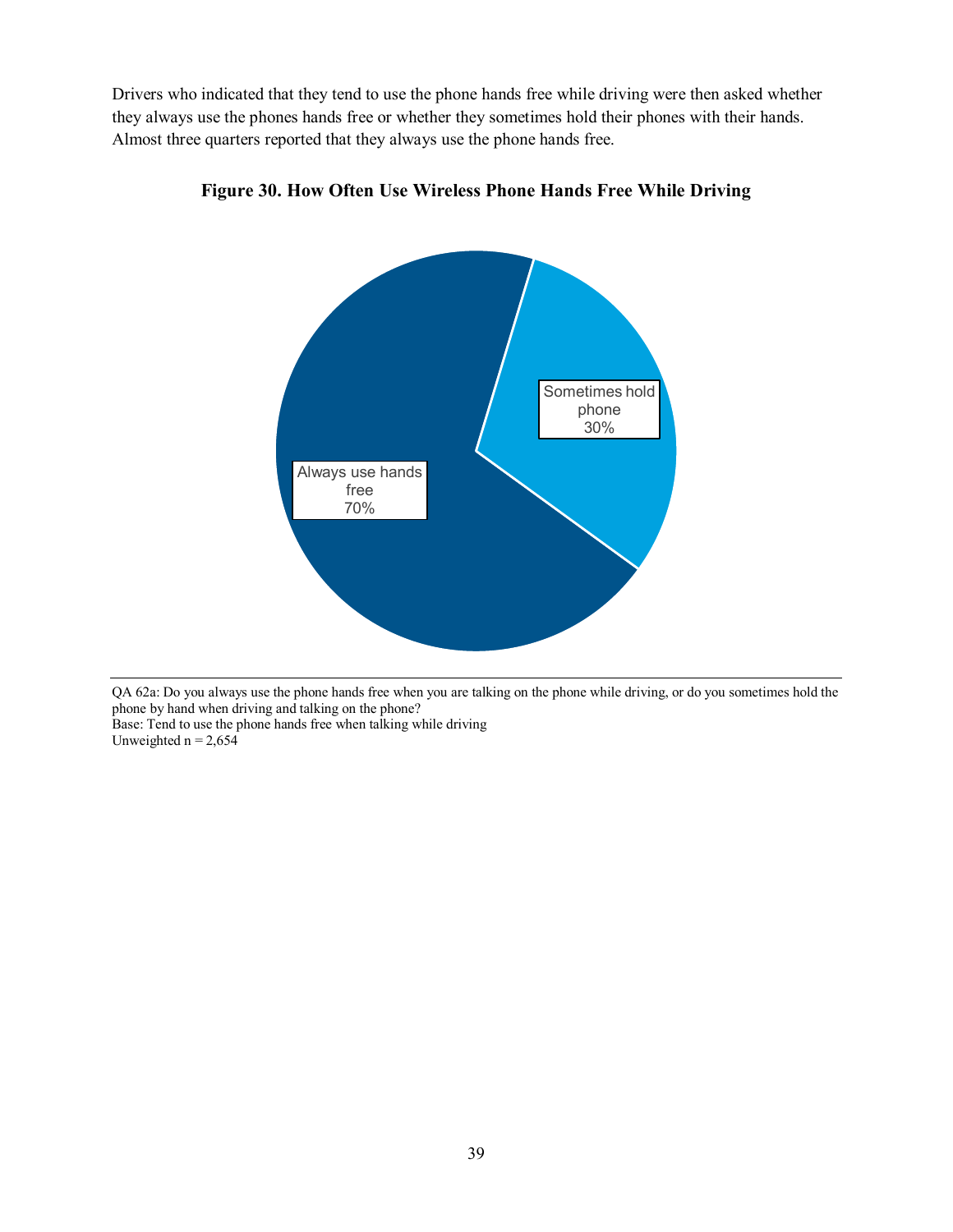Drivers who indicated that they tend to use the phone hands free while driving were then asked whether they always use the phones hands free or whether they sometimes hold their phones with their hands. Almost three quarters reported that they always use the phone hands free.

**Figure 30. How Often Use Wireless Phone Hands Free While Driving**

Sometimes hold phone 30%

Always use hands free 70%

QA 62a: Do you always use the phone hands free when you are talking on the phone while driving, or do you sometimes hold the phone by hand when driving and talking on the phone?
Base: Tend to use the phone hands free when talking while driving
Unweighted n = 2,654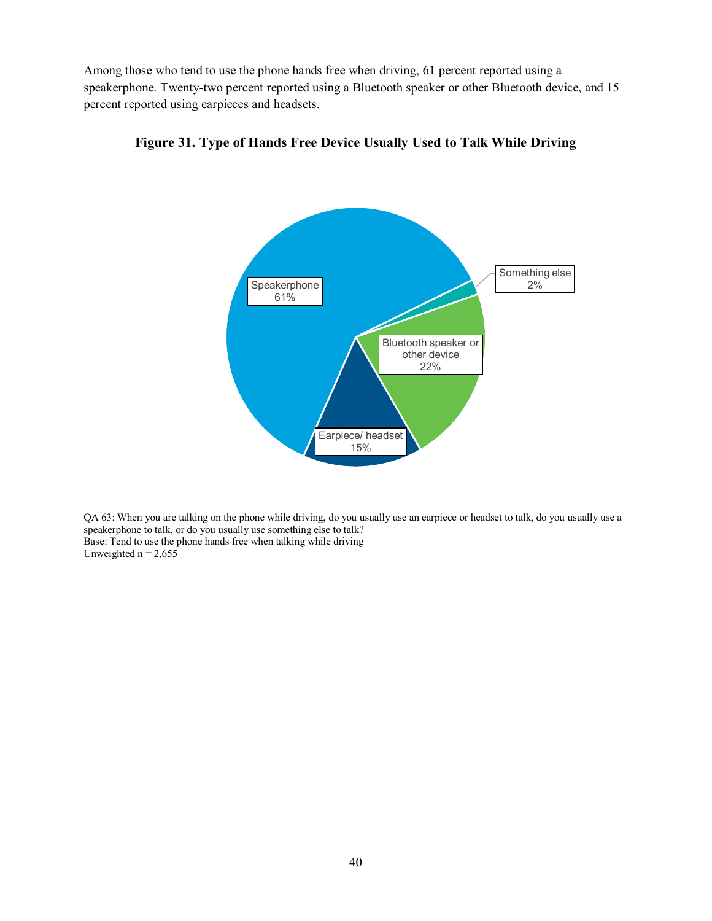Among those who tend to use the phone hands free when driving, 61 percent reported using a speakerphone. Twenty-two percent reported using a Bluetooth speaker or other Bluetooth device, and 15 percent reported using earpieces and headsets.

**Figure 31. Type of Hands Free Device Usually Used to Talk While Driving**

| Type | Percent |
| --- | --- |
| Speakerphone | 61% |
| Bluetooth speaker or other device | 22% |
| Earpiece/ headset | 15% |
| Something else | 2% |

QA 63: When you are talking on the phone while driving, do you usually use an earpiece or headset to talk, do you usually use a speakerphone to talk, or do you usually use something else to talk?
Base: Tend to use the phone hands free when talking while driving
Unweighted n = 2,655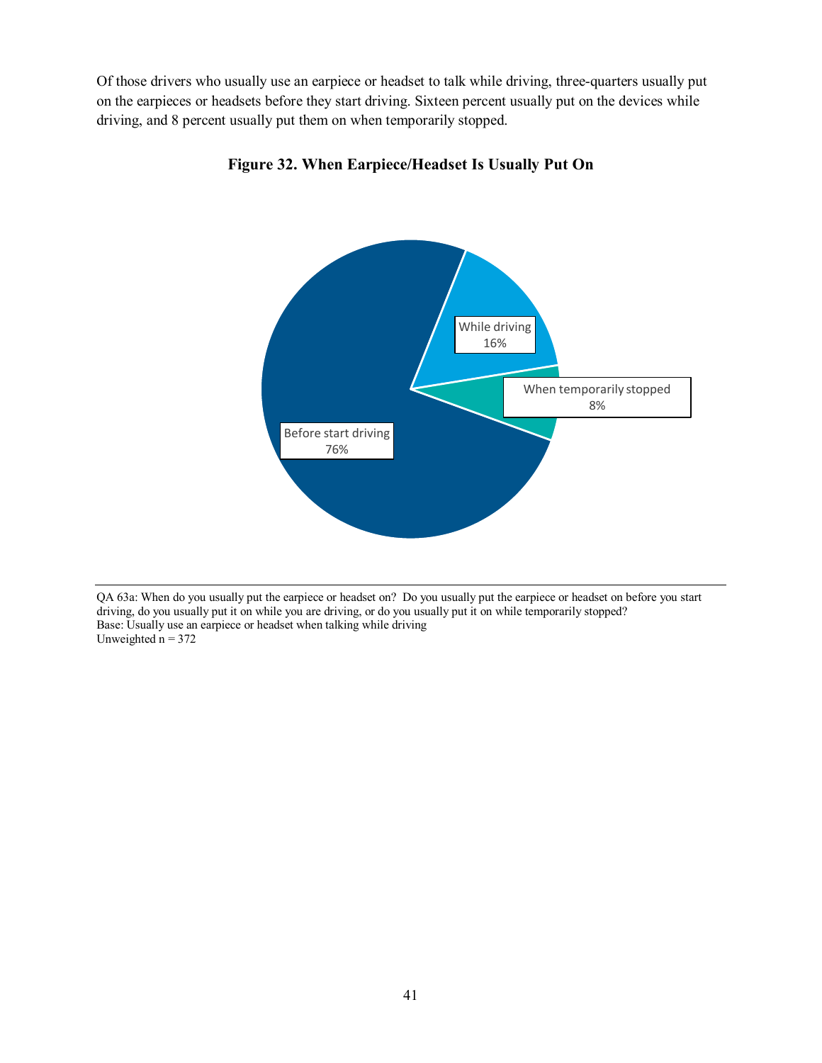Of those drivers who usually use an earpiece or headset to talk while driving, three-quarters usually put on the earpieces or headsets before they start driving. Sixteen percent usually put on the devices while driving, and 8 percent usually put them on when temporarily stopped.

**Figure 32. When Earpiece/Headset Is Usually Put On**

| When Put On | Percent |
|---|---|
| Before start driving | 76% |
| While driving | 16% |
| When temporarily stopped | 8% |

QA 63a: When do you usually put the earpiece or headset on? Do you usually put the earpiece or headset on before you start driving, do you usually put it on while you are driving, or do you usually put it on while temporarily stopped?
Base: Usually use an earpiece or headset when talking while driving
Unweighted n = 372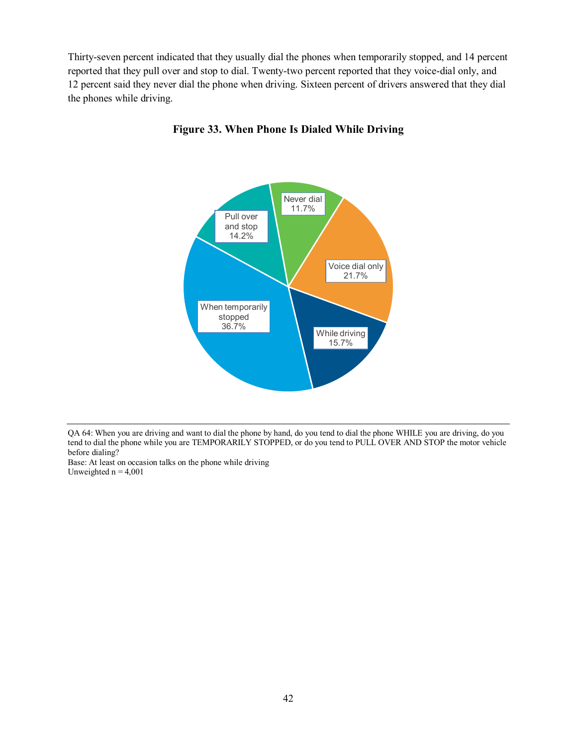Thirty-seven percent indicated that they usually dial the phones when temporarily stopped, and 14 percent reported that they pull over and stop to dial. Twenty-two percent reported that they voice-dial only, and 12 percent said they never dial the phone when driving. Sixteen percent of drivers answered that they dial the phones while driving.

**Figure 33. When Phone Is Dialed While Driving**

| Category | Percent |
|---|---|
| When temporarily stopped | 36.7% |
| Voice dial only | 21.7% |
| While driving | 15.7% |
| Pull over and stop | 14.2% |
| Never dial | 11.7% |

QA 64: When you are driving and want to dial the phone by hand, do you tend to dial the phone WHILE you are driving, do you tend to dial the phone while you are TEMPORARILY STOPPED, or do you tend to PULL OVER AND STOP the motor vehicle before dialing?
Base: At least on occasion talks on the phone while driving
Unweighted n = 4,001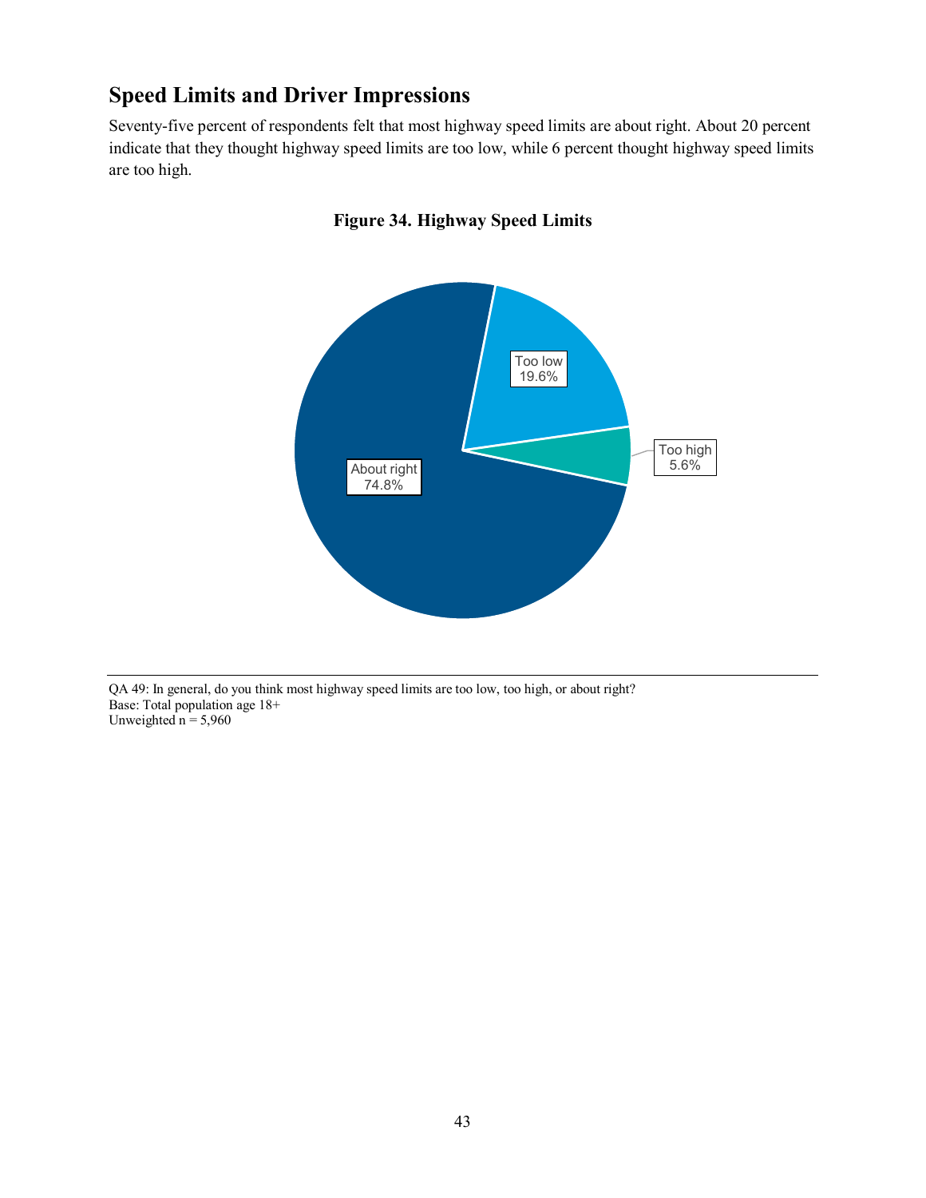## Speed Limits and Driver Impressions

Seventy-five percent of respondents felt that most highway speed limits are about right. About 20 percent indicate that they thought highway speed limits are too low, while 6 percent thought highway speed limits are too high.

**Figure 34. Highway Speed Limits**

Too low 19.6%

Too high 5.6%

About right 74.8%

QA 49: In general, do you think most highway speed limits are too low, too high, or about right?
Base: Total population age 18+
Unweighted n = 5,960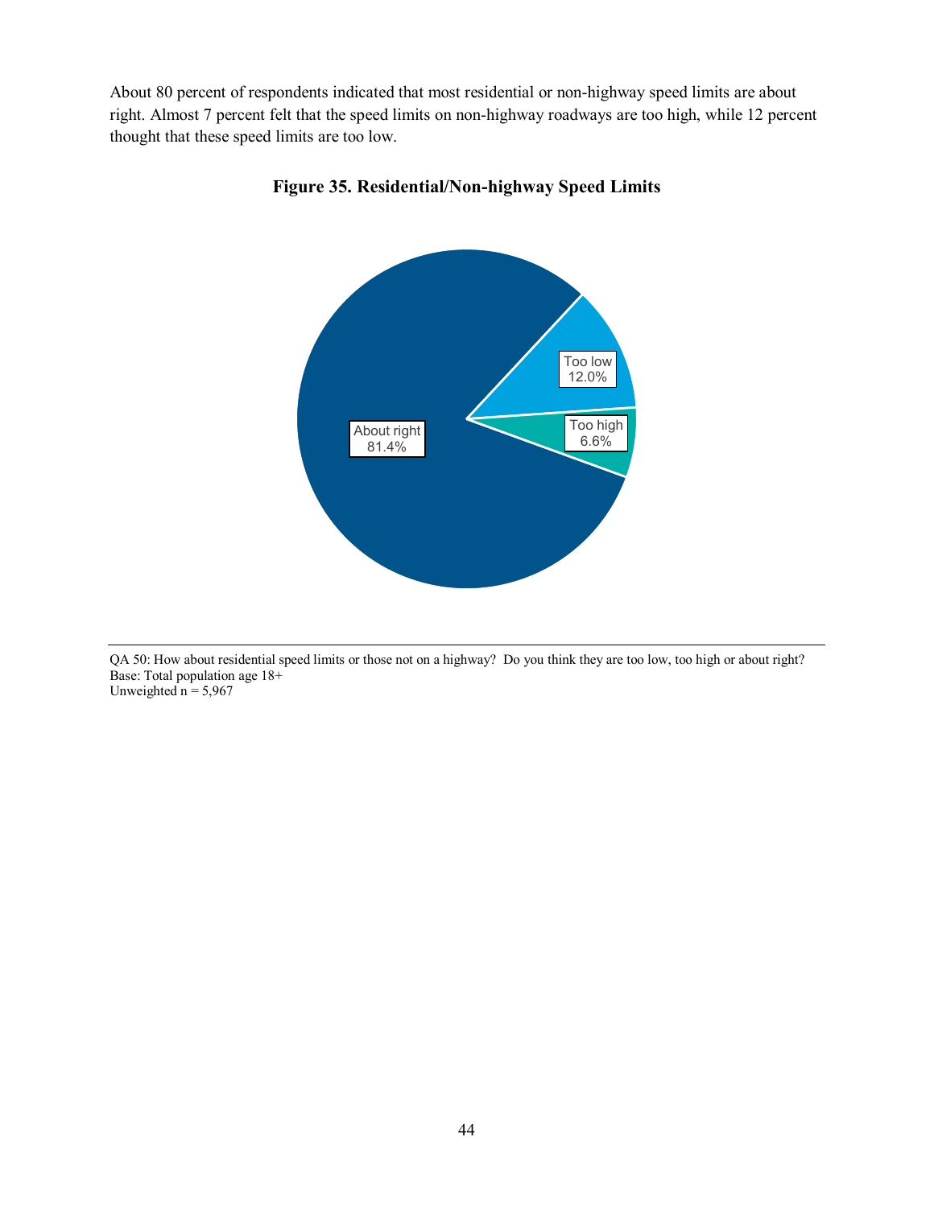About 80 percent of respondents indicated that most residential or non-highway speed limits are about right. Almost 7 percent felt that the speed limits on non-highway roadways are too high, while 12 percent thought that these speed limits are too low.

**Figure 35. Residential/Non-highway Speed Limits**

About right 81.4%

Too low 12.0%

Too high 6.6%

QA 50: How about residential speed limits or those not on a highway? Do you think they are too low, too high or about right?
Base: Total population age 18+
Unweighted n = 5,967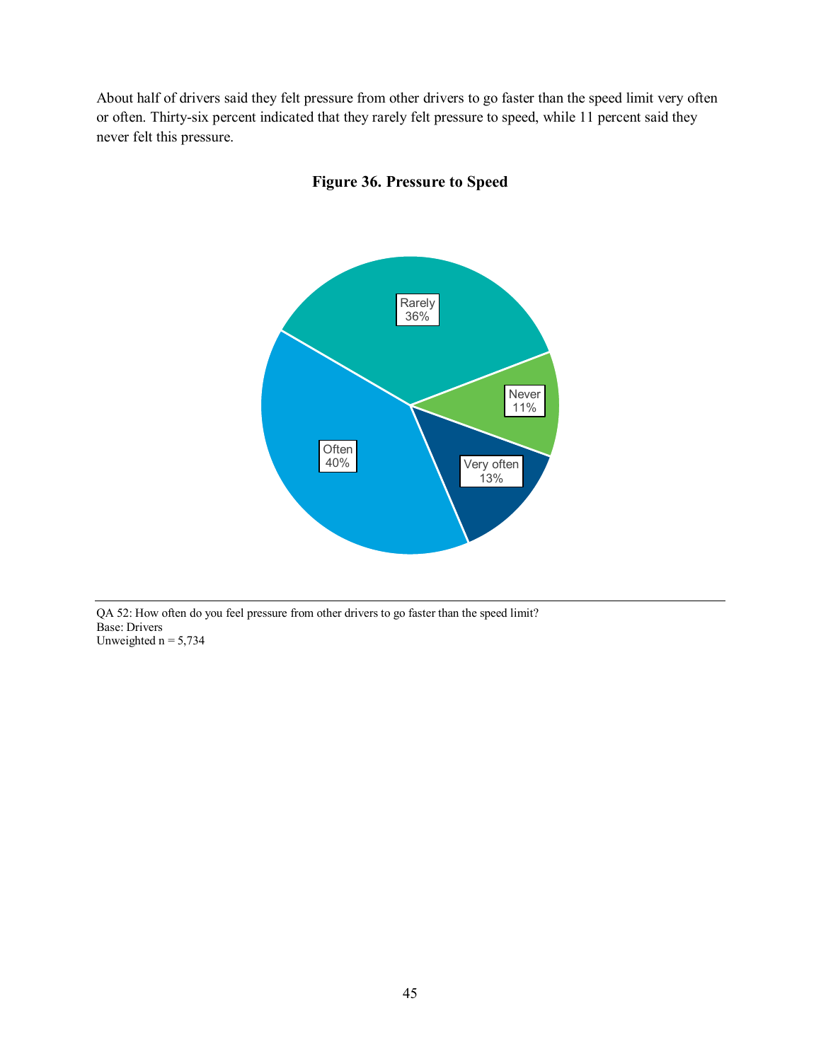About half of drivers said they felt pressure from other drivers to go faster than the speed limit very often or often. Thirty-six percent indicated that they rarely felt pressure to speed, while 11 percent said they never felt this pressure.

**Figure 36. Pressure to Speed**

| Response | Percent |
|---|---|
| Very often | 13% |
| Often | 40% |
| Rarely | 36% |
| Never | 11% |

QA 52: How often do you feel pressure from other drivers to go faster than the speed limit?
Base: Drivers
Unweighted n = 5,734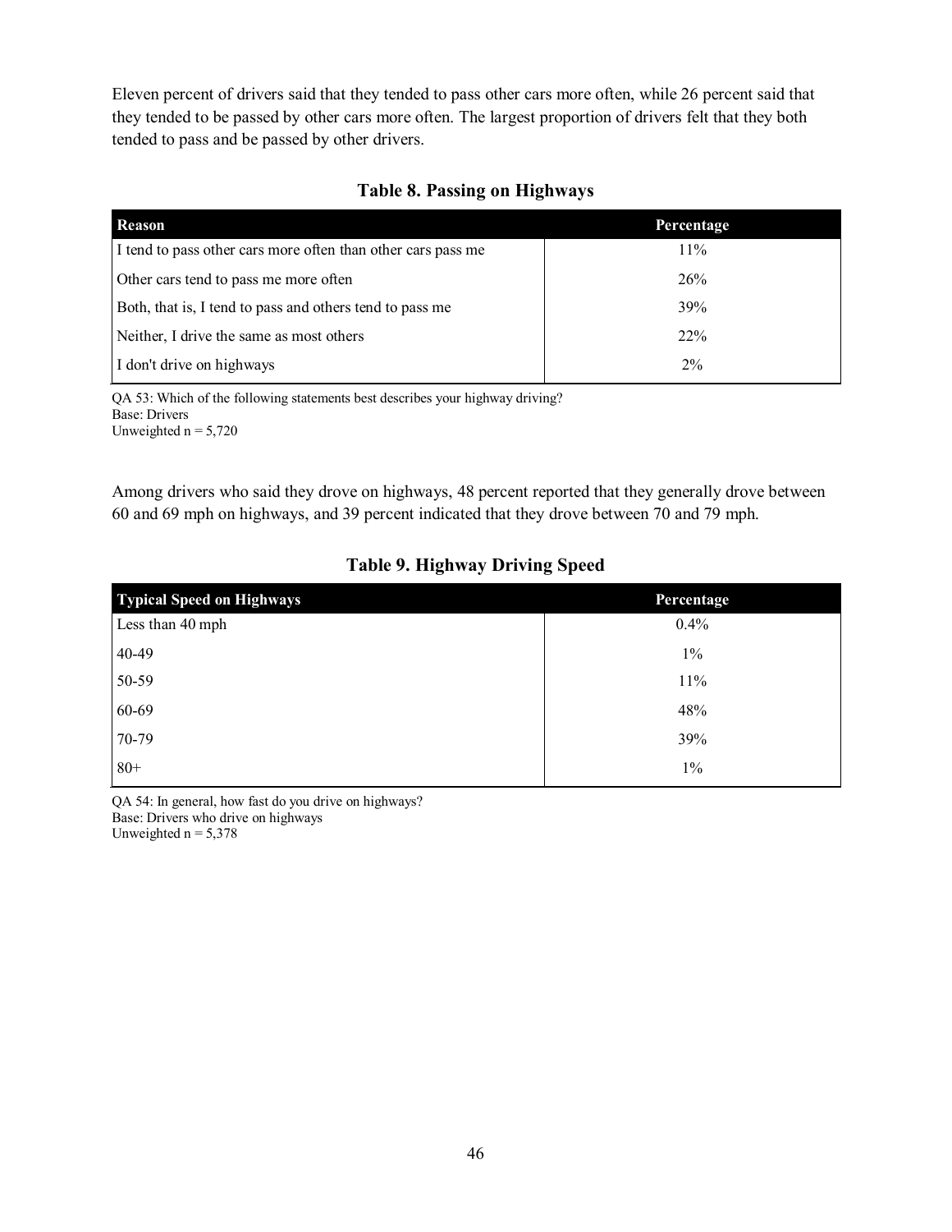Eleven percent of drivers said that they tended to pass other cars more often, while 26 percent said that they tended to be passed by other cars more often. The largest proportion of drivers felt that they both tended to pass and be passed by other drivers.

**Table 8. Passing on Highways**

| Reason | Percentage |
|---|---|
| I tend to pass other cars more often than other cars pass me | 11% |
| Other cars tend to pass me more often | 26% |
| Both, that is, I tend to pass and others tend to pass me | 39% |
| Neither, I drive the same as most others | 22% |
| I don't drive on highways | 2% |

QA 53: Which of the following statements best describes your highway driving?
Base: Drivers
Unweighted n = 5,720

Among drivers who said they drove on highways, 48 percent reported that they generally drove between 60 and 69 mph on highways, and 39 percent indicated that they drove between 70 and 79 mph.

**Table 9. Highway Driving Speed**

| Typical Speed on Highways | Percentage |
|---|---|
| Less than 40 mph | 0.4% |
| 40-49 | 1% |
| 50-59 | 11% |
| 60-69 | 48% |
| 70-79 | 39% |
| 80+ | 1% |

QA 54: In general, how fast do you drive on highways?
Base: Drivers who drive on highways
Unweighted n = 5,378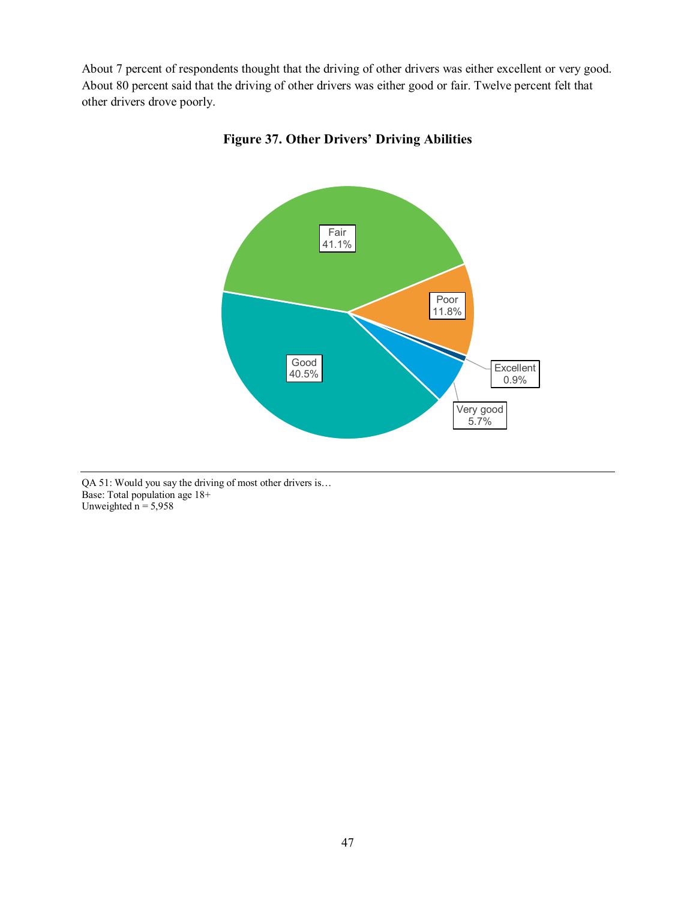About 7 percent of respondents thought that the driving of other drivers was either excellent or very good. About 80 percent said that the driving of other drivers was either good or fair. Twelve percent felt that other drivers drove poorly.

**Figure 37. Other Drivers' Driving Abilities**

| Response | Percent |
|---|---|
| Fair | 41.1% |
| Poor | 11.8% |
| Excellent | 0.9% |
| Very good | 5.7% |
| Good | 40.5% |

QA 51: Would you say the driving of most other drivers is…
Base: Total population age 18+
Unweighted n = 5,958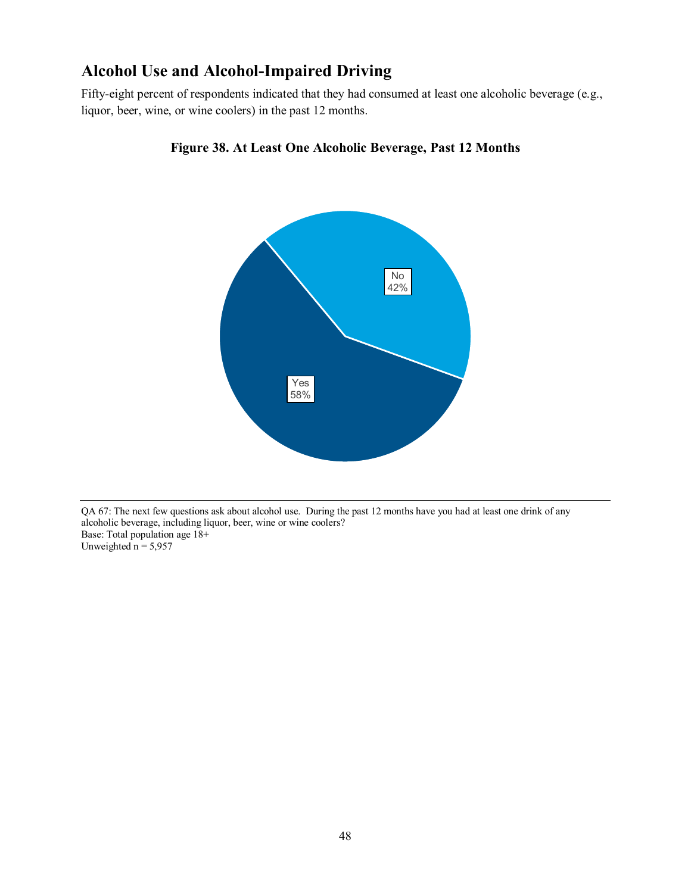## Alcohol Use and Alcohol-Impaired Driving

Fifty-eight percent of respondents indicated that they had consumed at least one alcoholic beverage (e.g., liquor, beer, wine, or wine coolers) in the past 12 months.

**Figure 38. At Least One Alcoholic Beverage, Past 12 Months**

No
42%

Yes
58%

QA 67: The next few questions ask about alcohol use. During the past 12 months have you had at least one drink of any alcoholic beverage, including liquor, beer, wine or wine coolers?
Base: Total population age 18+
Unweighted n = 5,957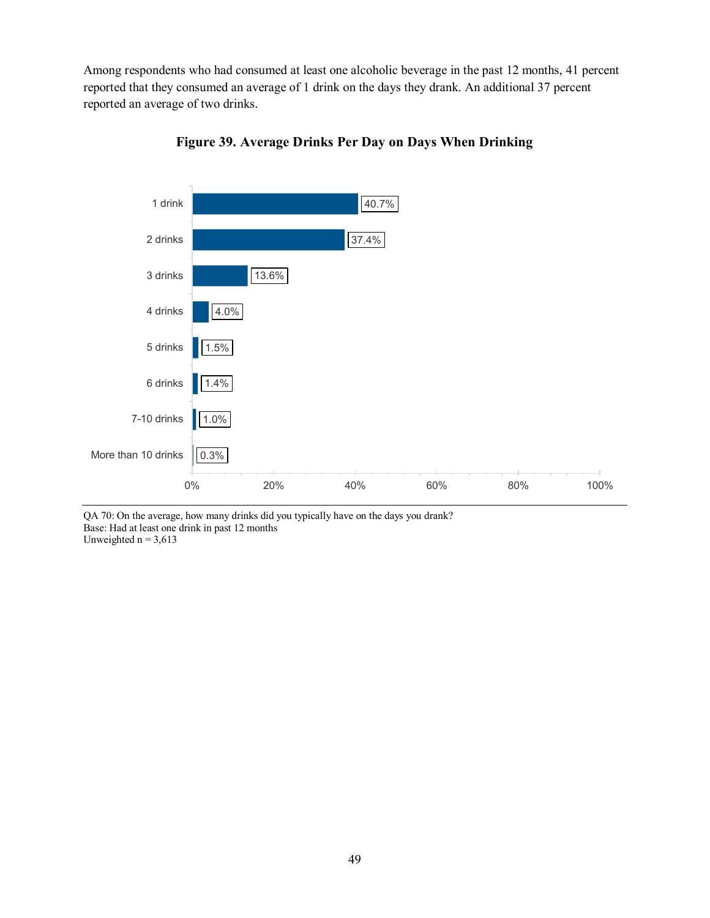Among respondents who had consumed at least one alcoholic beverage in the past 12 months, 41 percent reported that they consumed an average of 1 drink on the days they drank. An additional 37 percent reported an average of two drinks.

**Figure 39. Average Drinks Per Day on Days When Drinking**

| Drinks | Percent |
|---|---|
| 1 drink | 40.7% |
| 2 drinks | 37.4% |
| 3 drinks | 13.6% |
| 4 drinks | 4.0% |
| 5 drinks | 1.5% |
| 6 drinks | 1.4% |
| 7-10 drinks | 1.0% |
| More than 10 drinks | 0.3% |

QA 70: On the average, how many drinks did you typically have on the days you drank?
Base: Had at least one drink in past 12 months
Unweighted n = 3,613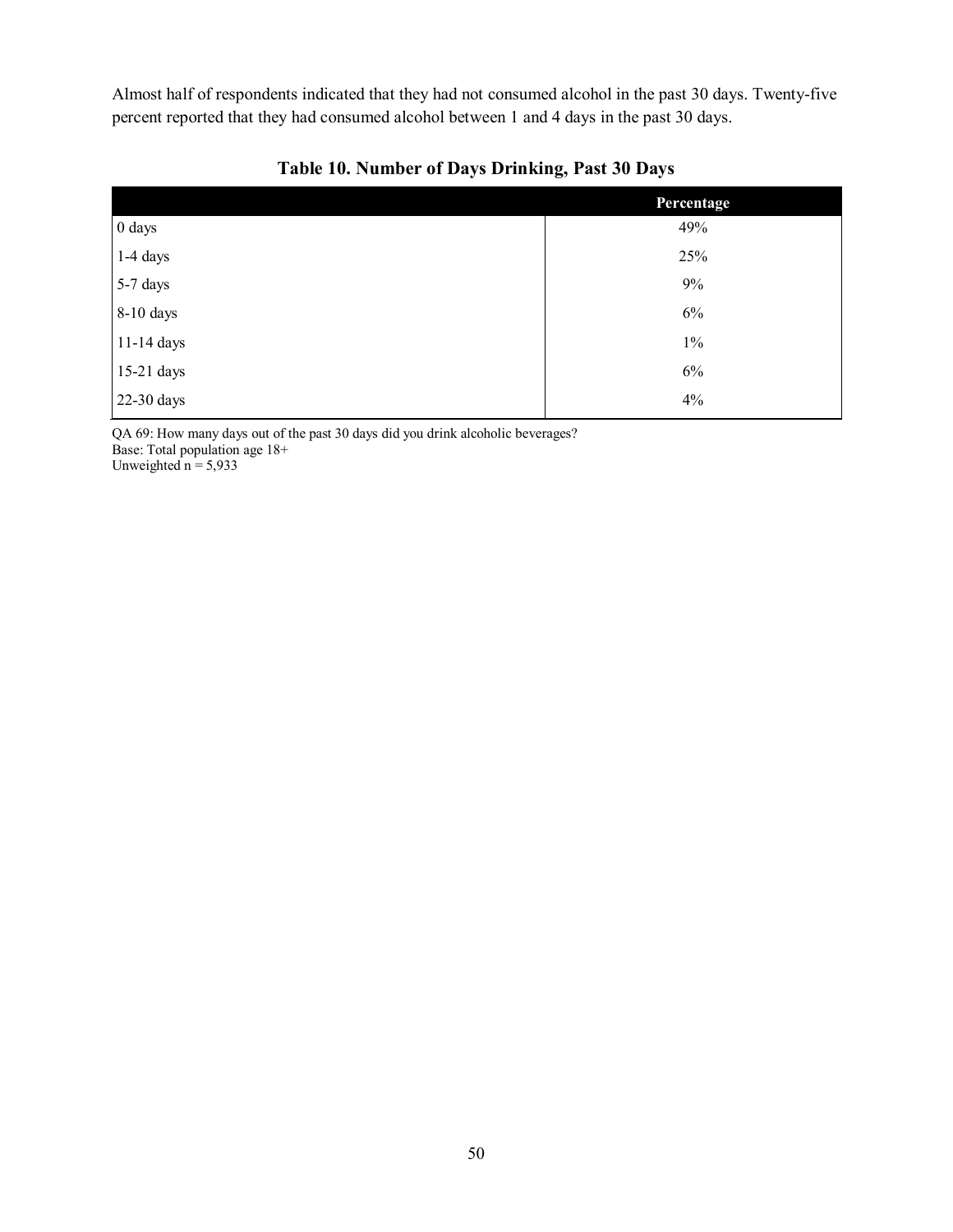Almost half of respondents indicated that they had not consumed alcohol in the past 30 days. Twenty-five percent reported that they had consumed alcohol between 1 and 4 days in the past 30 days.

**Table 10. Number of Days Drinking, Past 30 Days**

| | Percentage |
|---|---|
| 0 days | 49% |
| 1-4 days | 25% |
| 5-7 days | 9% |
| 8-10 days | 6% |
| 11-14 days | 1% |
| 15-21 days | 6% |
| 22-30 days | 4% |

QA 69: How many days out of the past 30 days did you drink alcoholic beverages?
Base: Total population age 18+
Unweighted n = 5,933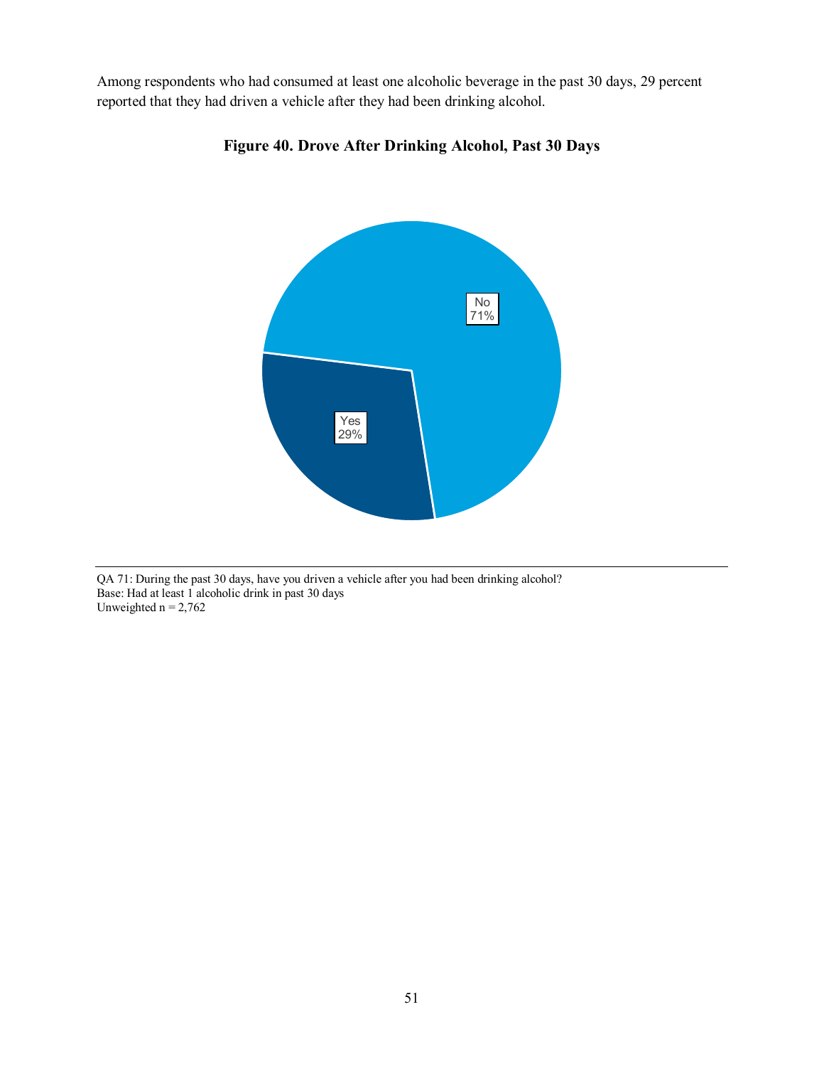Among respondents who had consumed at least one alcoholic beverage in the past 30 days, 29 percent reported that they had driven a vehicle after they had been drinking alcohol.

**Figure 40. Drove After Drinking Alcohol, Past 30 Days**

No 71%

Yes 29%

QA 71: During the past 30 days, have you driven a vehicle after you had been drinking alcohol?
Base: Had at least 1 alcoholic drink in past 30 days
Unweighted n = 2,762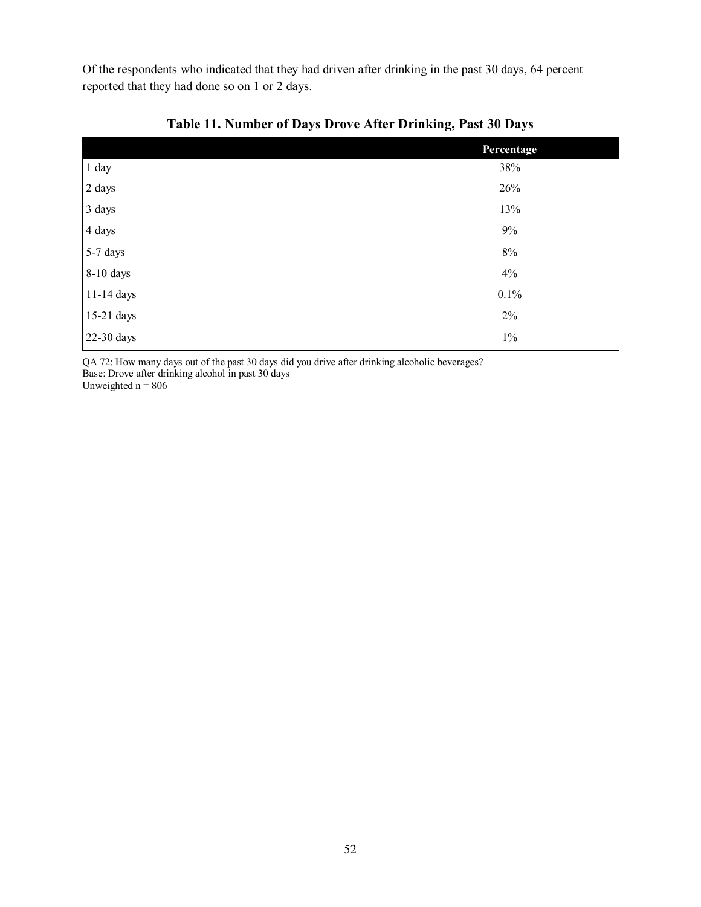Of the respondents who indicated that they had driven after drinking in the past 30 days, 64 percent reported that they had done so on 1 or 2 days.

**Table 11. Number of Days Drove After Drinking, Past 30 Days**

| | Percentage |
|---|---|
| 1 day | 38% |
| 2 days | 26% |
| 3 days | 13% |
| 4 days | 9% |
| 5-7 days | 8% |
| 8-10 days | 4% |
| 11-14 days | 0.1% |
| 15-21 days | 2% |
| 22-30 days | 1% |

QA 72: How many days out of the past 30 days did you drive after drinking alcoholic beverages?
Base: Drove after drinking alcohol in past 30 days
Unweighted n = 806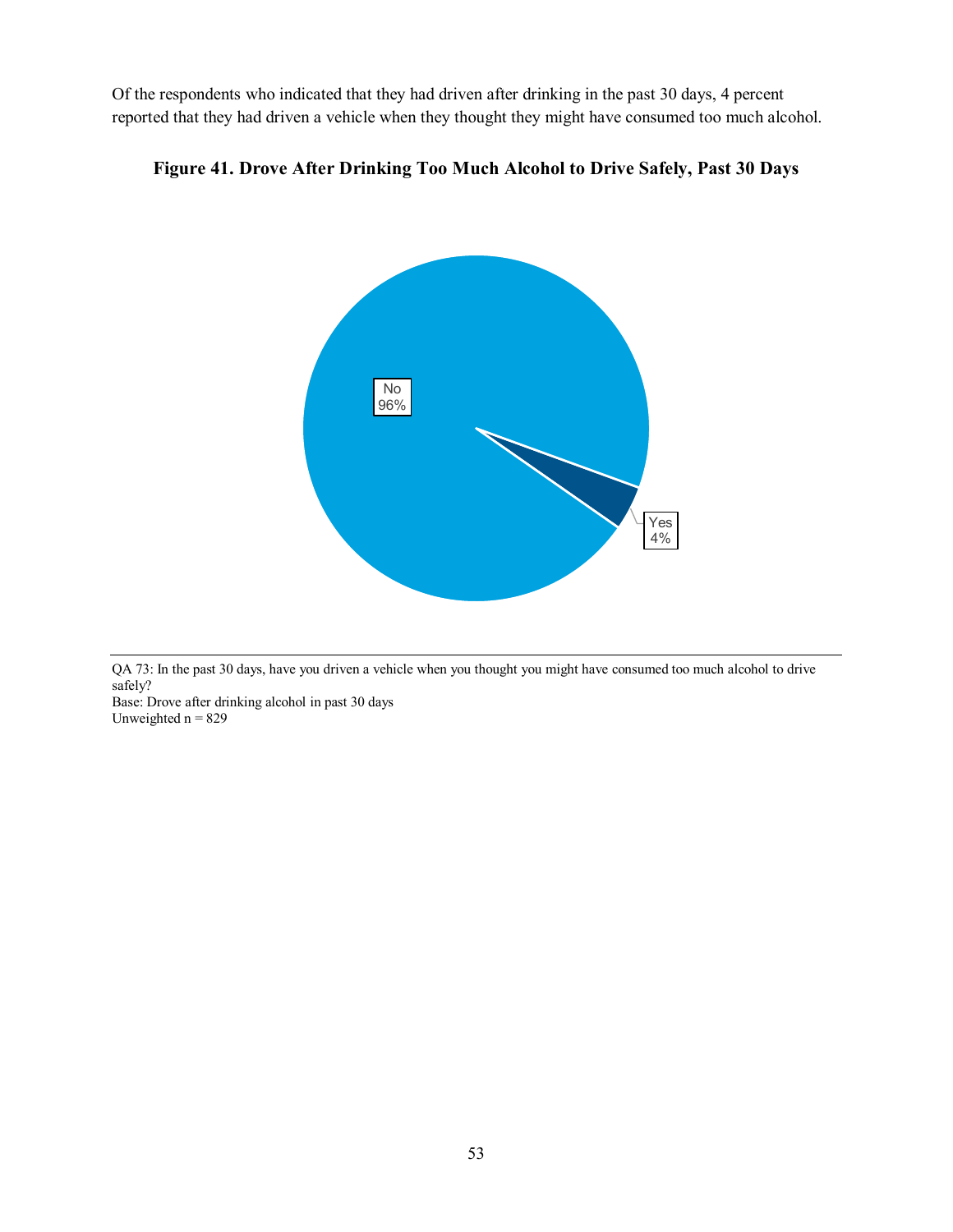Of the respondents who indicated that they had driven after drinking in the past 30 days, 4 percent reported that they had driven a vehicle when they thought they might have consumed too much alcohol.

**Figure 41. Drove After Drinking Too Much Alcohol to Drive Safely, Past 30 Days**

No 96%

Yes 4%

QA 73: In the past 30 days, have you driven a vehicle when you thought you might have consumed too much alcohol to drive safely?
Base: Drove after drinking alcohol in past 30 days
Unweighted n = 829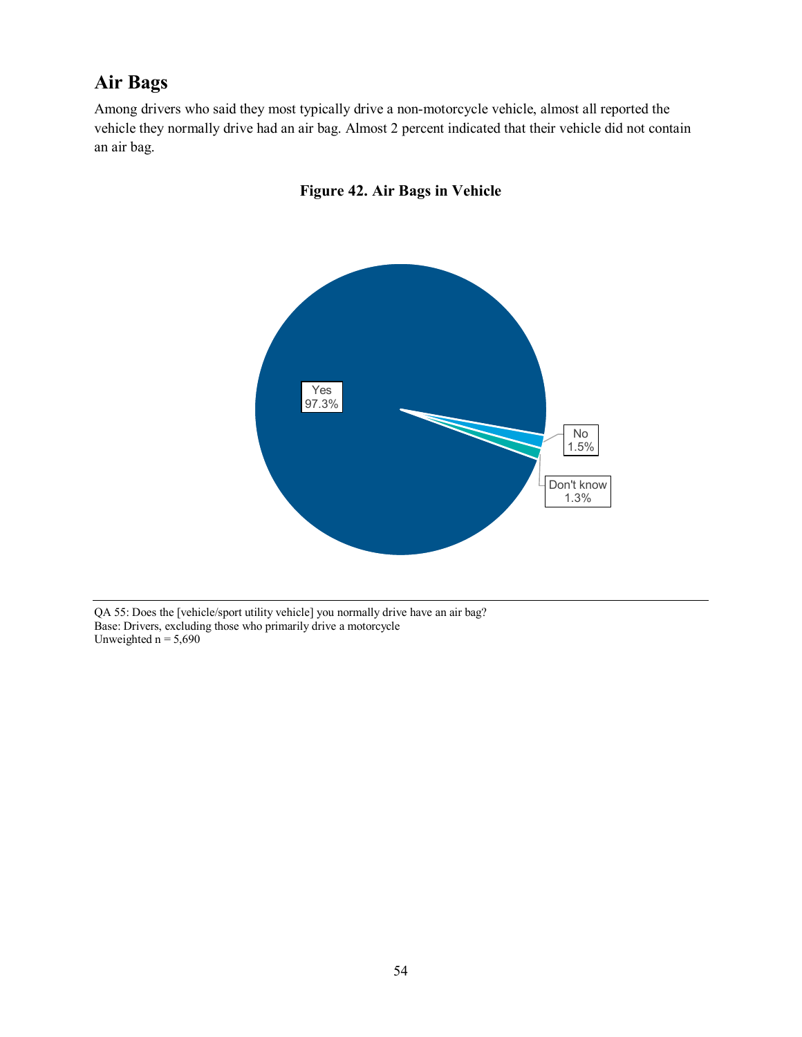## Air Bags

Among drivers who said they most typically drive a non-motorcycle vehicle, almost all reported the vehicle they normally drive had an air bag. Almost 2 percent indicated that their vehicle did not contain an air bag.

**Figure 42. Air Bags in Vehicle**

Yes
97.3%

No
1.5%

Don't know
1.3%

QA 55: Does the [vehicle/sport utility vehicle] you normally drive have an air bag?
Base: Drivers, excluding those who primarily drive a motorcycle
Unweighted n = 5,690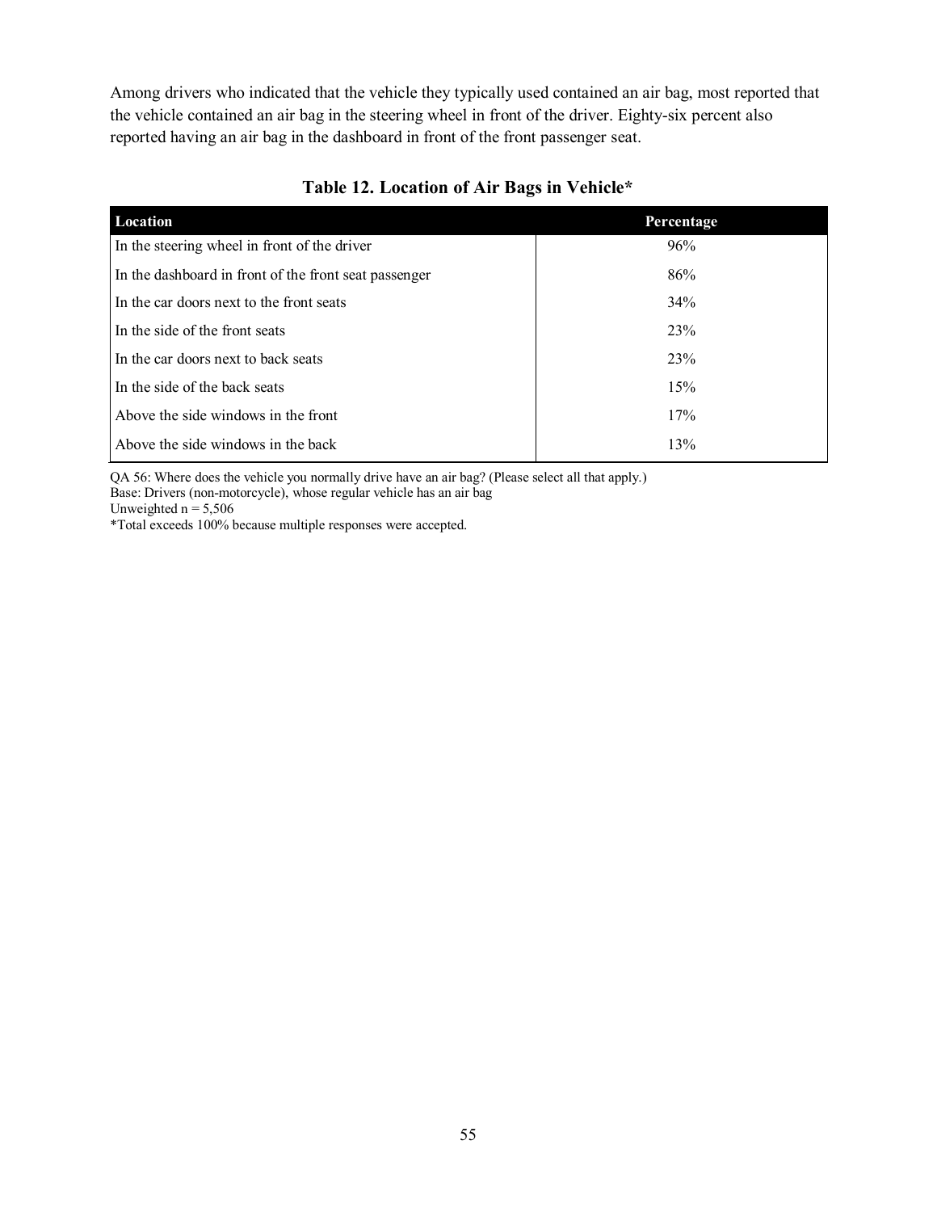Among drivers who indicated that the vehicle they typically used contained an air bag, most reported that the vehicle contained an air bag in the steering wheel in front of the driver. Eighty-six percent also reported having an air bag in the dashboard in front of the front passenger seat.

### Table 12. Location of Air Bags in Vehicle*

| Location | Percentage |
|---|---|
| In the steering wheel in front of the driver | 96% |
| In the dashboard in front of the front seat passenger | 86% |
| In the car doors next to the front seats | 34% |
| In the side of the front seats | 23% |
| In the car doors next to back seats | 23% |
| In the side of the back seats | 15% |
| Above the side windows in the front | 17% |
| Above the side windows in the back | 13% |

QA 56: Where does the vehicle you normally drive have an air bag? (Please select all that apply.)
Base: Drivers (non-motorcycle), whose regular vehicle has an air bag
Unweighted n = 5,506
*Total exceeds 100% because multiple responses were accepted.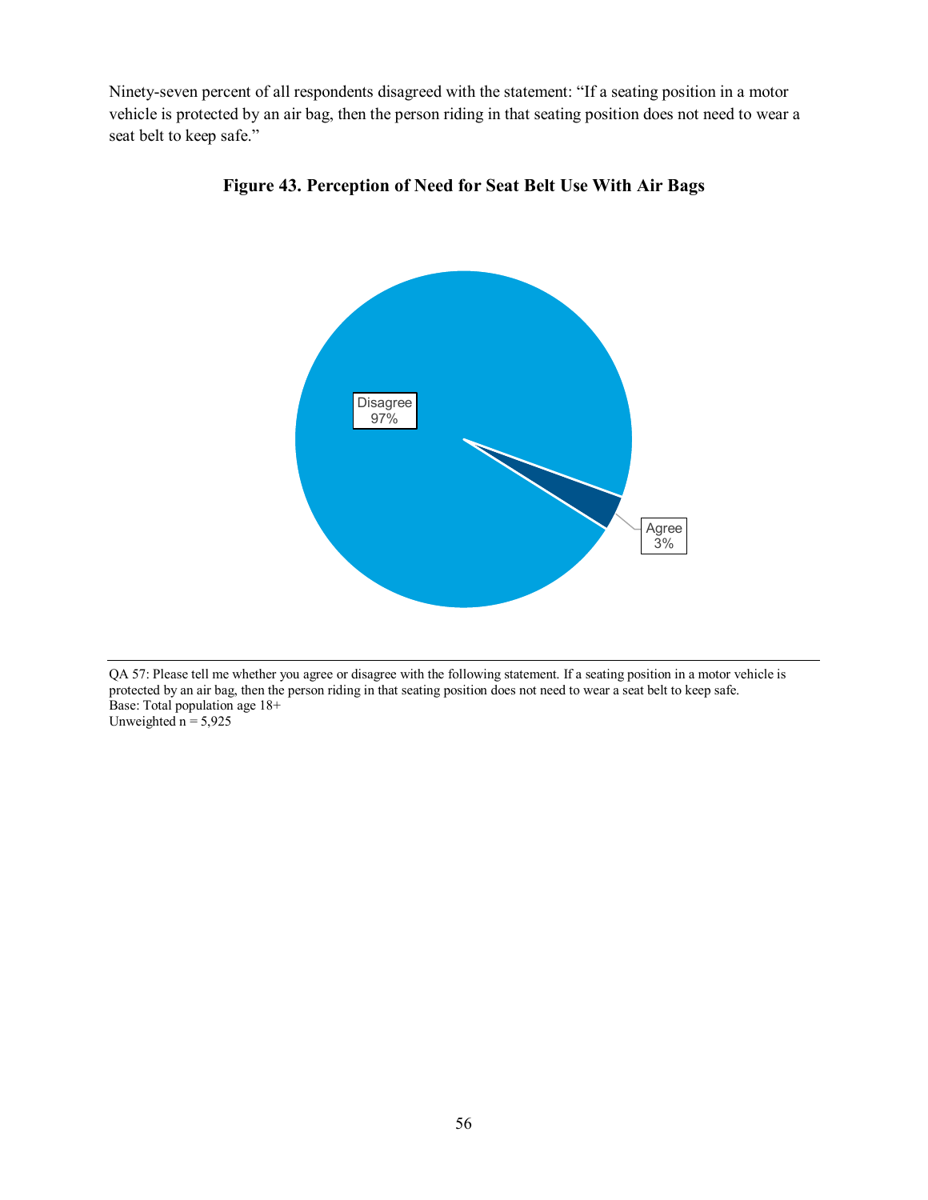Ninety-seven percent of all respondents disagreed with the statement: "If a seating position in a motor vehicle is protected by an air bag, then the person riding in that seating position does not need to wear a seat belt to keep safe."

**Figure 43. Perception of Need for Seat Belt Use With Air Bags**

Disagree 97%

Agree 3%

QA 57: Please tell me whether you agree or disagree with the following statement. If a seating position in a motor vehicle is protected by an air bag, then the person riding in that seating position does not need to wear a seat belt to keep safe.
Base: Total population age 18+
Unweighted n = 5,925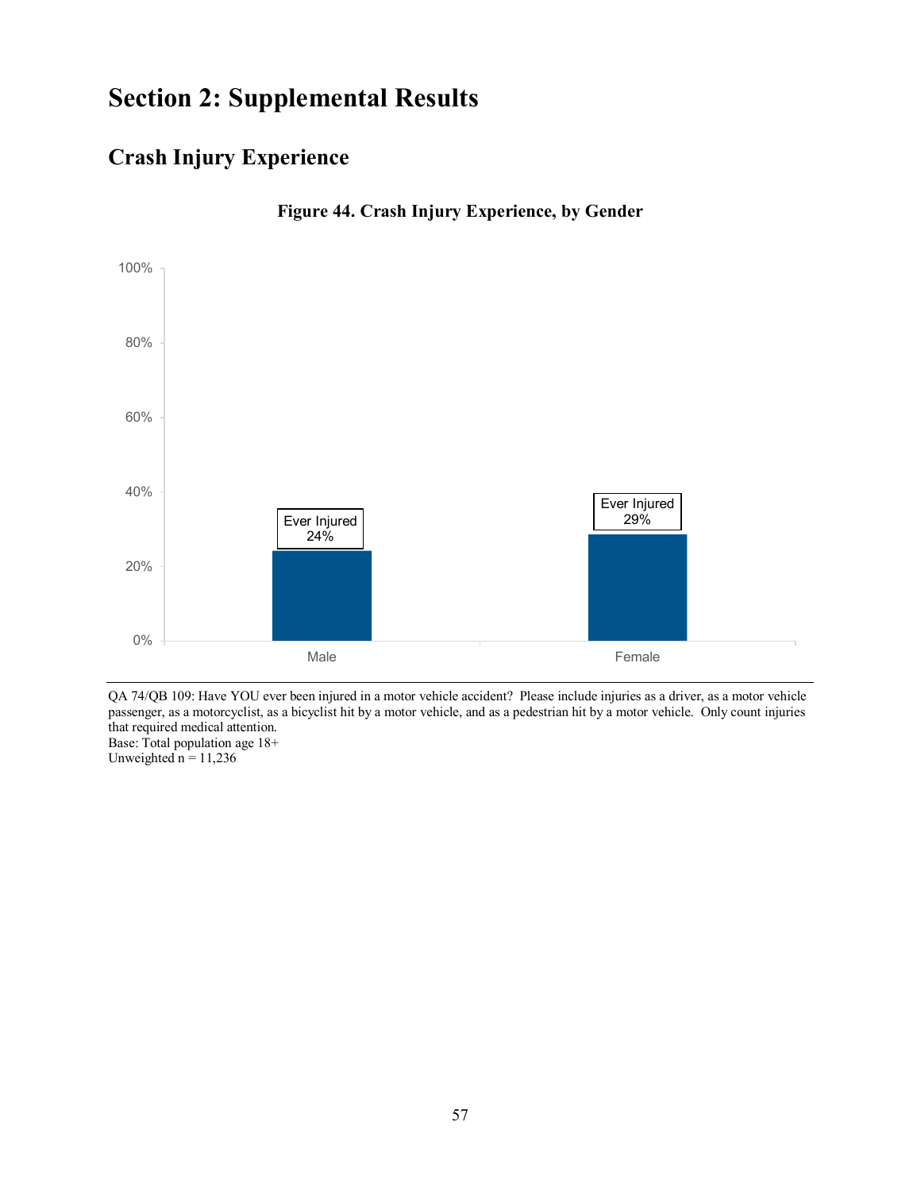# Section 2: Supplemental Results

## Crash Injury Experience

**Figure 44. Crash Injury Experience, by Gender**

| | Ever Injured |
|---|---|
| Male | 24% |
| Female | 29% |

QA 74/QB 109: Have YOU ever been injured in a motor vehicle accident? Please include injuries as a driver, as a motor vehicle passenger, as a motorcyclist, as a bicyclist hit by a motor vehicle, and as a pedestrian hit by a motor vehicle. Only count injuries that required medical attention.
Base: Total population age 18+
Unweighted n = 11,236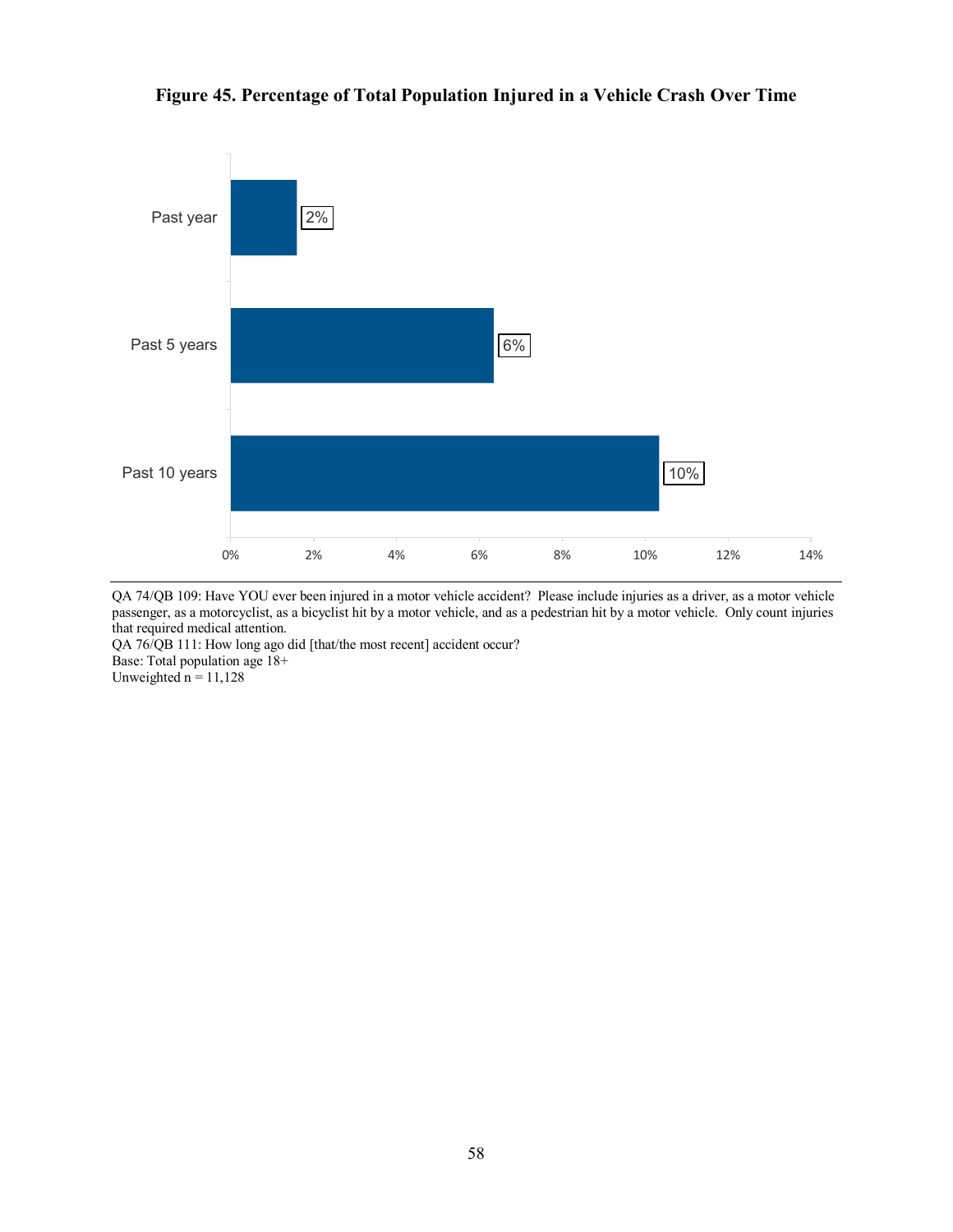**Figure 45. Percentage of Total Population Injured in a Vehicle Crash Over Time**

| | Percentage |
|---|---|
| Past year | 2% |
| Past 5 years | 6% |
| Past 10 years | 10% |

QA 74/QB 109: Have YOU ever been injured in a motor vehicle accident? Please include injuries as a driver, as a motor vehicle passenger, as a motorcyclist, as a bicyclist hit by a motor vehicle, and as a pedestrian hit by a motor vehicle. Only count injuries that required medical attention.
QA 76/QB 111: How long ago did [that/the most recent] accident occur?
Base: Total population age 18+
Unweighted n = 11,128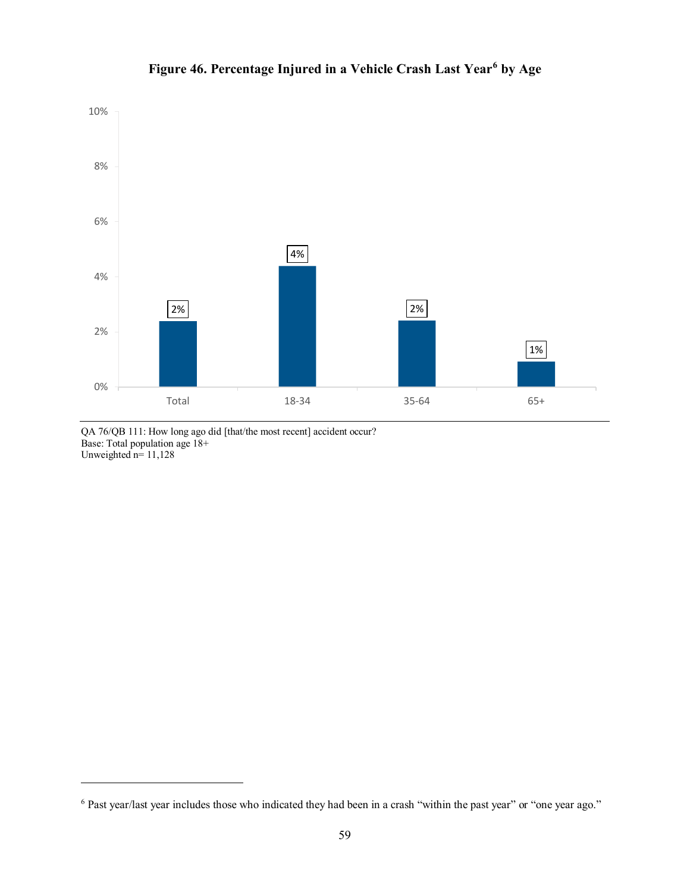**Figure 46. Percentage Injured in a Vehicle Crash Last Year[6] by Age**

| Age | Percentage |
|---|---|
| Total | 2% |
| 18-34 | 4% |
| 35-64 | 2% |
| 65+ | 1% |

QA 76/QB 111: How long ago did [that/the most recent] accident occur?
Base: Total population age 18+
Unweighted n= 11,128

[6] Past year/last year includes those who indicated they had been in a crash "within the past year" or "one year ago."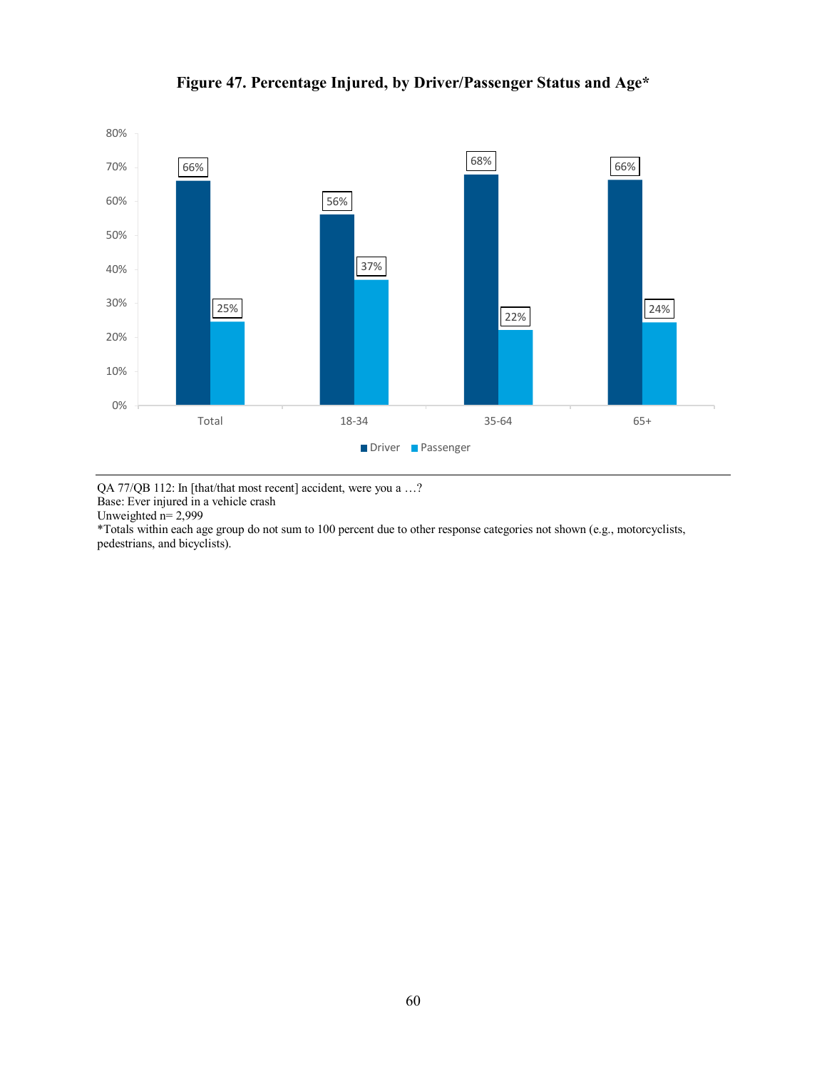**Figure 47. Percentage Injured, by Driver/Passenger Status and Age***

| | Driver | Passenger |
|---|---|---|
| Total | 66% | 25% |
| 18-34 | 56% | 37% |
| 35-64 | 68% | 22% |
| 65+ | 66% | 24% |

QA 77/QB 112: In [that/that most recent] accident, were you a …?
Base: Ever injured in a vehicle crash
Unweighted n= 2,999
*Totals within each age group do not sum to 100 percent due to other response categories not shown (e.g., motorcyclists, pedestrians, and bicyclists).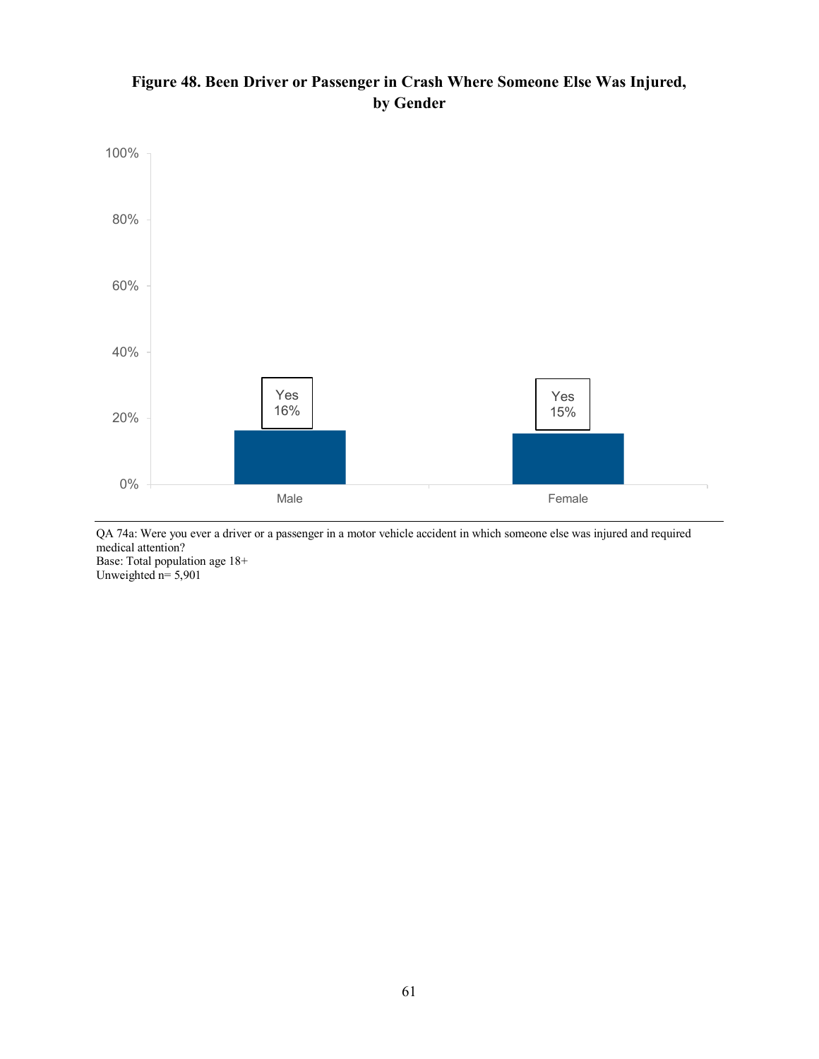**Figure 48. Been Driver or Passenger in Crash Where Someone Else Was Injured, by Gender**

| | Male | Female |
|---|---|---|
| Yes | 16% | 15% |

QA 74a: Were you ever a driver or a passenger in a motor vehicle accident in which someone else was injured and required medical attention?
Base: Total population age 18+
Unweighted n= 5,901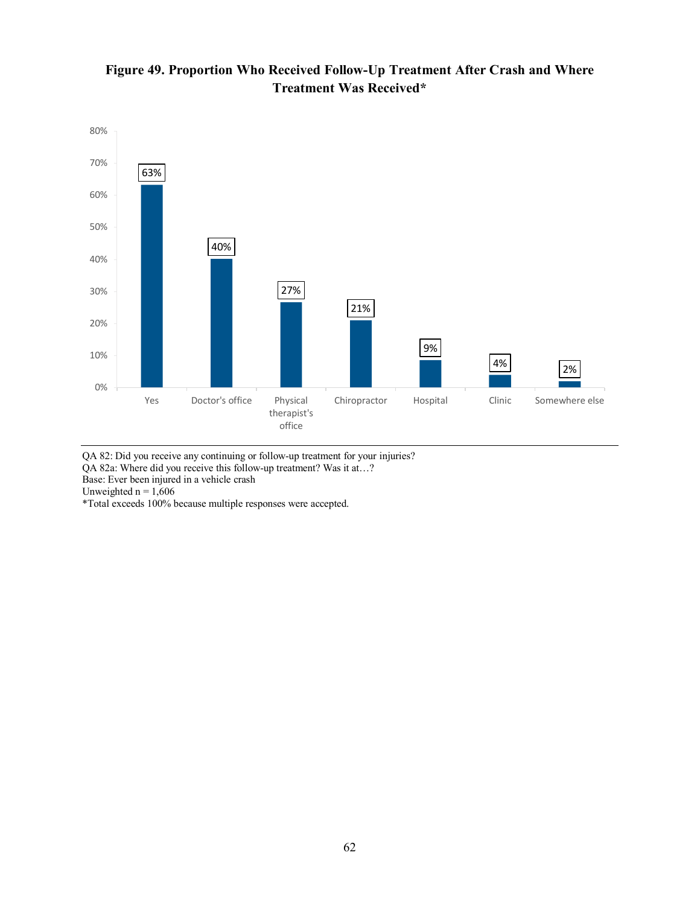**Figure 49. Proportion Who Received Follow-Up Treatment After Crash and Where Treatment Was Received***

| Category | Percentage |
| --- | --- |
| Yes | 63% |
| Doctor's office | 40% |
| Physical therapist's office | 27% |
| Chiropractor | 21% |
| Hospital | 9% |
| Clinic | 4% |
| Somewhere else | 2% |

QA 82: Did you receive any continuing or follow-up treatment for your injuries?
QA 82a: Where did you receive this follow-up treatment? Was it at…?
Base: Ever been injured in a vehicle crash
Unweighted n = 1,606
*Total exceeds 100% because multiple responses were accepted.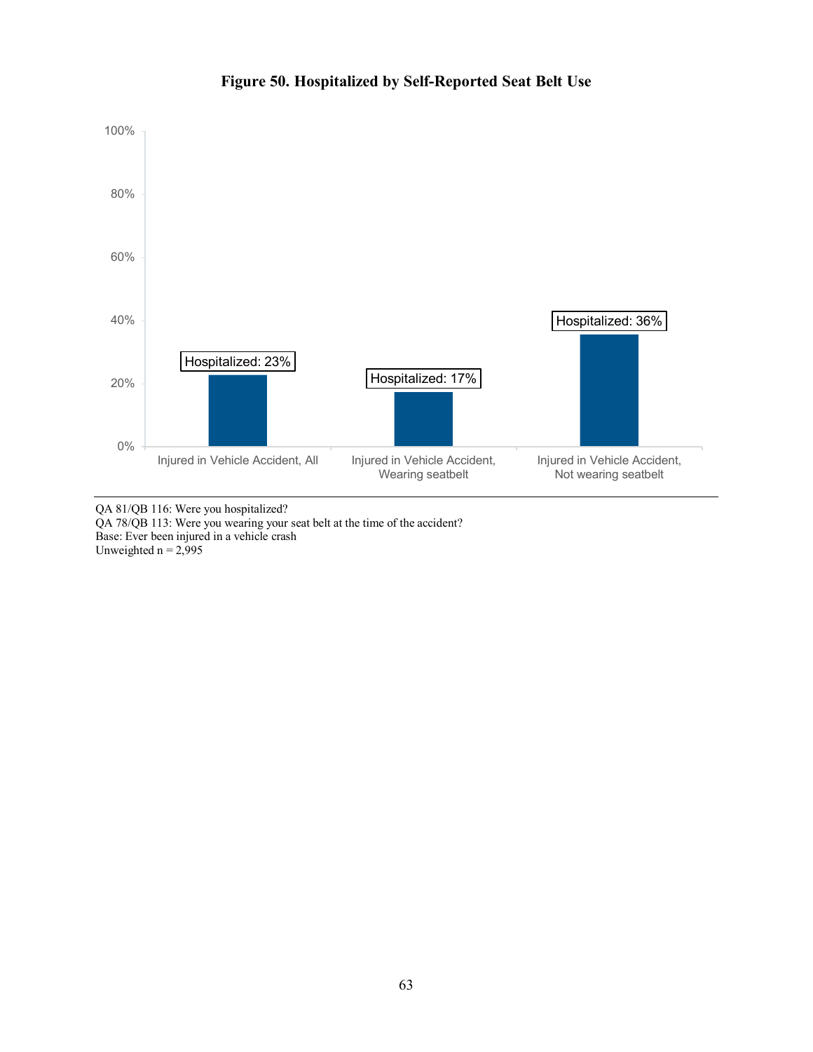**Figure 50. Hospitalized by Self-Reported Seat Belt Use**

| | Hospitalized |
|---|---|
| Injured in Vehicle Accident, All | 23% |
| Injured in Vehicle Accident, Wearing seatbelt | 17% |
| Injured in Vehicle Accident, Not wearing seatbelt | 36% |

QA 81/QB 116: Were you hospitalized?
QA 78/QB 113: Were you wearing your seat belt at the time of the accident?
Base: Ever been injured in a vehicle crash
Unweighted n = 2,995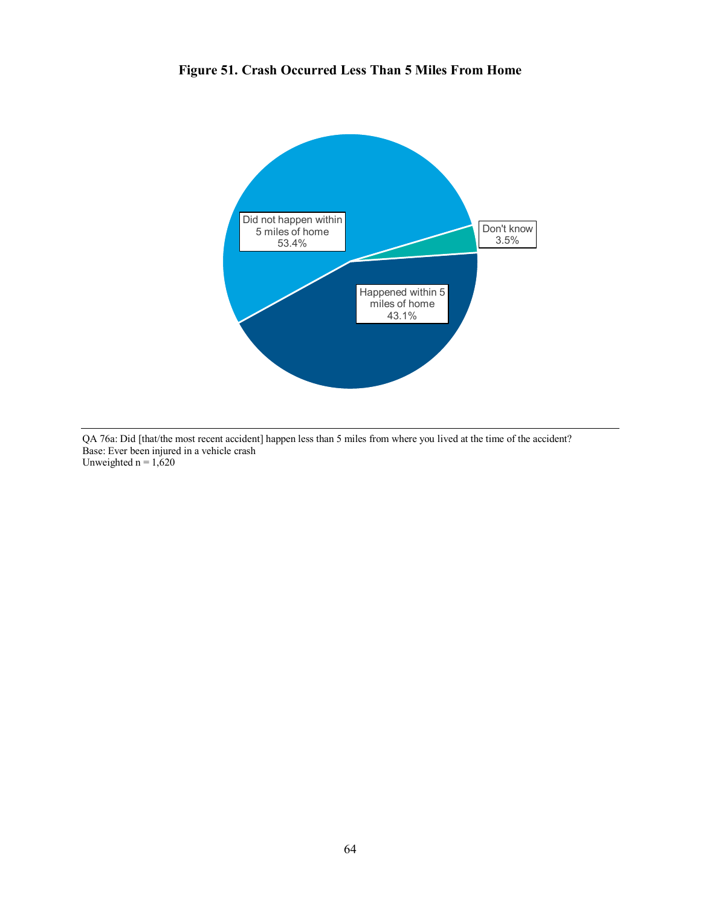**Figure 51. Crash Occurred Less Than 5 Miles From Home**

Did not happen within 5 miles of home 53.4%

Don't know 3.5%

Happened within 5 miles of home 43.1%

QA 76a: Did [that/the most recent accident] happen less than 5 miles from where you lived at the time of the accident?
Base: Ever been injured in a vehicle crash
Unweighted n = 1,620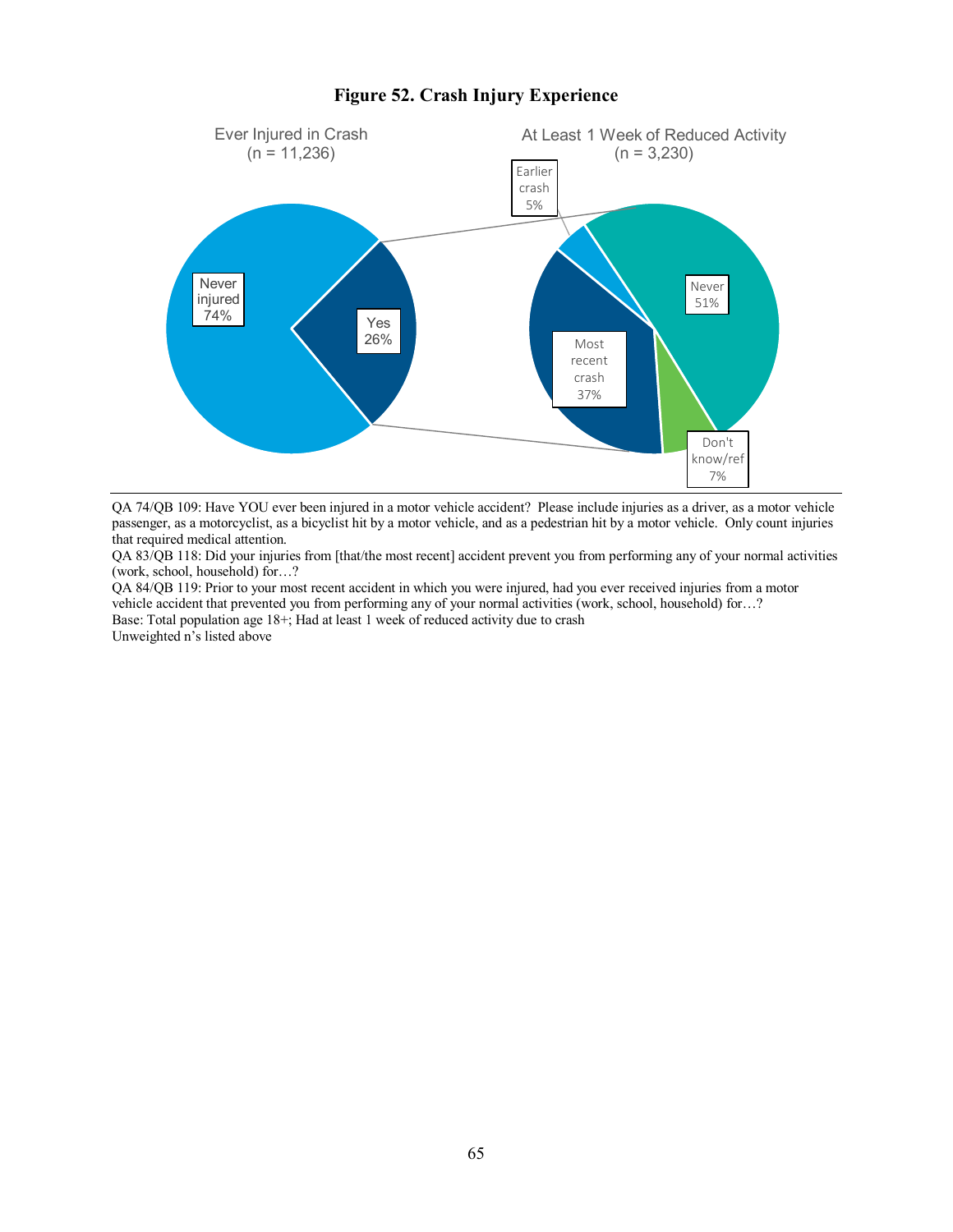**Figure 52. Crash Injury Experience**

Ever Injured in Crash
(n = 11,236)

Never injured 74%

Yes 26%

At Least 1 Week of Reduced Activity
(n = 3,230)

Earlier crash 5%

Never 51%

Most recent crash 37%

Don't know/ref 7%

QA 74/QB 109: Have YOU ever been injured in a motor vehicle accident? Please include injuries as a driver, as a motor vehicle passenger, as a motorcyclist, as a bicyclist hit by a motor vehicle, and as a pedestrian hit by a motor vehicle. Only count injuries that required medical attention.

QA 83/QB 118: Did your injuries from [that/the most recent] accident prevent you from performing any of your normal activities (work, school, household) for…?

QA 84/QB 119: Prior to your most recent accident in which you were injured, had you ever received injuries from a motor vehicle accident that prevented you from performing any of your normal activities (work, school, household) for…?

Base: Total population age 18+; Had at least 1 week of reduced activity due to crash

Unweighted n's listed above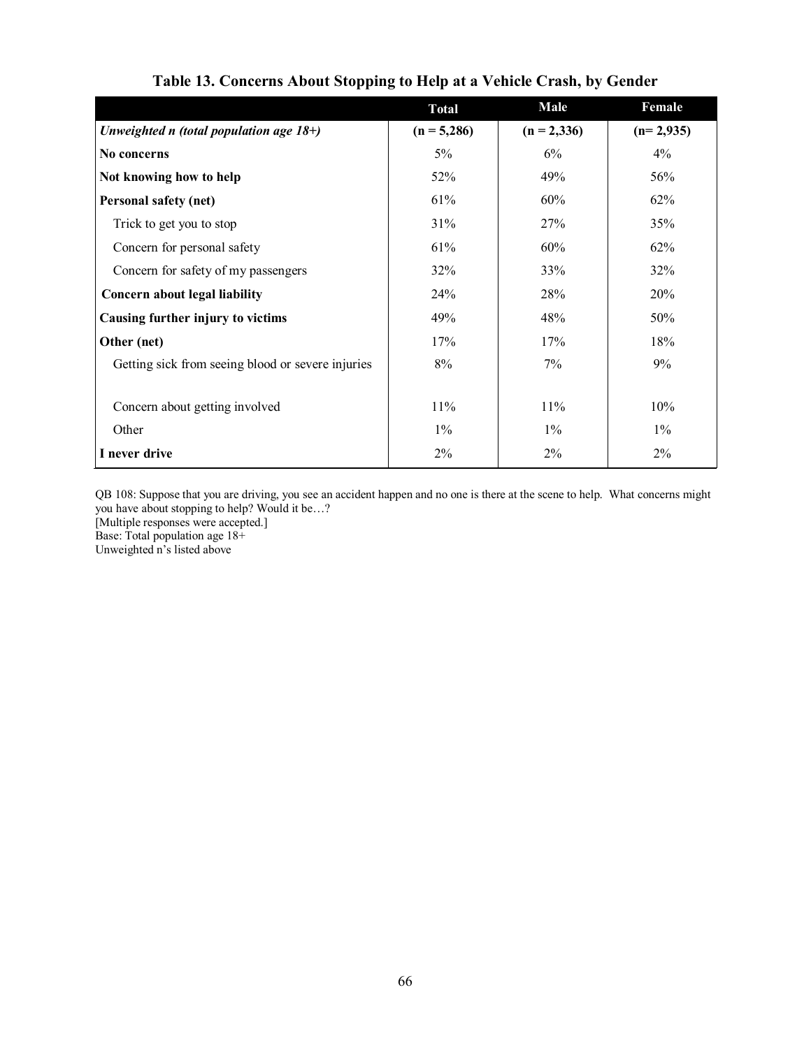**Table 13. Concerns About Stopping to Help at a Vehicle Crash, by Gender**

| | Total | Male | Female |
|---|---|---|---|
| ***Unweighted n (total population age 18+)*** | **(n = 5,286)** | **(n = 2,336)** | **(n= 2,935)** |
| **No concerns** | 5% | 6% | 4% |
| **Not knowing how to help** | 52% | 49% | 56% |
| **Personal safety (net)** | 61% | 60% | 62% |
| Trick to get you to stop | 31% | 27% | 35% |
| Concern for personal safety | 61% | 60% | 62% |
| Concern for safety of my passengers | 32% | 33% | 32% |
| **Concern about legal liability** | 24% | 28% | 20% |
| **Causing further injury to victims** | 49% | 48% | 50% |
| **Other (net)** | 17% | 17% | 18% |
| Getting sick from seeing blood or severe injuries | 8% | 7% | 9% |
| Concern about getting involved | 11% | 11% | 10% |
| Other | 1% | 1% | 1% |
| **I never drive** | 2% | 2% | 2% |

QB 108: Suppose that you are driving, you see an accident happen and no one is there at the scene to help. What concerns might you have about stopping to help? Would it be…?
[Multiple responses were accepted.]
Base: Total population age 18+
Unweighted n's listed above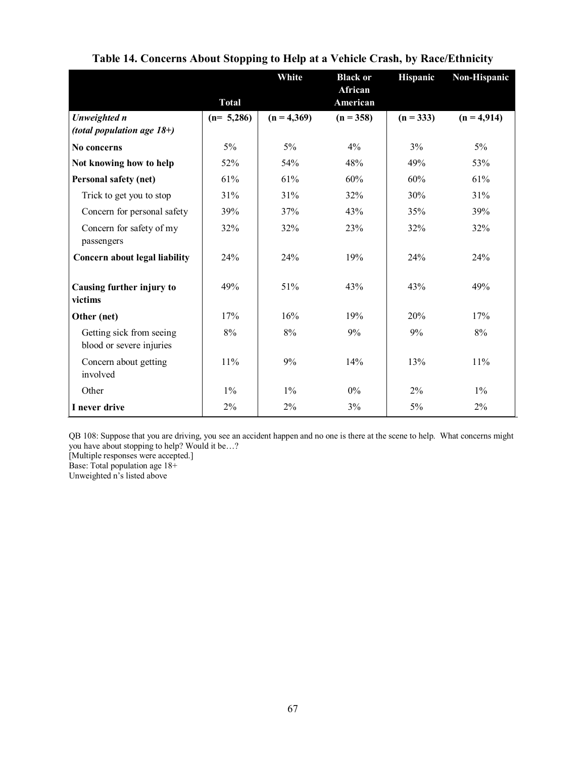**Table 14. Concerns About Stopping to Help at a Vehicle Crash, by Race/Ethnicity**

| | Total | White | Black or African American | Hispanic | Non-Hispanic |
|---|---|---|---|---|---|
| ***Unweighted n (total population age 18+)*** | **(n= 5,286)** | **(n = 4,369)** | **(n = 358)** | **(n = 333)** | **(n = 4,914)** |
| **No concerns** | 5% | 5% | 4% | 3% | 5% |
| **Not knowing how to help** | 52% | 54% | 48% | 49% | 53% |
| **Personal safety (net)** | 61% | 61% | 60% | 60% | 61% |
| Trick to get you to stop | 31% | 31% | 32% | 30% | 31% |
| Concern for personal safety | 39% | 37% | 43% | 35% | 39% |
| Concern for safety of my passengers | 32% | 32% | 23% | 32% | 32% |
| **Concern about legal liability** | 24% | 24% | 19% | 24% | 24% |
| **Causing further injury to victims** | 49% | 51% | 43% | 43% | 49% |
| **Other (net)** | 17% | 16% | 19% | 20% | 17% |
| Getting sick from seeing blood or severe injuries | 8% | 8% | 9% | 9% | 8% |
| Concern about getting involved | 11% | 9% | 14% | 13% | 11% |
| Other | 1% | 1% | 0% | 2% | 1% |
| **I never drive** | 2% | 2% | 3% | 5% | 2% |

QB 108: Suppose that you are driving, you see an accident happen and no one is there at the scene to help. What concerns might you have about stopping to help? Would it be…?
[Multiple responses were accepted.]
Base: Total population age 18+
Unweighted n's listed above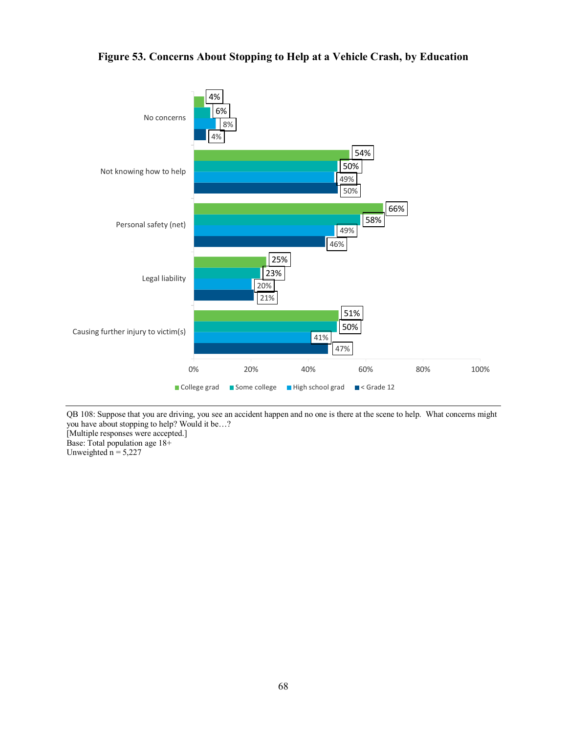**Figure 53. Concerns About Stopping to Help at a Vehicle Crash, by Education**

| | College grad | Some college | High school grad | < Grade 12 |
|---|---|---|---|---|
| No concerns | 4% | 6% | 8% | 4% |
| Not knowing how to help | 54% | 50% | 49% | 50% |
| Personal safety (net) | 66% | 58% | 49% | 46% |
| Legal liability | 25% | 23% | 20% | 21% |
| Causing further injury to victim(s) | 51% | 50% | 41% | 47% |

QB 108: Suppose that you are driving, you see an accident happen and no one is there at the scene to help. What concerns might you have about stopping to help? Would it be…?
[Multiple responses were accepted.]
Base: Total population age 18+
Unweighted n = 5,227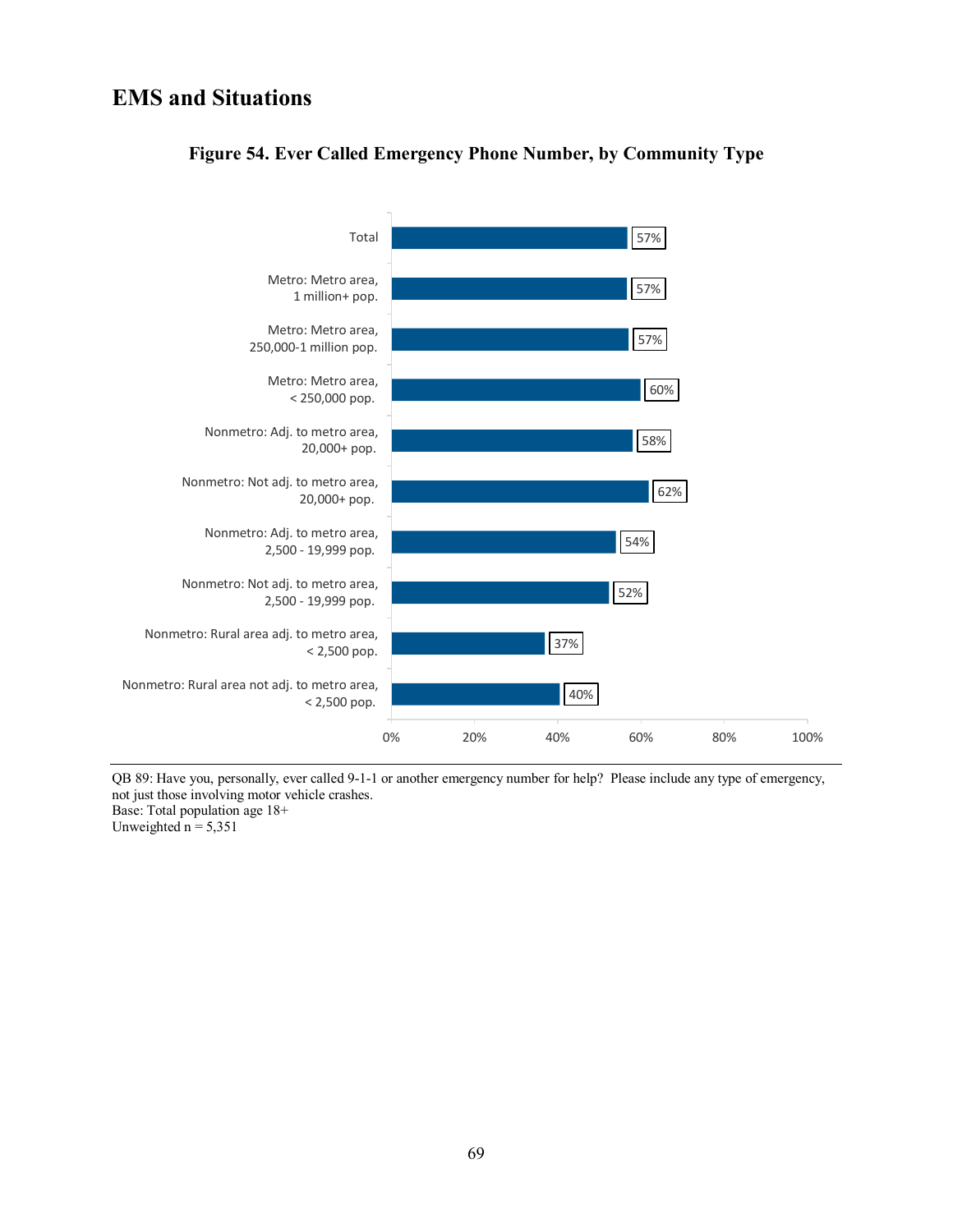## EMS and Situations

**Figure 54. Ever Called Emergency Phone Number, by Community Type**

| Community Type | Percent |
|---|---|
| Total | 57% |
| Metro: Metro area, 1 million+ pop. | 57% |
| Metro: Metro area, 250,000-1 million pop. | 57% |
| Metro: Metro area, < 250,000 pop. | 60% |
| Nonmetro: Adj. to metro area, 20,000+ pop. | 58% |
| Nonmetro: Not adj. to metro area, 20,000+ pop. | 62% |
| Nonmetro: Adj. to metro area, 2,500 - 19,999 pop. | 54% |
| Nonmetro: Not adj. to metro area, 2,500 - 19,999 pop. | 52% |
| Nonmetro: Rural area adj. to metro area, < 2,500 pop. | 37% |
| Nonmetro: Rural area not adj. to metro area, < 2,500 pop. | 40% |

QB 89: Have you, personally, ever called 9-1-1 or another emergency number for help? Please include any type of emergency, not just those involving motor vehicle crashes.
Base: Total population age 18+
Unweighted n = 5,351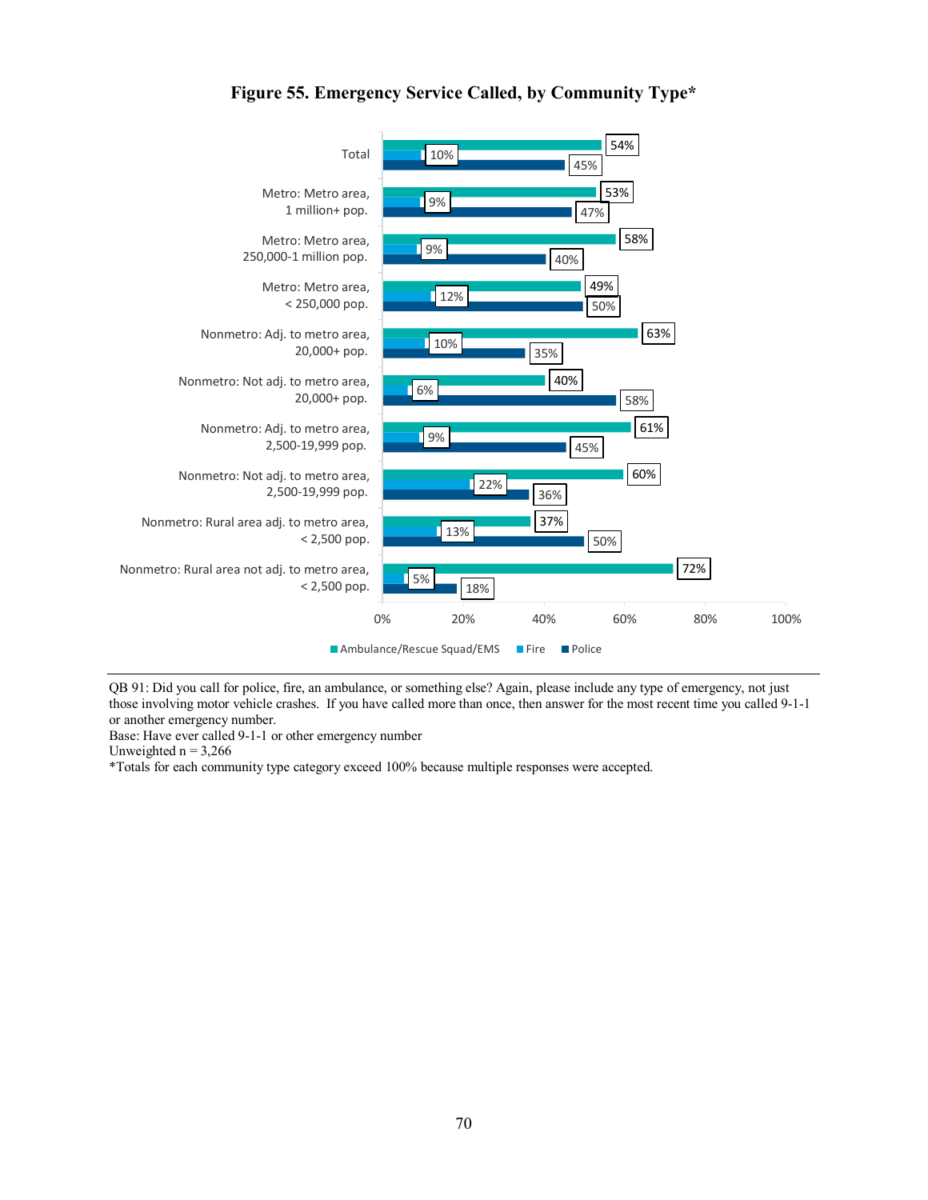**Figure 55. Emergency Service Called, by Community Type***

| Community Type | Ambulance/Rescue Squad/EMS | Fire | Police |
|---|---|---|---|
| Total | 54% | 10% | 45% |
| Metro: Metro area, 1 million+ pop. | 53% | 9% | 47% |
| Metro: Metro area, 250,000-1 million pop. | 58% | 9% | 40% |
| Metro: Metro area, < 250,000 pop. | 49% | 12% | 50% |
| Nonmetro: Adj. to metro area, 20,000+ pop. | 63% | 10% | 35% |
| Nonmetro: Not adj. to metro area, 20,000+ pop. | 40% | 6% | 58% |
| Nonmetro: Adj. to metro area, 2,500-19,999 pop. | 61% | 9% | 45% |
| Nonmetro: Not adj. to metro area, 2,500-19,999 pop. | 60% | 22% | 36% |
| Nonmetro: Rural area adj. to metro area, < 2,500 pop. | 37% | 13% | 50% |
| Nonmetro: Rural area not adj. to metro area, < 2,500 pop. | 72% | 5% | 18% |

QB 91: Did you call for police, fire, an ambulance, or something else? Again, please include any type of emergency, not just those involving motor vehicle crashes. If you have called more than once, then answer for the most recent time you called 9-1-1 or another emergency number.
Base: Have ever called 9-1-1 or other emergency number
Unweighted n = 3,266
*Totals for each community type category exceed 100% because multiple responses were accepted.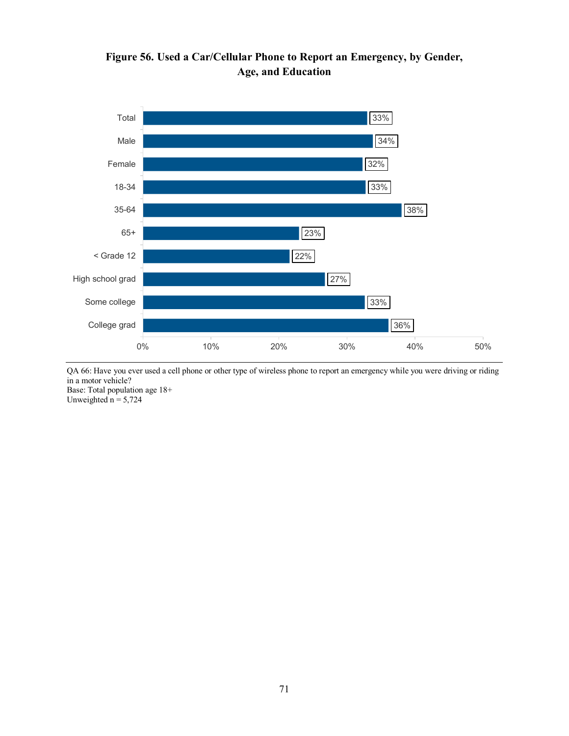**Figure 56. Used a Car/Cellular Phone to Report an Emergency, by Gender, Age, and Education**

| Category | Percent |
|---|---|
| Total | 33% |
| Male | 34% |
| Female | 32% |
| 18-34 | 33% |
| 35-64 | 38% |
| 65+ | 23% |
| < Grade 12 | 22% |
| High school grad | 27% |
| Some college | 33% |
| College grad | 36% |

QA 66: Have you ever used a cell phone or other type of wireless phone to report an emergency while you were driving or riding in a motor vehicle?
Base: Total population age 18+
Unweighted n = 5,724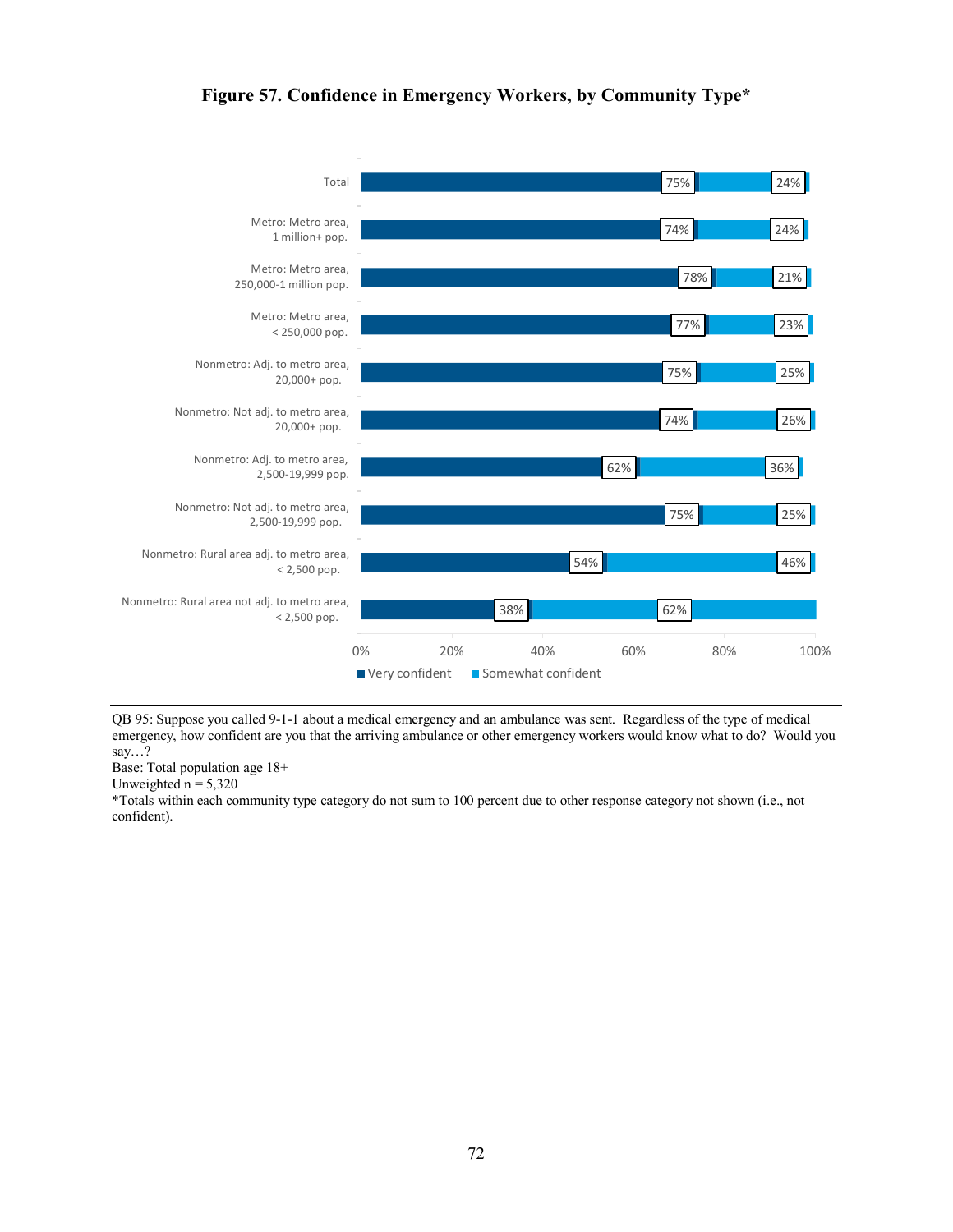**Figure 57. Confidence in Emergency Workers, by Community Type***

| Community Type | Very confident | Somewhat confident |
|---|---|---|
| Total | 75% | 24% |
| Metro: Metro area, 1 million+ pop. | 74% | 24% |
| Metro: Metro area, 250,000-1 million pop. | 78% | 21% |
| Metro: Metro area, < 250,000 pop. | 77% | 23% |
| Nonmetro: Adj. to metro area, 20,000+ pop. | 75% | 25% |
| Nonmetro: Not adj. to metro area, 20,000+ pop. | 74% | 26% |
| Nonmetro: Adj. to metro area, 2,500-19,999 pop. | 62% | 36% |
| Nonmetro: Not adj. to metro area, 2,500-19,999 pop. | 75% | 25% |
| Nonmetro: Rural area adj. to metro area, < 2,500 pop. | 54% | 46% |
| Nonmetro: Rural area not adj. to metro area, < 2,500 pop. | 38% | 62% |

QB 95: Suppose you called 9-1-1 about a medical emergency and an ambulance was sent. Regardless of the type of medical emergency, how confident are you that the arriving ambulance or other emergency workers would know what to do? Would you say…?

Base: Total population age 18+

Unweighted n = 5,320

*Totals within each community type category do not sum to 100 percent due to other response category not shown (i.e., not confident).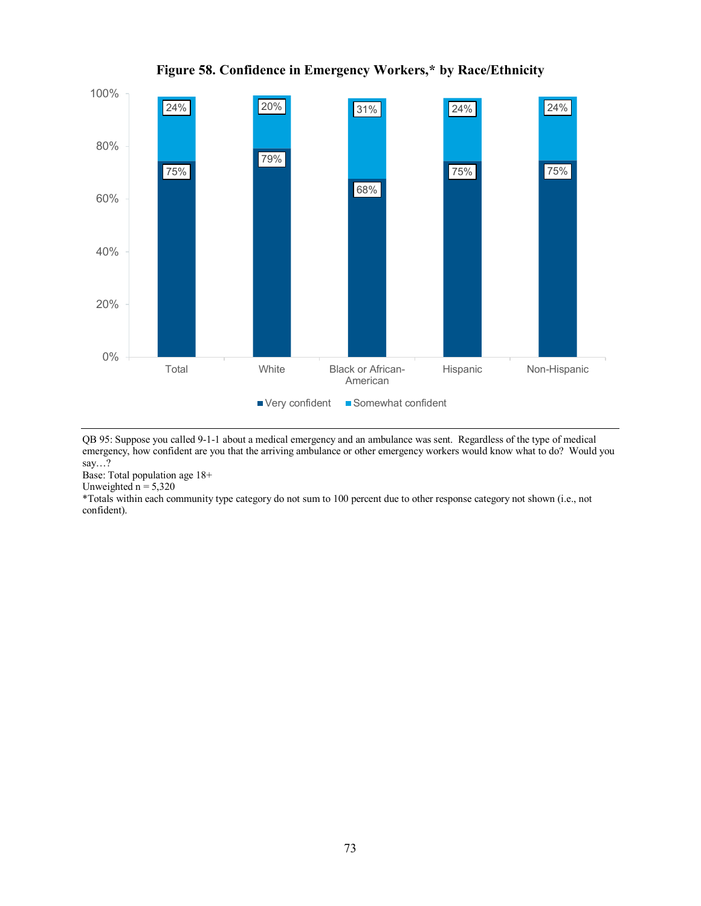**Figure 58. Confidence in Emergency Workers,* by Race/Ethnicity**

| | Very confident | Somewhat confident |
|---|---|---|
| Total | 75% | 24% |
| White | 79% | 20% |
| Black or African-American | 68% | 31% |
| Hispanic | 75% | 24% |
| Non-Hispanic | 75% | 24% |

QB 95: Suppose you called 9-1-1 about a medical emergency and an ambulance was sent. Regardless of the type of medical emergency, how confident are you that the arriving ambulance or other emergency workers would know what to do? Would you say…?

Base: Total population age 18+

Unweighted n = 5,320

*Totals within each community type category do not sum to 100 percent due to other response category not shown (i.e., not confident).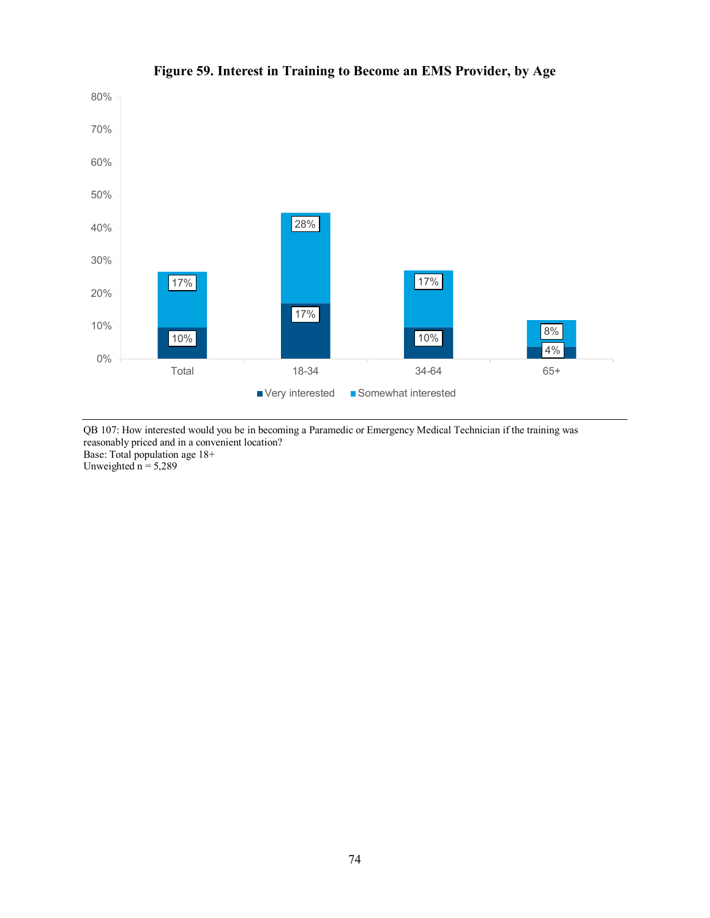**Figure 59. Interest in Training to Become an EMS Provider, by Age**

| | Very interested | Somewhat interested |
|---|---|---|
| Total | 10% | 17% |
| 18-34 | 17% | 28% |
| 34-64 | 10% | 17% |
| 65+ | 4% | 8% |

QB 107: How interested would you be in becoming a Paramedic or Emergency Medical Technician if the training was reasonably priced and in a convenient location?
Base: Total population age 18+
Unweighted n = 5,289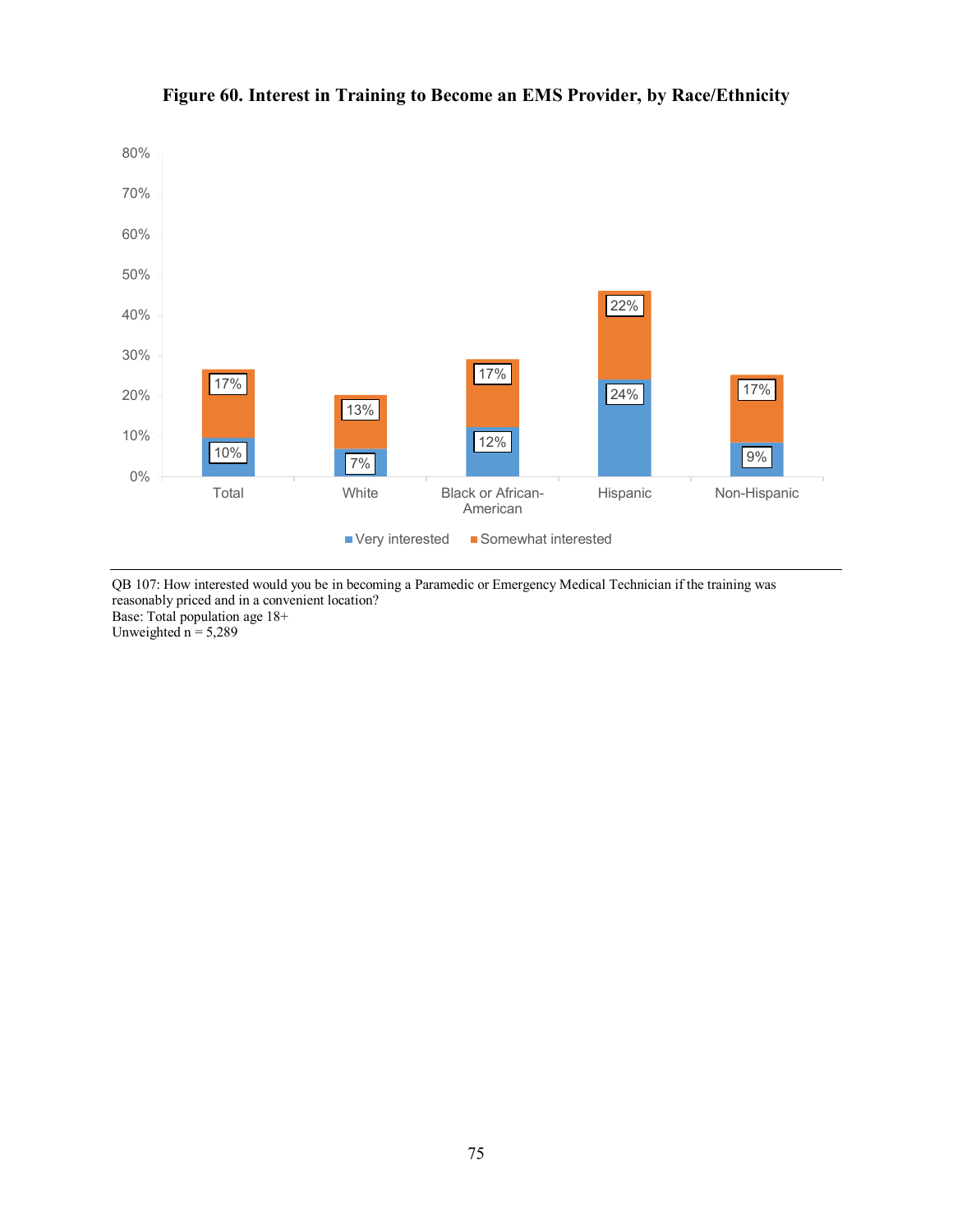**Figure 60. Interest in Training to Become an EMS Provider, by Race/Ethnicity**

| | Very interested | Somewhat interested |
|---|---|---|
| Total | 10% | 17% |
| White | 7% | 13% |
| Black or African-American | 12% | 17% |
| Hispanic | 24% | 22% |
| Non-Hispanic | 9% | 17% |

QB 107: How interested would you be in becoming a Paramedic or Emergency Medical Technician if the training was reasonably priced and in a convenient location?
Base: Total population age 18+
Unweighted n = 5,289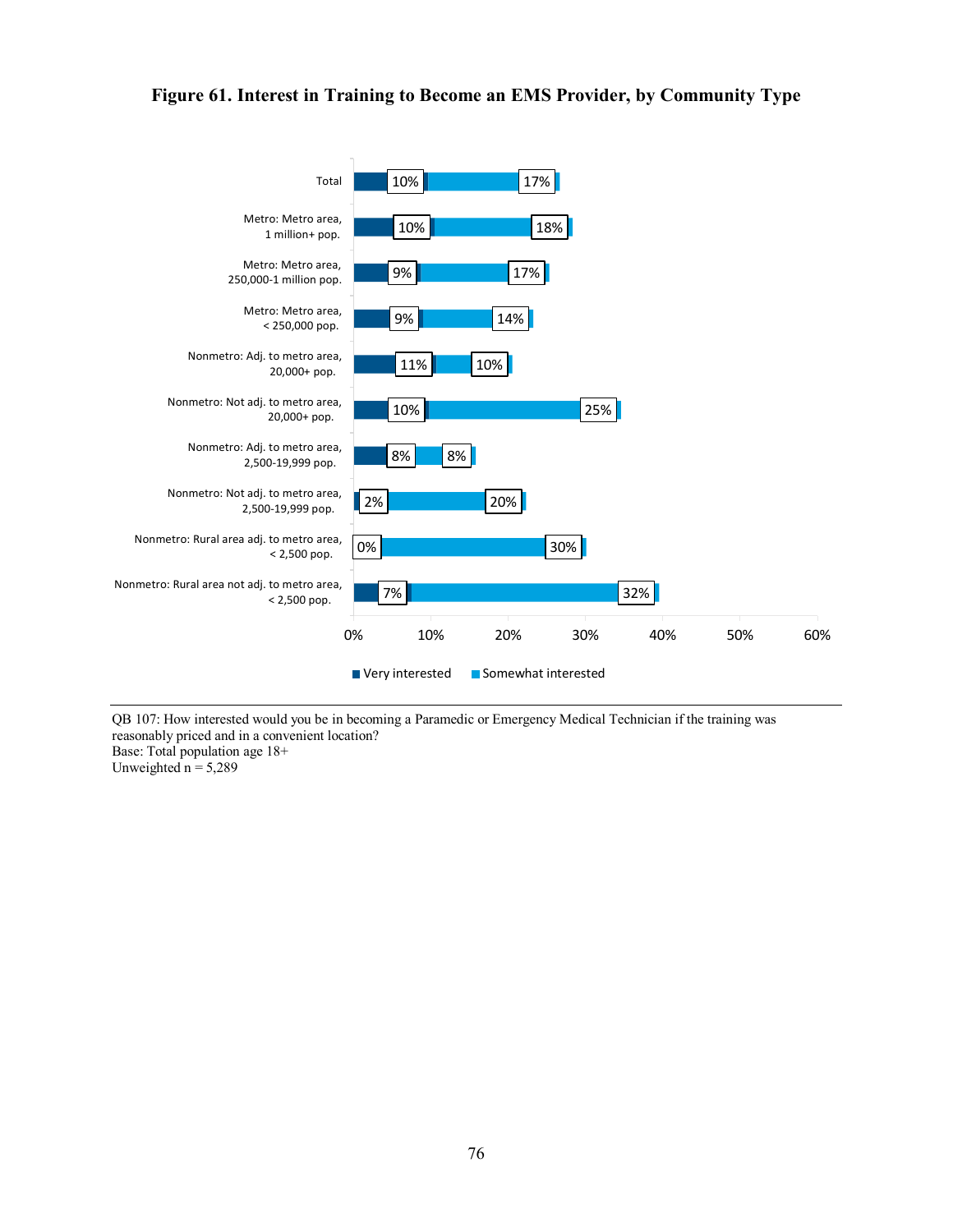**Figure 61. Interest in Training to Become an EMS Provider, by Community Type**

| Community Type | Very interested | Somewhat interested |
|---|---|---|
| Total | 10% | 17% |
| Metro: Metro area, 1 million+ pop. | 10% | 18% |
| Metro: Metro area, 250,000-1 million pop. | 9% | 17% |
| Metro: Metro area, < 250,000 pop. | 9% | 14% |
| Nonmetro: Adj. to metro area, 20,000+ pop. | 11% | 10% |
| Nonmetro: Not adj. to metro area, 20,000+ pop. | 10% | 25% |
| Nonmetro: Adj. to metro area, 2,500-19,999 pop. | 8% | 8% |
| Nonmetro: Not adj. to metro area, 2,500-19,999 pop. | 2% | 20% |
| Nonmetro: Rural area adj. to metro area, < 2,500 pop. | 0% | 30% |
| Nonmetro: Rural area not adj. to metro area, < 2,500 pop. | 7% | 32% |

QB 107: How interested would you be in becoming a Paramedic or Emergency Medical Technician if the training was reasonably priced and in a convenient location?
Base: Total population age 18+
Unweighted n = 5,289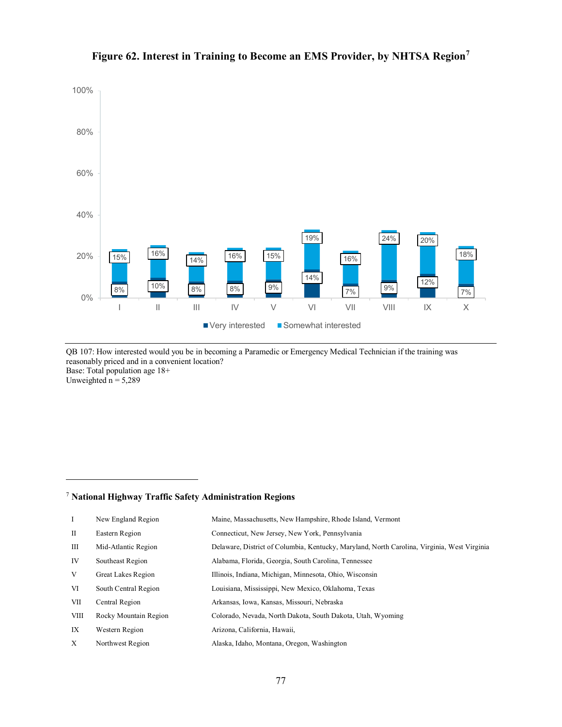**Figure 62. Interest in Training to Become an EMS Provider, by NHTSA Region**[7]

| NHTSA Region | Very interested | Somewhat interested |
|---|---|---|
| I | 8% | 15% |
| II | 10% | 16% |
| III | 8% | 14% |
| IV | 8% | 16% |
| V | 9% | 15% |
| VI | 14% | 19% |
| VII | 7% | 16% |
| VIII | 9% | 24% |
| IX | 12% | 20% |
| X | 7% | 18% |

QB 107: How interested would you be in becoming a Paramedic or Emergency Medical Technician if the training was reasonably priced and in a convenient location?
Base: Total population age 18+
Unweighted n = 5,289

[7] **National Highway Traffic Safety Administration Regions**

| | | |
|---|---|---|
| I | New England Region | Maine, Massachusetts, New Hampshire, Rhode Island, Vermont |
| II | Eastern Region | Connecticut, New Jersey, New York, Pennsylvania |
| III | Mid-Atlantic Region | Delaware, District of Columbia, Kentucky, Maryland, North Carolina, Virginia, West Virginia |
| IV | Southeast Region | Alabama, Florida, Georgia, South Carolina, Tennessee |
| V | Great Lakes Region | Illinois, Indiana, Michigan, Minnesota, Ohio, Wisconsin |
| VI | South Central Region | Louisiana, Mississippi, New Mexico, Oklahoma, Texas |
| VII | Central Region | Arkansas, Iowa, Kansas, Missouri, Nebraska |
| VIII | Rocky Mountain Region | Colorado, Nevada, North Dakota, South Dakota, Utah, Wyoming |
| IX | Western Region | Arizona, California, Hawaii, |
| X | Northwest Region | Alaska, Idaho, Montana, Oregon, Washington |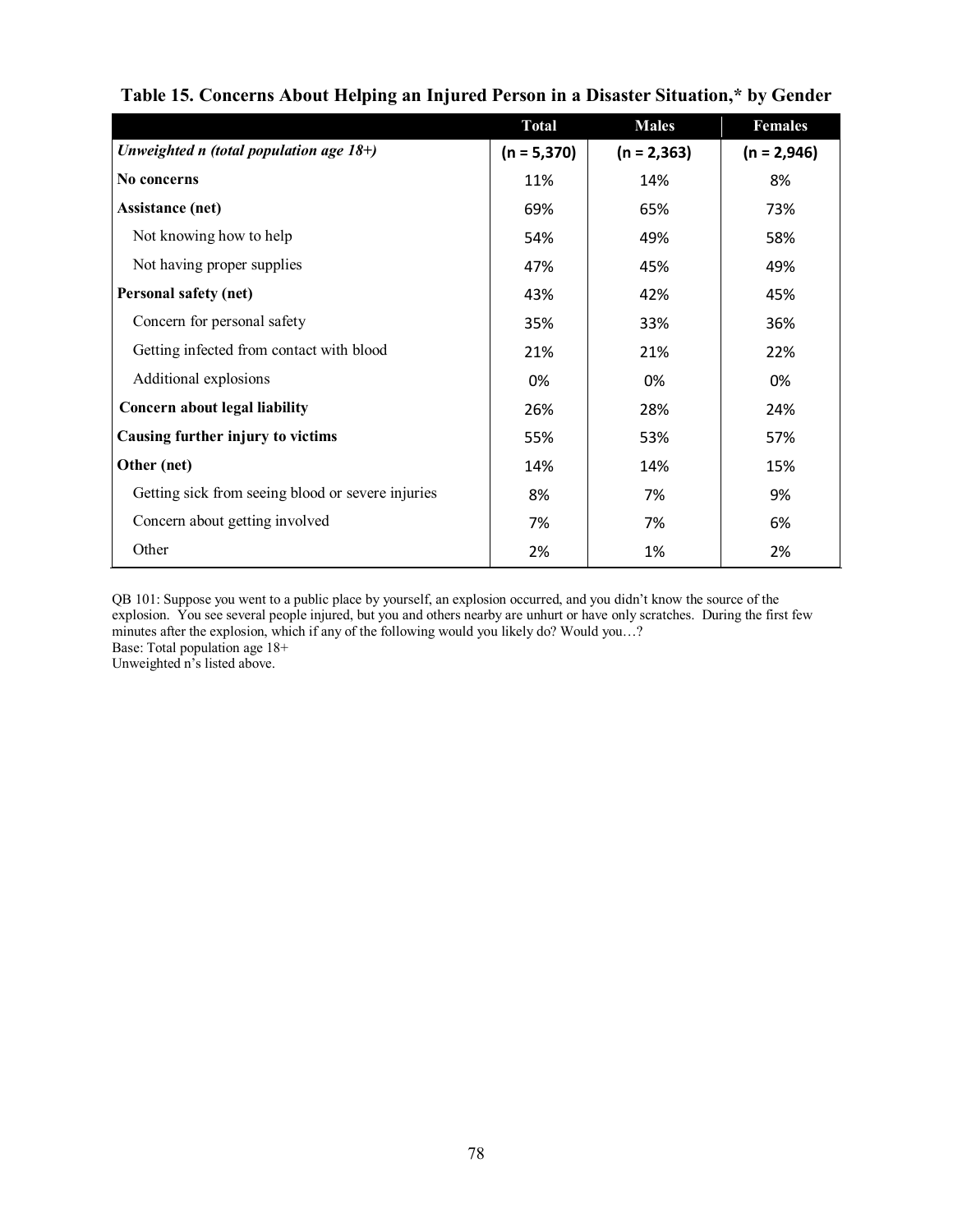**Table 15. Concerns About Helping an Injured Person in a Disaster Situation,* by Gender**

| | Total | Males | Females |
|---|---|---|---|
| ***Unweighted n (total population age 18+)*** | **(n = 5,370)** | **(n = 2,363)** | **(n = 2,946)** |
| **No concerns** | 11% | 14% | 8% |
| **Assistance (net)** | 69% | 65% | 73% |
| Not knowing how to help | 54% | 49% | 58% |
| Not having proper supplies | 47% | 45% | 49% |
| **Personal safety (net)** | 43% | 42% | 45% |
| Concern for personal safety | 35% | 33% | 36% |
| Getting infected from contact with blood | 21% | 21% | 22% |
| Additional explosions | 0% | 0% | 0% |
| **Concern about legal liability** | 26% | 28% | 24% |
| **Causing further injury to victims** | 55% | 53% | 57% |
| **Other (net)** | 14% | 14% | 15% |
| Getting sick from seeing blood or severe injuries | 8% | 7% | 9% |
| Concern about getting involved | 7% | 7% | 6% |
| Other | 2% | 1% | 2% |

QB 101: Suppose you went to a public place by yourself, an explosion occurred, and you didn't know the source of the explosion. You see several people injured, but you and others nearby are unhurt or have only scratches. During the first few minutes after the explosion, which if any of the following would you likely do? Would you…?
Base: Total population age 18+
Unweighted n's listed above.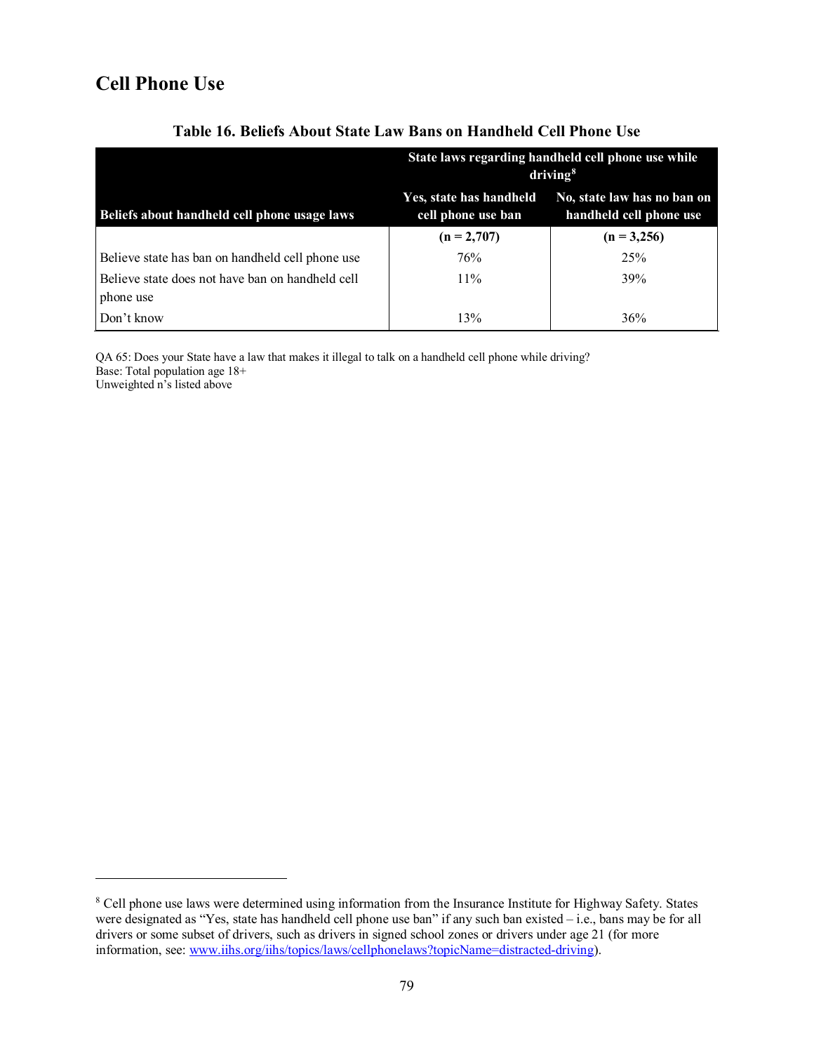## Cell Phone Use

**Table 16. Beliefs About State Law Bans on Handheld Cell Phone Use**

| Beliefs about handheld cell phone usage laws | State laws regarding handheld cell phone use while driving[8] | |
|---|---|---|
| | Yes, state has handheld cell phone use ban | No, state law has no ban on handheld cell phone use |
| | **(n = 2,707)** | **(n = 3,256)** |
| Believe state has ban on handheld cell phone use | 76% | 25% |
| Believe state does not have ban on handheld cell phone use | 11% | 39% |
| Don't know | 13% | 36% |

QA 65: Does your State have a law that makes it illegal to talk on a handheld cell phone while driving?
Base: Total population age 18+
Unweighted n's listed above

---

[8] Cell phone use laws were determined using information from the Insurance Institute for Highway Safety. States were designated as "Yes, state has handheld cell phone use ban" if any such ban existed – i.e., bans may be for all drivers or some subset of drivers, such as drivers in signed school zones or drivers under age 21 (for more information, see: www.iihs.org/iihs/topics/laws/cellphonelaws?topicName=distracted-driving).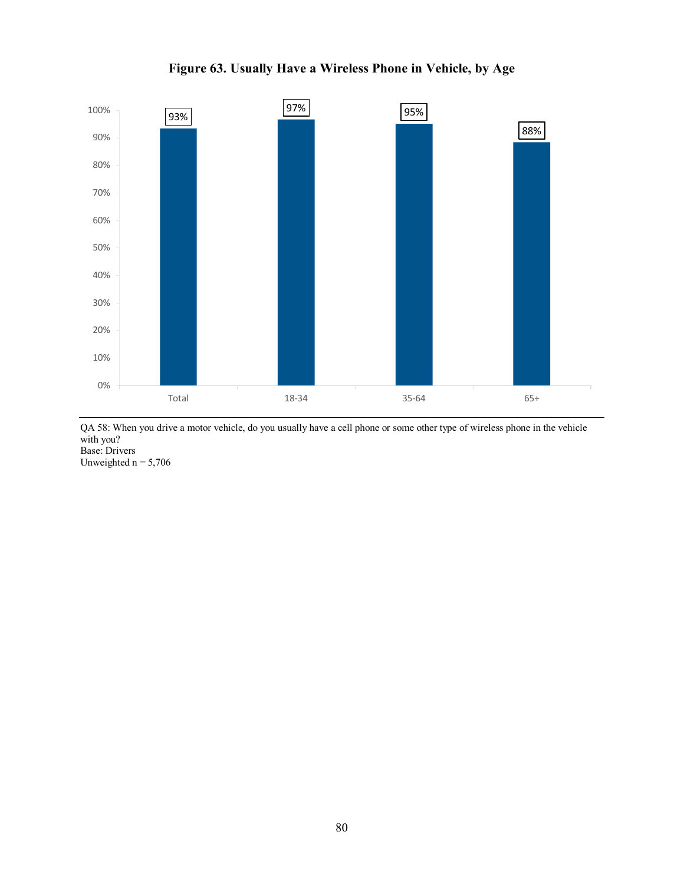**Figure 63. Usually Have a Wireless Phone in Vehicle, by Age**

| | Total | 18-34 | 35-64 | 65+ |
|---|---|---|---|---|
| Usually have a wireless phone in vehicle | 93% | 97% | 95% | 88% |

QA 58: When you drive a motor vehicle, do you usually have a cell phone or some other type of wireless phone in the vehicle with you?
Base: Drivers
Unweighted n = 5,706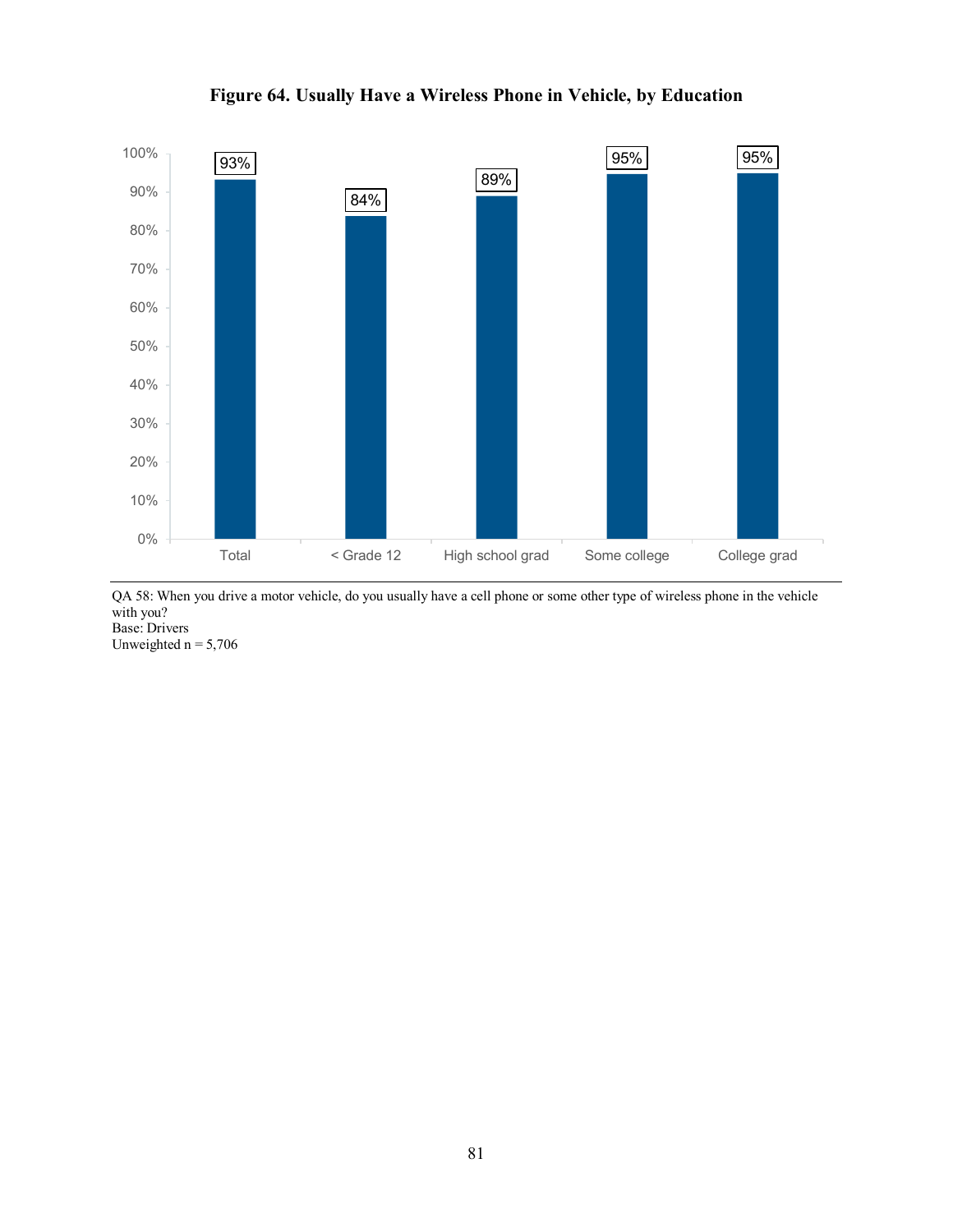**Figure 64. Usually Have a Wireless Phone in Vehicle, by Education**

| | Total | < Grade 12 | High school grad | Some college | College grad |
|---|---|---|---|---|---|
| Usually have a wireless phone in vehicle | 93% | 84% | 89% | 95% | 95% |

QA 58: When you drive a motor vehicle, do you usually have a cell phone or some other type of wireless phone in the vehicle with you?
Base: Drivers
Unweighted n = 5,706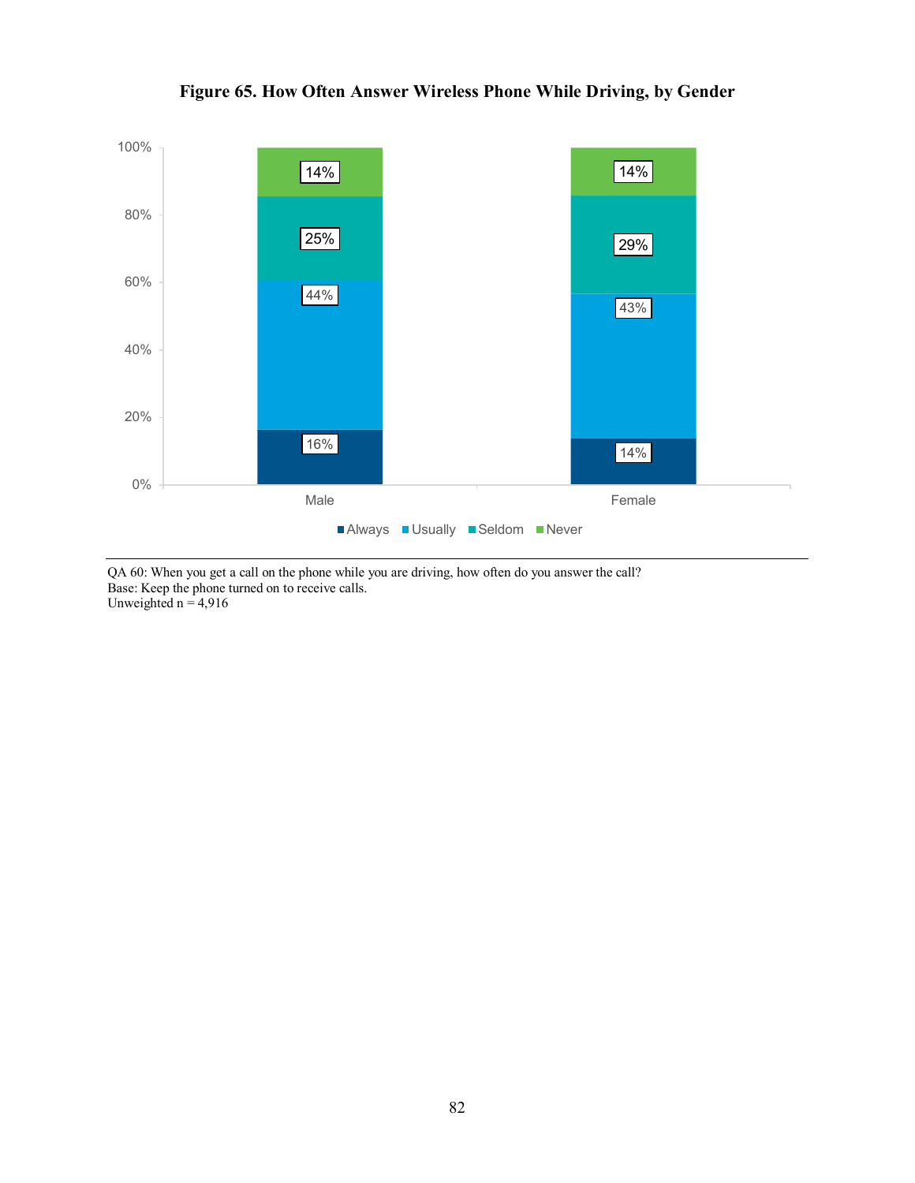**Figure 65. How Often Answer Wireless Phone While Driving, by Gender**

| | Always | Usually | Seldom | Never |
|---|---|---|---|---|
| Male | 16% | 44% | 25% | 14% |
| Female | 14% | 43% | 29% | 14% |

QA 60: When you get a call on the phone while you are driving, how often do you answer the call?
Base: Keep the phone turned on to receive calls.
Unweighted n = 4,916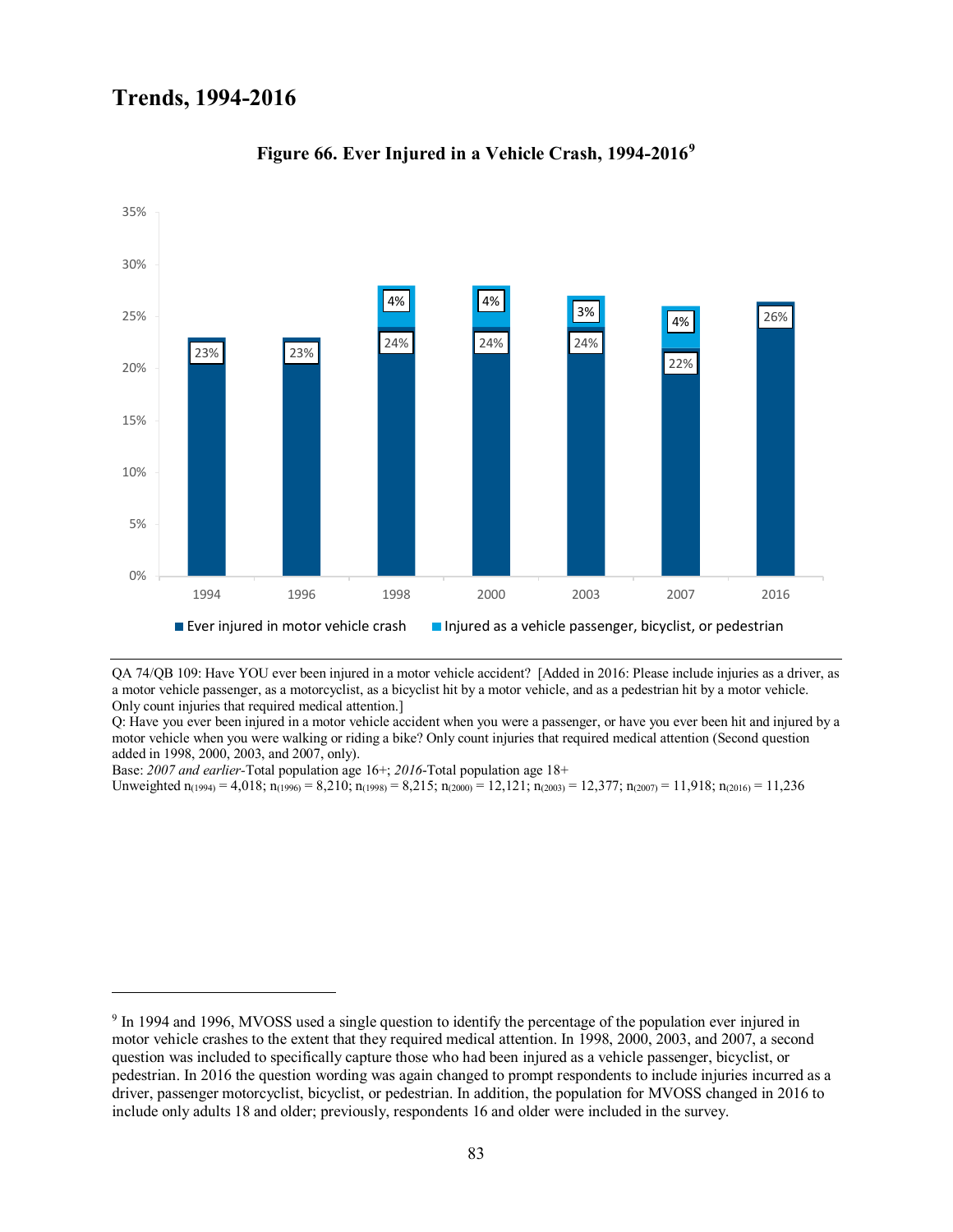# Trends, 1994-2016

**Figure 66. Ever Injured in a Vehicle Crash, 1994-2016**[9]

| Year | Ever injured in motor vehicle crash | Injured as a vehicle passenger, bicyclist, or pedestrian |
|---|---|---|
| 1994 | 23% | |
| 1996 | 23% | |
| 1998 | 24% | 4% |
| 2000 | 24% | 4% |
| 2003 | 24% | 3% |
| 2007 | 22% | 4% |
| 2016 | 26% | |

QA 74/QB 109: Have YOU ever been injured in a motor vehicle accident? [Added in 2016: Please include injuries as a driver, as a motor vehicle passenger, as a motorcyclist, as a bicyclist hit by a motor vehicle, and as a pedestrian hit by a motor vehicle. Only count injuries that required medical attention.]

Q: Have you ever been injured in a motor vehicle accident when you were a passenger, or have you ever been hit and injured by a motor vehicle when you were walking or riding a bike? Only count injuries that required medical attention (Second question added in 1998, 2000, 2003, and 2007, only).

Base: *2007 and earlier*-Total population age 16+; *2016*-Total population age 18+

Unweighted $n_{(1994)}$ = 4,018; $n_{(1996)}$ = 8,210; $n_{(1998)}$ = 8,215; $n_{(2000)}$ = 12,121; $n_{(2003)}$ = 12,377; $n_{(2007)}$ = 11,918; $n_{(2016)}$ = 11,236

---

[9] In 1994 and 1996, MVOSS used a single question to identify the percentage of the population ever injured in motor vehicle crashes to the extent that they required medical attention. In 1998, 2000, 2003, and 2007, a second question was included to specifically capture those who had been injured as a vehicle passenger, bicyclist, or pedestrian. In 2016 the question wording was again changed to prompt respondents to include injuries incurred as a driver, passenger motorcyclist, bicyclist, or pedestrian. In addition, the population for MVOSS changed in 2016 to include only adults 18 and older; previously, respondents 16 and older were included in the survey.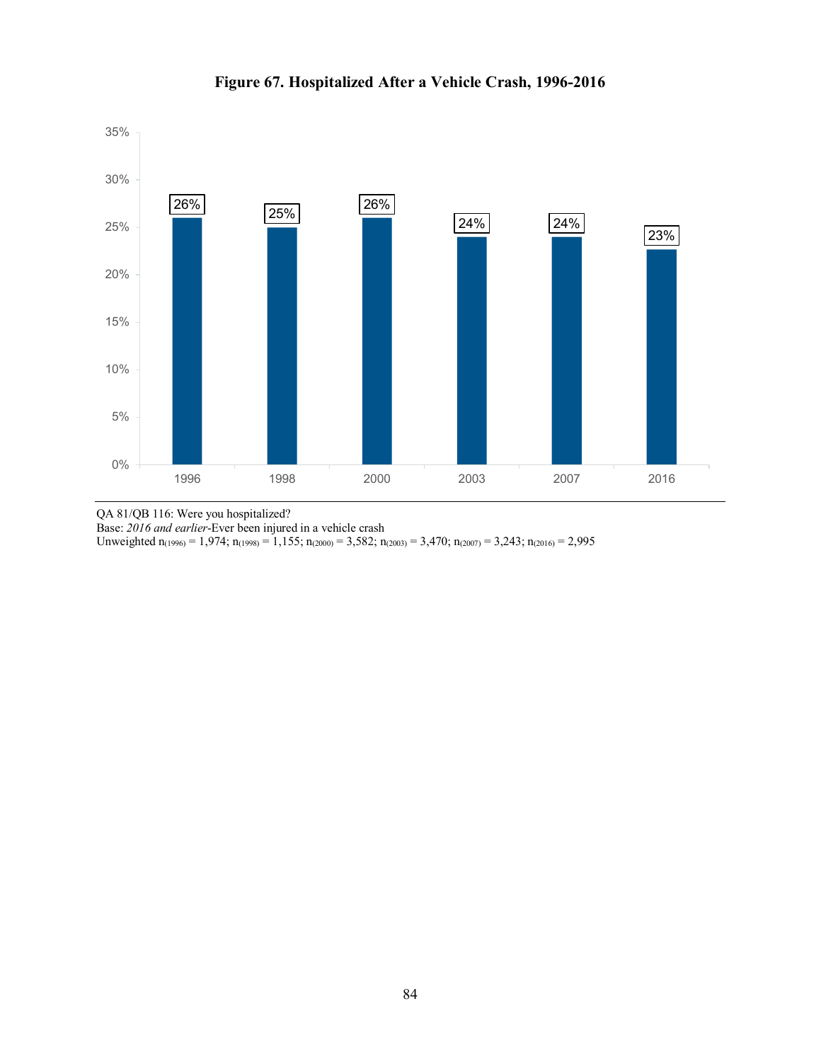**Figure 67. Hospitalized After a Vehicle Crash, 1996-2016**

| Year | Percent |
|---|---|
| 1996 | 26% |
| 1998 | 25% |
| 2000 | 26% |
| 2003 | 24% |
| 2007 | 24% |
| 2016 | 23% |

QA 81/QB 116: Were you hospitalized?
Base: *2016 and earlier*-Ever been injured in a vehicle crash
Unweighted $n_{(1996)}$ = 1,974; $n_{(1998)}$ = 1,155; $n_{(2000)}$ = 3,582; $n_{(2003)}$ = 3,470; $n_{(2007)}$ = 3,243; $n_{(2016)}$ = 2,995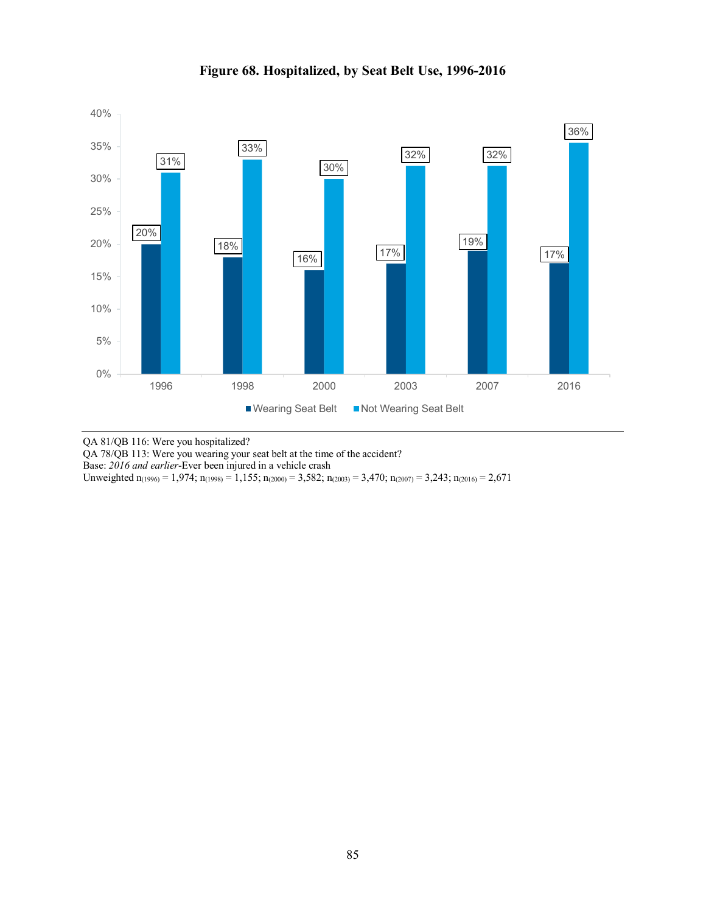**Figure 68. Hospitalized, by Seat Belt Use, 1996-2016**

| Year | Wearing Seat Belt | Not Wearing Seat Belt |
| --- | --- | --- |
| 1996 | 20% | 31% |
| 1998 | 18% | 33% |
| 2000 | 16% | 30% |
| 2003 | 17% | 32% |
| 2007 | 19% | 32% |
| 2016 | 17% | 36% |

QA 81/QB 116: Were you hospitalized?
QA 78/QB 113: Were you wearing your seat belt at the time of the accident?
Base: *2016 and earlier*-Ever been injured in a vehicle crash
Unweighted $n_{(1996)}$ = 1,974; $n_{(1998)}$ = 1,155; $n_{(2000)}$ = 3,582; $n_{(2003)}$ = 3,470; $n_{(2007)}$ = 3,243; $n_{(2016)}$ = 2,671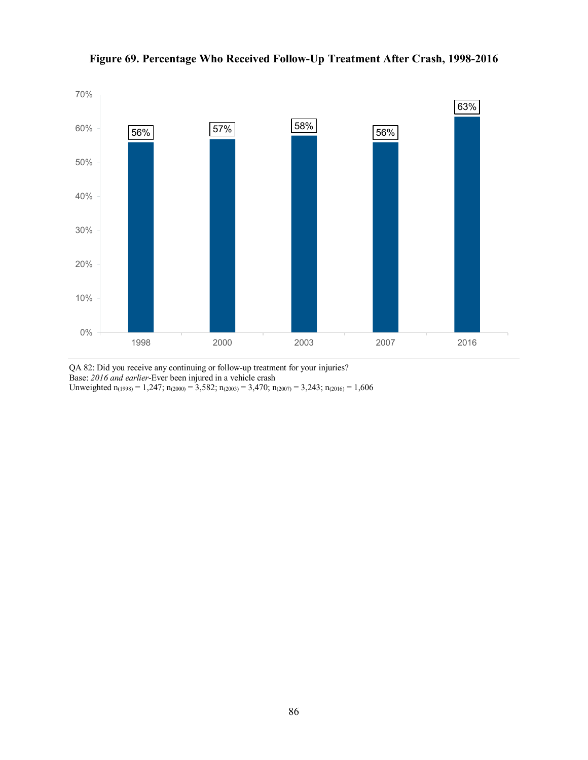**Figure 69. Percentage Who Received Follow-Up Treatment After Crash, 1998-2016**

| Year | Percentage |
|---|---|
| 1998 | 56% |
| 2000 | 57% |
| 2003 | 58% |
| 2007 | 56% |
| 2016 | 63% |

QA 82: Did you receive any continuing or follow-up treatment for your injuries?
Base: *2016 and earlier*-Ever been injured in a vehicle crash
Unweighted $n_{(1998)}$ = 1,247; $n_{(2000)}$ = 3,582; $n_{(2003)}$ = 3,470; $n_{(2007)}$ = 3,243; $n_{(2016)}$ = 1,606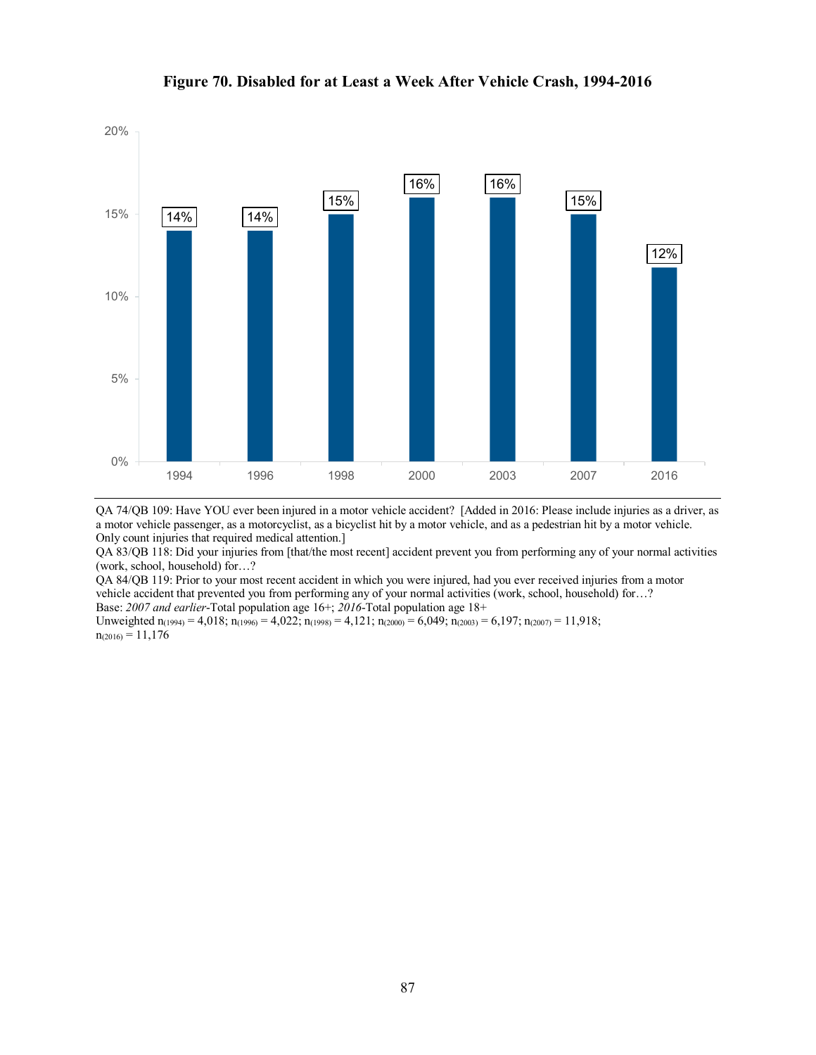**Figure 70. Disabled for at Least a Week After Vehicle Crash, 1994-2016**

| Year | Percent |
|---|---|
| 1994 | 14% |
| 1996 | 14% |
| 1998 | 15% |
| 2000 | 16% |
| 2003 | 16% |
| 2007 | 15% |
| 2016 | 12% |

QA 74/QB 109: Have YOU ever been injured in a motor vehicle accident? [Added in 2016: Please include injuries as a driver, as a motor vehicle passenger, as a motorcyclist, as a bicyclist hit by a motor vehicle, and as a pedestrian hit by a motor vehicle. Only count injuries that required medical attention.]
QA 83/QB 118: Did your injuries from [that/the most recent] accident prevent you from performing any of your normal activities (work, school, household) for…?
QA 84/QB 119: Prior to your most recent accident in which you were injured, had you ever received injuries from a motor vehicle accident that prevented you from performing any of your normal activities (work, school, household) for…?
Base: *2007 and earlier*-Total population age 16+; *2016*-Total population age 18+
Unweighted $n_{(1994)}$ = 4,018; $n_{(1996)}$ = 4,022; $n_{(1998)}$ = 4,121; $n_{(2000)}$ = 6,049; $n_{(2003)}$ = 6,197; $n_{(2007)}$ = 11,918; $n_{(2016)}$ = 11,176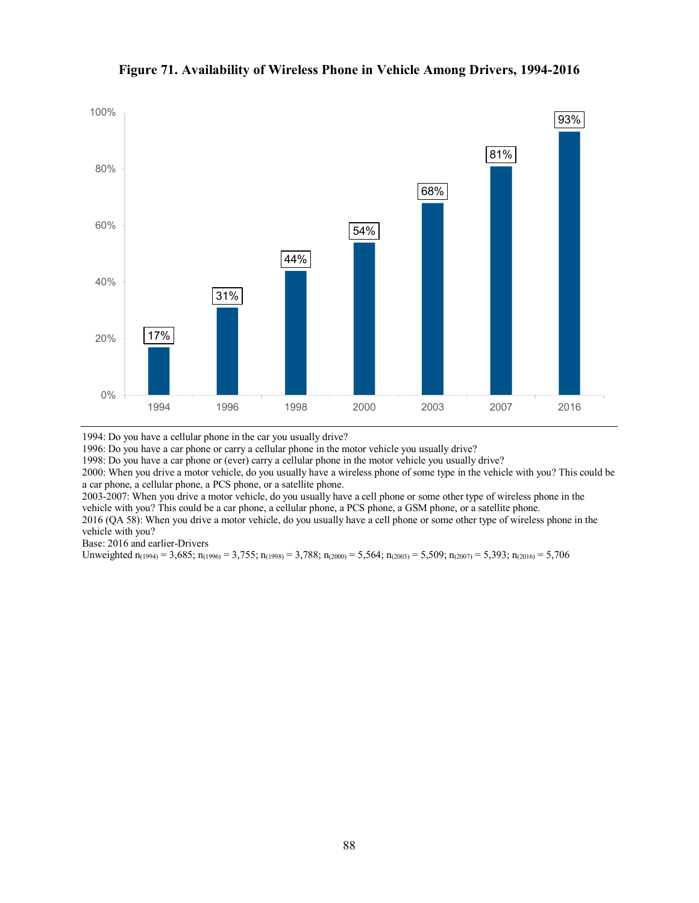**Figure 71. Availability of Wireless Phone in Vehicle Among Drivers, 1994-2016**

| Year | Percent |
|---|---|
| 1994 | 17% |
| 1996 | 31% |
| 1998 | 44% |
| 2000 | 54% |
| 2003 | 68% |
| 2007 | 81% |
| 2016 | 93% |

1994: Do you have a cellular phone in the car you usually drive?
1996: Do you have a car phone or carry a cellular phone in the motor vehicle you usually drive?
1998: Do you have a car phone or (ever) carry a cellular phone in the motor vehicle you usually drive?
2000: When you drive a motor vehicle, do you usually have a wireless phone of some type in the vehicle with you? This could be a car phone, a cellular phone, a PCS phone, or a satellite phone.
2003-2007: When you drive a motor vehicle, do you usually have a cell phone or some other type of wireless phone in the vehicle with you? This could be a car phone, a cellular phone, a PCS phone, a GSM phone, or a satellite phone.
2016 (QA 58): When you drive a motor vehicle, do you usually have a cell phone or some other type of wireless phone in the vehicle with you?
Base: 2016 and earlier-Drivers
Unweighted $n_{(1994)}$ = 3,685; $n_{(1996)}$ = 3,755; $n_{(1998)}$ = 3,788; $n_{(2000)}$ = 5,564; $n_{(2003)}$ = 5,509; $n_{(2007)}$ = 5,393; $n_{(2016)}$ = 5,706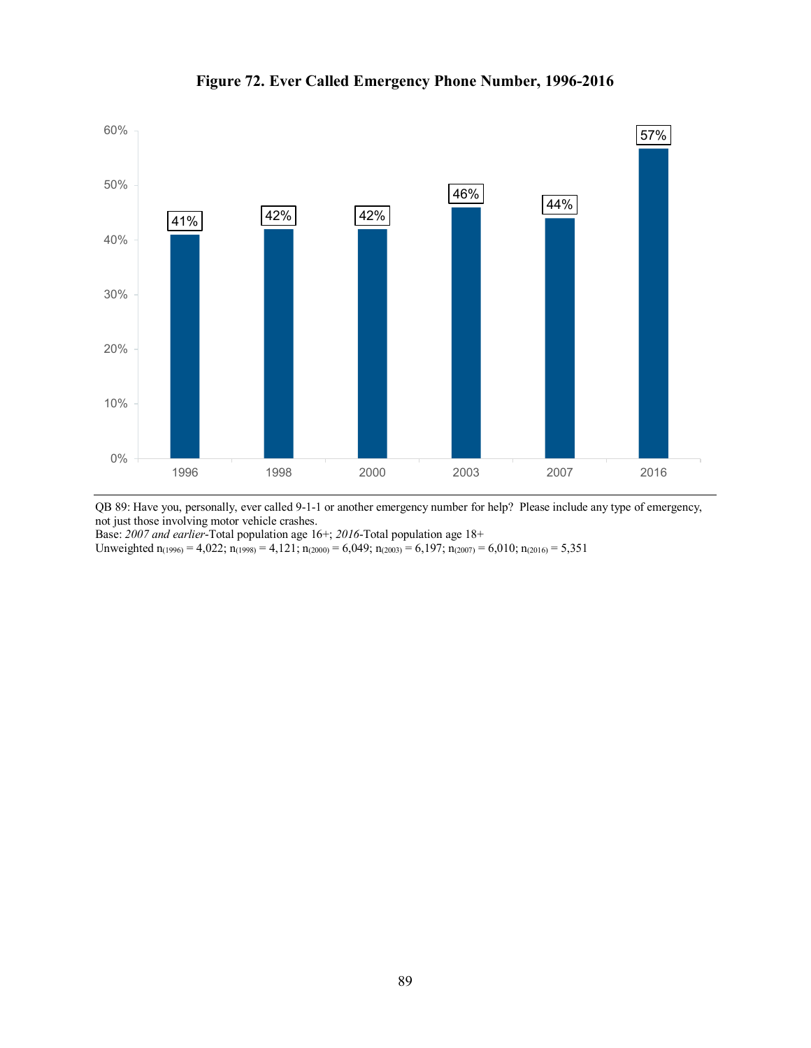**Figure 72. Ever Called Emergency Phone Number, 1996-2016**

| Year | Percent |
|---|---|
| 1996 | 41% |
| 1998 | 42% |
| 2000 | 42% |
| 2003 | 46% |
| 2007 | 44% |
| 2016 | 57% |

QB 89: Have you, personally, ever called 9-1-1 or another emergency number for help? Please include any type of emergency, not just those involving motor vehicle crashes.
Base: *2007 and earlier*-Total population age 16+; *2016*-Total population age 18+
Unweighted $n_{(1996)}$ = 4,022; $n_{(1998)}$ = 4,121; $n_{(2000)}$ = 6,049; $n_{(2003)}$ = 6,197; $n_{(2007)}$ = 6,010; $n_{(2016)}$ = 5,351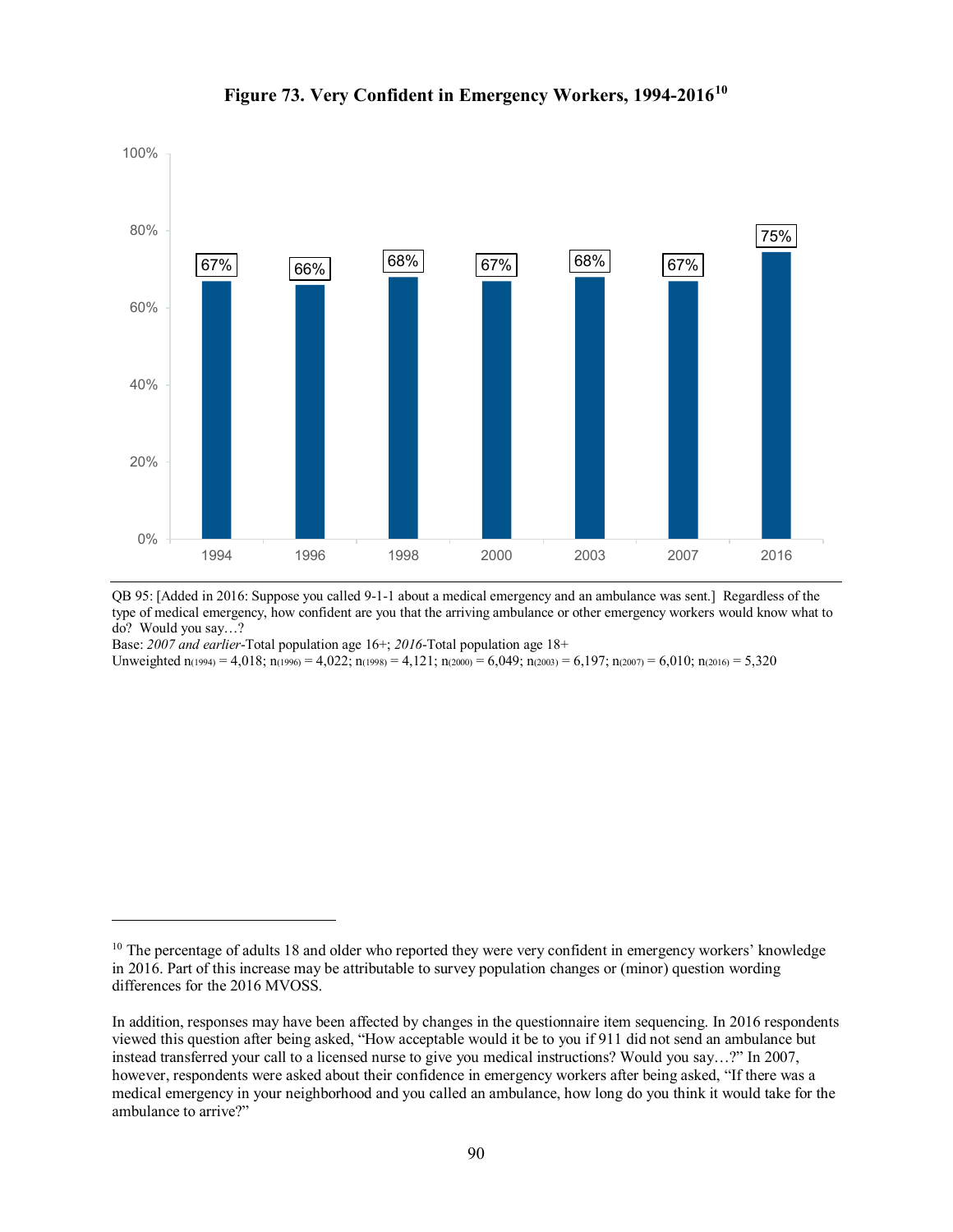**Figure 73. Very Confident in Emergency Workers, 1994-2016[10]**

| Year | Very Confident |
|---|---|
| 1994 | 67% |
| 1996 | 66% |
| 1998 | 68% |
| 2000 | 67% |
| 2003 | 68% |
| 2007 | 67% |
| 2016 | 75% |

QB 95: [Added in 2016: Suppose you called 9-1-1 about a medical emergency and an ambulance was sent.] Regardless of the type of medical emergency, how confident are you that the arriving ambulance or other emergency workers would know what to do? Would you say…?

Base: *2007 and earlier*-Total population age 16+; *2016*-Total population age 18+

Unweighted $n_{(1994)}$ = 4,018; $n_{(1996)}$ = 4,022; $n_{(1998)}$ = 4,121; $n_{(2000)}$ = 6,049; $n_{(2003)}$ = 6,197; $n_{(2007)}$ = 6,010; $n_{(2016)}$ = 5,320

---

[10] The percentage of adults 18 and older who reported they were very confident in emergency workers' knowledge in 2016. Part of this increase may be attributable to survey population changes or (minor) question wording differences for the 2016 MVOSS.

In addition, responses may have been affected by changes in the questionnaire item sequencing. In 2016 respondents viewed this question after being asked, "How acceptable would it be to you if 911 did not send an ambulance but instead transferred your call to a licensed nurse to give you medical instructions? Would you say…?" In 2007, however, respondents were asked about their confidence in emergency workers after being asked, "If there was a medical emergency in your neighborhood and you called an ambulance, how long do you think it would take for the ambulance to arrive?"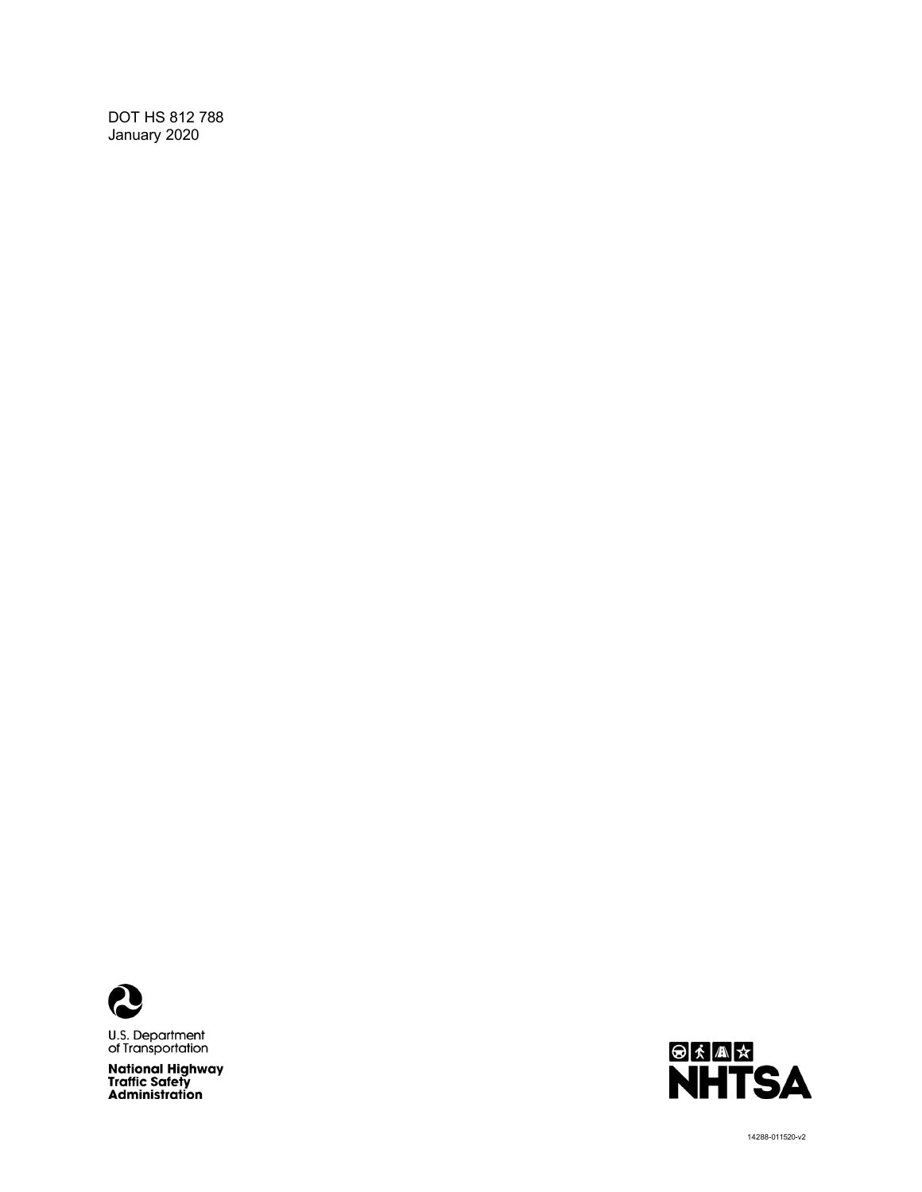DOT HS 812 788
January 2020

U.S. Department of Transportation

National Highway Traffic Safety Administration

NHTSA

14288-011520-v2